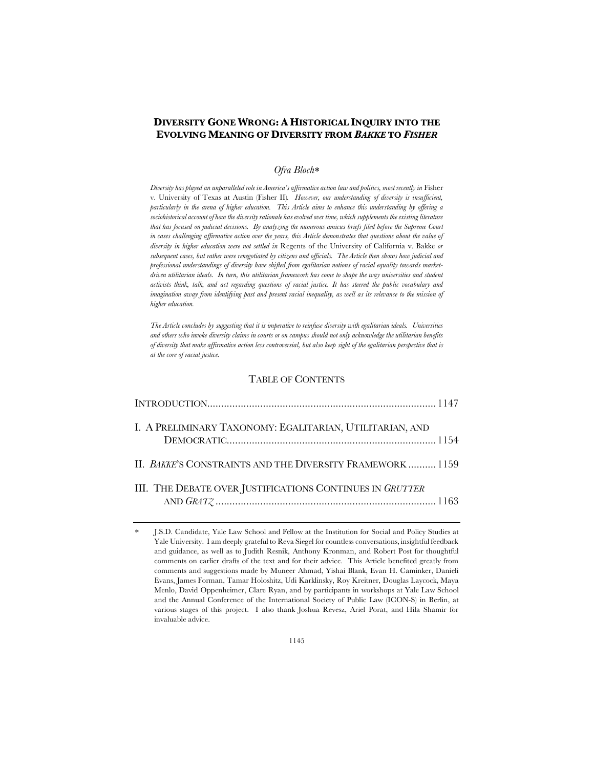# DIVERSITY GONE WRONG: A HISTORICAL INQUIRY INTO THE EVOLVING MEANING OF DIVERSITY FROM *BAKKE* TO *FISHER*

*Ofra Bloch*\*

*Diversity has played an unparalleled role in America's affirmative action law and politics, most recently in* Fisher v. University of Texas at Austin (Fisher II)*. However, our understanding of diversity is insufficient, particularly in the arena of higher education. This Article aims to enhance this understanding by offering a sociohistorical account of how the diversity rationale has evolved over time, which supplements the existing literature that has focused on judicial decisions. By analyzing the numerous amicus briefs filed before the Supreme Court in cases challenging affirmative action over the years, this Article demonstrates that questions about the value of diversity in higher education were not settled in* Regents of the University of California v. Bakke *or subsequent cases, but rather were renegotiated by citizens and officials. The Article then shows how judicial and professional understandings of diversity have shifted from egalitarian notions of racial equality towards market-driven utilitarian ideals. In turn, this utilitarian framework has come to shape the way universities and student activists think, talk, and act regarding questions of racial justice. It has steered the public vocabulary and imagination away from identifying past and present racial inequality, as well as its relevance to the mission of higher education.*

*The Article concludes by suggesting that it is imperative to reinfuse diversity with egalitarian ideals. Universities and others who invoke diversity claims in courts or on campus should not only acknowledge the utilitarian benefits of diversity that make affirmative action less controversial, but also keep sight of the egalitarian perspective that is at the core of racial justice.*

## TABLE OF CONTENTS

| | |
|---|---|
| INTRODUCTION | 1147 |
| I. A PRELIMINARY TAXONOMY: EGALITARIAN, UTILITARIAN, AND DEMOCRATIC | 1154 |
| II. *BAKKE*'S CONSTRAINTS AND THE DIVERSITY FRAMEWORK | 1159 |
| III. THE DEBATE OVER JUSTIFICATIONS CONTINUES IN *GRUTTER* AND *GRATZ* | 1163 |

\* J.S.D. Candidate, Yale Law School and Fellow at the Institution for Social and Policy Studies at Yale University. I am deeply grateful to Reva Siegel for countless conversations, insightful feedback and guidance, as well as to Judith Resnik, Anthony Kronman, and Robert Post for thoughtful comments on earlier drafts of the text and for their advice. This Article benefited greatly from comments and suggestions made by Muneer Ahmad, Yishai Blank, Evan H. Caminker, Danieli Evans, James Forman, Tamar Holoshitz, Udi Karklinsky, Roy Kreitner, Douglas Laycock, Maya Menlo, David Oppenheimer, Clare Ryan, and by participants in workshops at Yale Law School and the Annual Conference of the International Society of Public Law (ICON-S) in Berlin, at various stages of this project. I also thank Joshua Revesz, Ariel Porat, and Hila Shamir for invaluable advice.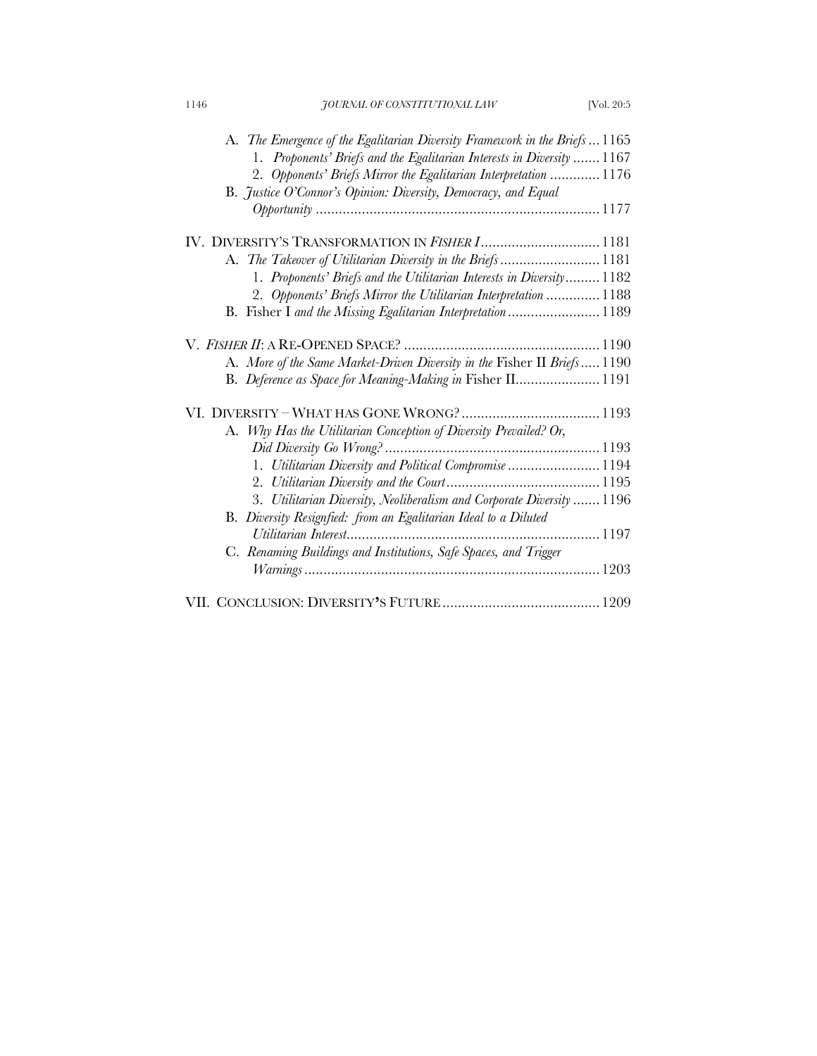A. *The Emergence of the Egalitarian Diversity Framework in the Briefs* ... 1165

1. *Proponents' Briefs and the Egalitarian Interests in Diversity* ....... 1167
2. *Opponents' Briefs Mirror the Egalitarian Interpretation* ............. 1176

B. *Justice O'Connor's Opinion: Diversity, Democracy, and Equal Opportunity* ......................................................................... 1177

IV. DIVERSITY'S TRANSFORMATION IN *FISHER I* ............................... 1181

A. *The Takeover of Utilitarian Diversity in the Briefs* .......................... 1181

1. *Proponents' Briefs and the Utilitarian Interests in Diversity* ......... 1182
2. *Opponents' Briefs Mirror the Utilitarian Interpretation* .............. 1188

B. Fisher I *and the Missing Egalitarian Interpretation* ........................ 1189

V. *FISHER II*: A RE-OPENED SPACE? ................................................... 1190

A. *More of the Same Market-Driven Diversity in the* Fisher II *Briefs* ..... 1190

B. *Deference as Space for Meaning-Making in* Fisher II ...................... 1191

VI. DIVERSITY – WHAT HAS GONE WRONG? .................................... 1193

A. *Why Has the Utilitarian Conception of Diversity Prevailed? Or, Did Diversity Go Wrong?* ........................................................ 1193

1. *Utilitarian Diversity and Political Compromise* ........................ 1194
2. *Utilitarian Diversity and the Court* ........................................ 1195
3. *Utilitarian Diversity, Neoliberalism and Corporate Diversity* ....... 1196

B. *Diversity Resignfied: from an Egalitarian Ideal to a Diluted Utilitarian Interest* .................................................................. 1197

C. *Renaming Buildings and Institutions, Safe Spaces, and Trigger Warnings* ............................................................................. 1203

VII. CONCLUSION: DIVERSITY'S FUTURE ......................................... 1209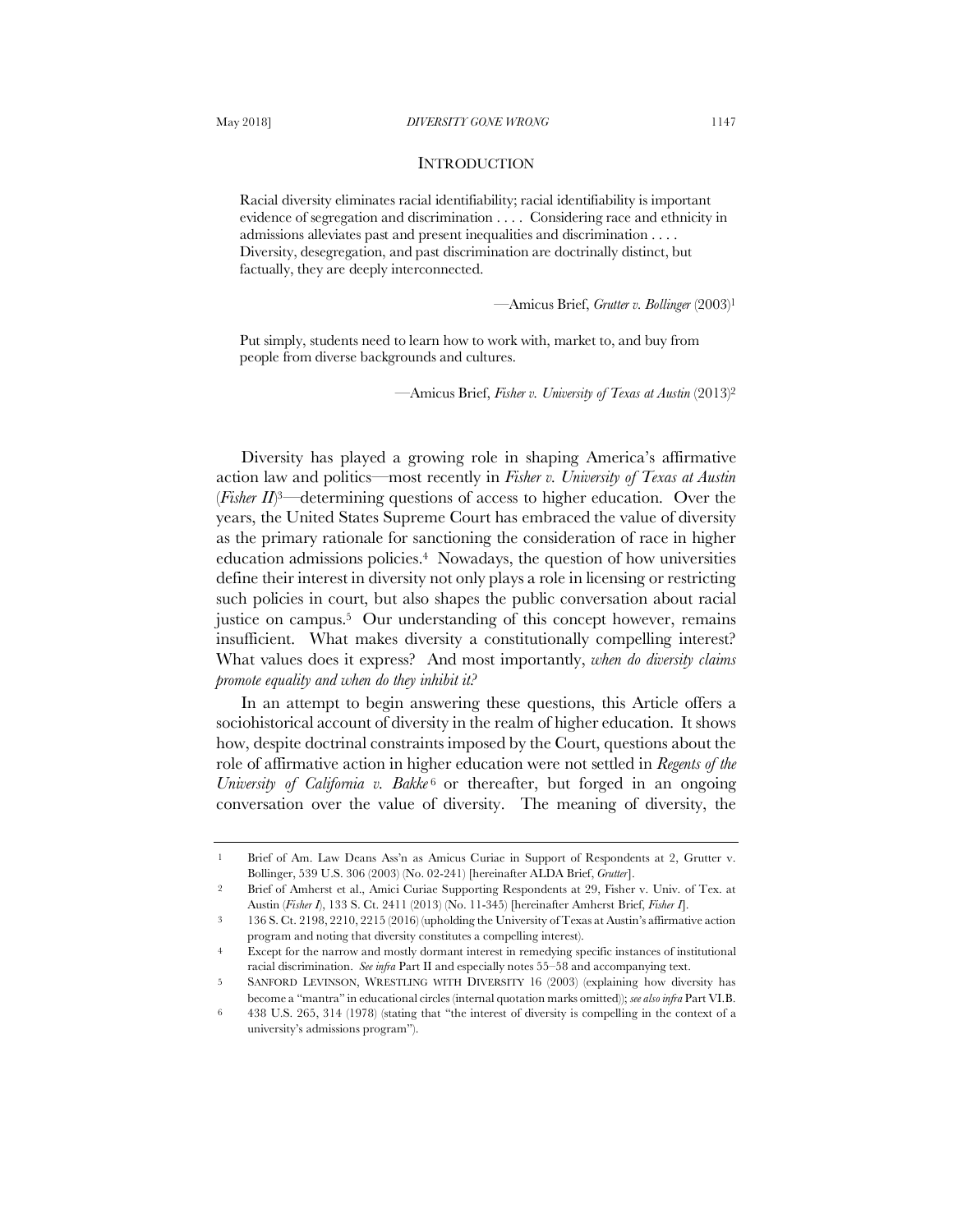## INTRODUCTION

> Racial diversity eliminates racial identifiability; racial identifiability is important evidence of segregation and discrimination . . . . Considering race and ethnicity in admissions alleviates past and present inequalities and discrimination . . . . Diversity, desegregation, and past discrimination are doctrinally distinct, but factually, they are deeply interconnected.
>
> —Amicus Brief, *Grutter v. Bollinger* (2003)[1]

> Put simply, students need to learn how to work with, market to, and buy from people from diverse backgrounds and cultures.
>
> —Amicus Brief, *Fisher v. University of Texas at Austin* (2013)[2]

Diversity has played a growing role in shaping America's affirmative action law and politics—most recently in *Fisher v. University of Texas at Austin* (*Fisher II*)[3]—determining questions of access to higher education. Over the years, the United States Supreme Court has embraced the value of diversity as the primary rationale for sanctioning the consideration of race in higher education admissions policies.[4] Nowadays, the question of how universities define their interest in diversity not only plays a role in licensing or restricting such policies in court, but also shapes the public conversation about racial justice on campus.[5] Our understanding of this concept however, remains insufficient. What makes diversity a constitutionally compelling interest? What values does it express? And most importantly, *when do diversity claims promote equality and when do they inhibit it?*

In an attempt to begin answering these questions, this Article offers a sociohistorical account of diversity in the realm of higher education. It shows how, despite doctrinal constraints imposed by the Court, questions about the role of affirmative action in higher education were not settled in *Regents of the University of California v. Bakke*[6] or thereafter, but forged in an ongoing conversation over the value of diversity. The meaning of diversity, the

---

1 Brief of Am. Law Deans Ass'n as Amicus Curiae in Support of Respondents at 2, Grutter v. Bollinger, 539 U.S. 306 (2003) (No. 02-241) [hereinafter ALDA Brief, *Grutter*].

2 Brief of Amherst et al., Amici Curiae Supporting Respondents at 29, Fisher v. Univ. of Tex. at Austin (*Fisher I*), 133 S. Ct. 2411 (2013) (No. 11-345) [hereinafter Amherst Brief, *Fisher I*].

3 136 S. Ct. 2198, 2210, 2215 (2016) (upholding the University of Texas at Austin's affirmative action program and noting that diversity constitutes a compelling interest).

4 Except for the narrow and mostly dormant interest in remedying specific instances of institutional racial discrimination. *See infra* Part II and especially notes 55–58 and accompanying text.

5 SANFORD LEVINSON, WRESTLING WITH DIVERSITY 16 (2003) (explaining how diversity has become a "mantra" in educational circles (internal quotation marks omitted)); *see also infra* Part VI.B.

6 438 U.S. 265, 314 (1978) (stating that "the interest of diversity is compelling in the context of a university's admissions program").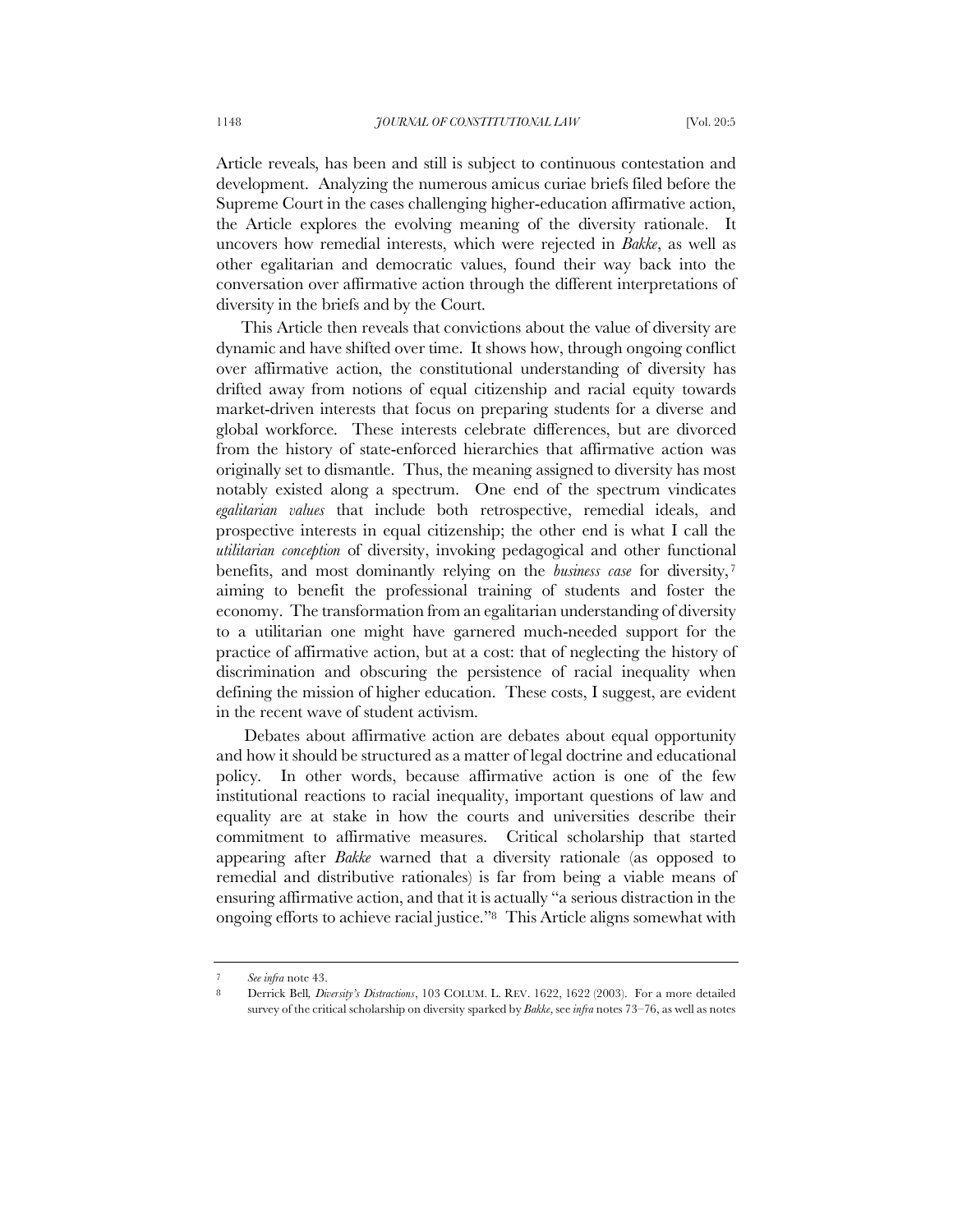Article reveals, has been and still is subject to continuous contestation and development. Analyzing the numerous amicus curiae briefs filed before the Supreme Court in the cases challenging higher-education affirmative action, the Article explores the evolving meaning of the diversity rationale. It uncovers how remedial interests, which were rejected in *Bakke*, as well as other egalitarian and democratic values, found their way back into the conversation over affirmative action through the different interpretations of diversity in the briefs and by the Court.

This Article then reveals that convictions about the value of diversity are dynamic and have shifted over time. It shows how, through ongoing conflict over affirmative action, the constitutional understanding of diversity has drifted away from notions of equal citizenship and racial equity towards market-driven interests that focus on preparing students for a diverse and global workforce. These interests celebrate differences, but are divorced from the history of state-enforced hierarchies that affirmative action was originally set to dismantle. Thus, the meaning assigned to diversity has most notably existed along a spectrum. One end of the spectrum vindicates *egalitarian values* that include both retrospective, remedial ideals, and prospective interests in equal citizenship; the other end is what I call the *utilitarian conception* of diversity, invoking pedagogical and other functional benefits, and most dominantly relying on the *business case* for diversity,[7] aiming to benefit the professional training of students and foster the economy. The transformation from an egalitarian understanding of diversity to a utilitarian one might have garnered much-needed support for the practice of affirmative action, but at a cost: that of neglecting the history of discrimination and obscuring the persistence of racial inequality when defining the mission of higher education. These costs, I suggest, are evident in the recent wave of student activism.

Debates about affirmative action are debates about equal opportunity and how it should be structured as a matter of legal doctrine and educational policy. In other words, because affirmative action is one of the few institutional reactions to racial inequality, important questions of law and equality are at stake in how the courts and universities describe their commitment to affirmative measures. Critical scholarship that started appearing after *Bakke* warned that a diversity rationale (as opposed to remedial and distributive rationales) is far from being a viable means of ensuring affirmative action, and that it is actually "a serious distraction in the ongoing efforts to achieve racial justice."[8] This Article aligns somewhat with

---

7 *See infra* note 43.

8 Derrick Bell, *Diversity's Distractions*, 103 COLUM. L. REV. 1622, 1622 (2003). For a more detailed survey of the critical scholarship on diversity sparked by *Bakke*, see *infra* notes 73–76, as well as notes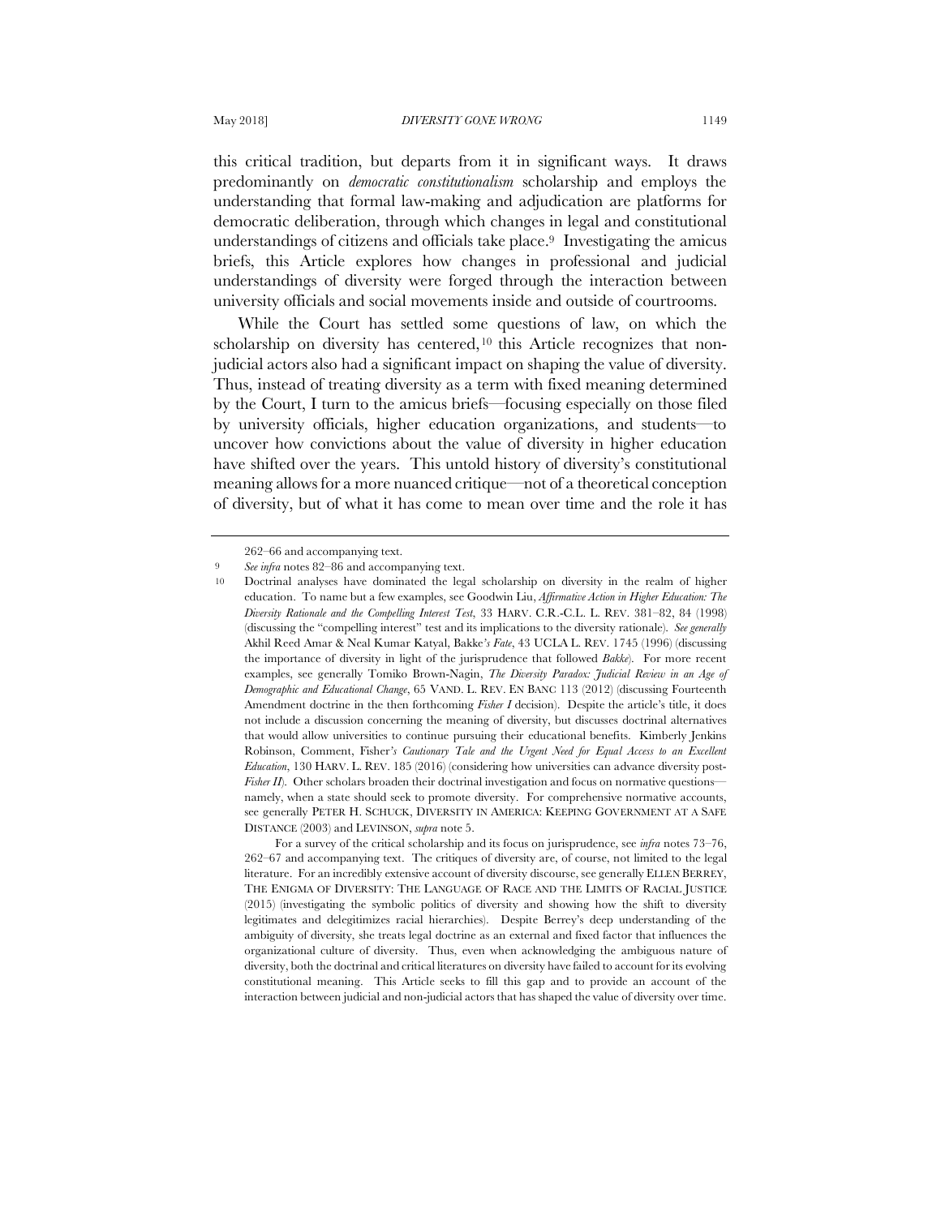this critical tradition, but departs from it in significant ways. It draws predominantly on *democratic constitutionalism* scholarship and employs the understanding that formal law-making and adjudication are platforms for democratic deliberation, through which changes in legal and constitutional understandings of citizens and officials take place.[9] Investigating the amicus briefs, this Article explores how changes in professional and judicial understandings of diversity were forged through the interaction between university officials and social movements inside and outside of courtrooms.

While the Court has settled some questions of law, on which the scholarship on diversity has centered,[10] this Article recognizes that non-judicial actors also had a significant impact on shaping the value of diversity. Thus, instead of treating diversity as a term with fixed meaning determined by the Court, I turn to the amicus briefs—focusing especially on those filed by university officials, higher education organizations, and students—to uncover how convictions about the value of diversity in higher education have shifted over the years. This untold history of diversity's constitutional meaning allows for a more nuanced critique—not of a theoretical conception of diversity, but of what it has come to mean over time and the role it has

---

262–66 and accompanying text.

9 *See infra* notes 82–86 and accompanying text.

10 Doctrinal analyses have dominated the legal scholarship on diversity in the realm of higher education. To name but a few examples, see Goodwin Liu, *Affirmative Action in Higher Education: The Diversity Rationale and the Compelling Interest Test*, 33 HARV. C.R.-C.L. L. REV. 381–82, 84 (1998) (discussing the "compelling interest" test and its implications to the diversity rationale). *See generally* Akhil Reed Amar & Neal Kumar Katyal, Bakke*'s Fate*, 43 UCLA L. REV. 1745 (1996) (discussing the importance of diversity in light of the jurisprudence that followed *Bakke*). For more recent examples, see generally Tomiko Brown-Nagin, *The Diversity Paradox: Judicial Review in an Age of Demographic and Educational Change*, 65 VAND. L. REV. EN BANC 113 (2012) (discussing Fourteenth Amendment doctrine in the then forthcoming *Fisher I* decision). Despite the article's title, it does not include a discussion concerning the meaning of diversity, but discusses doctrinal alternatives that would allow universities to continue pursuing their educational benefits. Kimberly Jenkins Robinson, Comment, Fisher*'s Cautionary Tale and the Urgent Need for Equal Access to an Excellent Education*, 130 HARV. L. REV. 185 (2016) (considering how universities can advance diversity post-*Fisher II*). Other scholars broaden their doctrinal investigation and focus on normative questions—namely, when a state should seek to promote diversity. For comprehensive normative accounts, see generally PETER H. SCHUCK, DIVERSITY IN AMERICA: KEEPING GOVERNMENT AT A SAFE DISTANCE (2003) and LEVINSON, *supra* note 5.

For a survey of the critical scholarship and its focus on jurisprudence, see *infra* notes 73–76, 262–67 and accompanying text. The critiques of diversity are, of course, not limited to the legal literature. For an incredibly extensive account of diversity discourse, see generally ELLEN BERREY, THE ENIGMA OF DIVERSITY: THE LANGUAGE OF RACE AND THE LIMITS OF RACIAL JUSTICE (2015) (investigating the symbolic politics of diversity and showing how the shift to diversity legitimates and delegitimizes racial hierarchies). Despite Berrey's deep understanding of the ambiguity of diversity, she treats legal doctrine as an external and fixed factor that influences the organizational culture of diversity. Thus, even when acknowledging the ambiguous nature of diversity, both the doctrinal and critical literatures on diversity have failed to account for its evolving constitutional meaning. This Article seeks to fill this gap and to provide an account of the interaction between judicial and non-judicial actors that has shaped the value of diversity over time.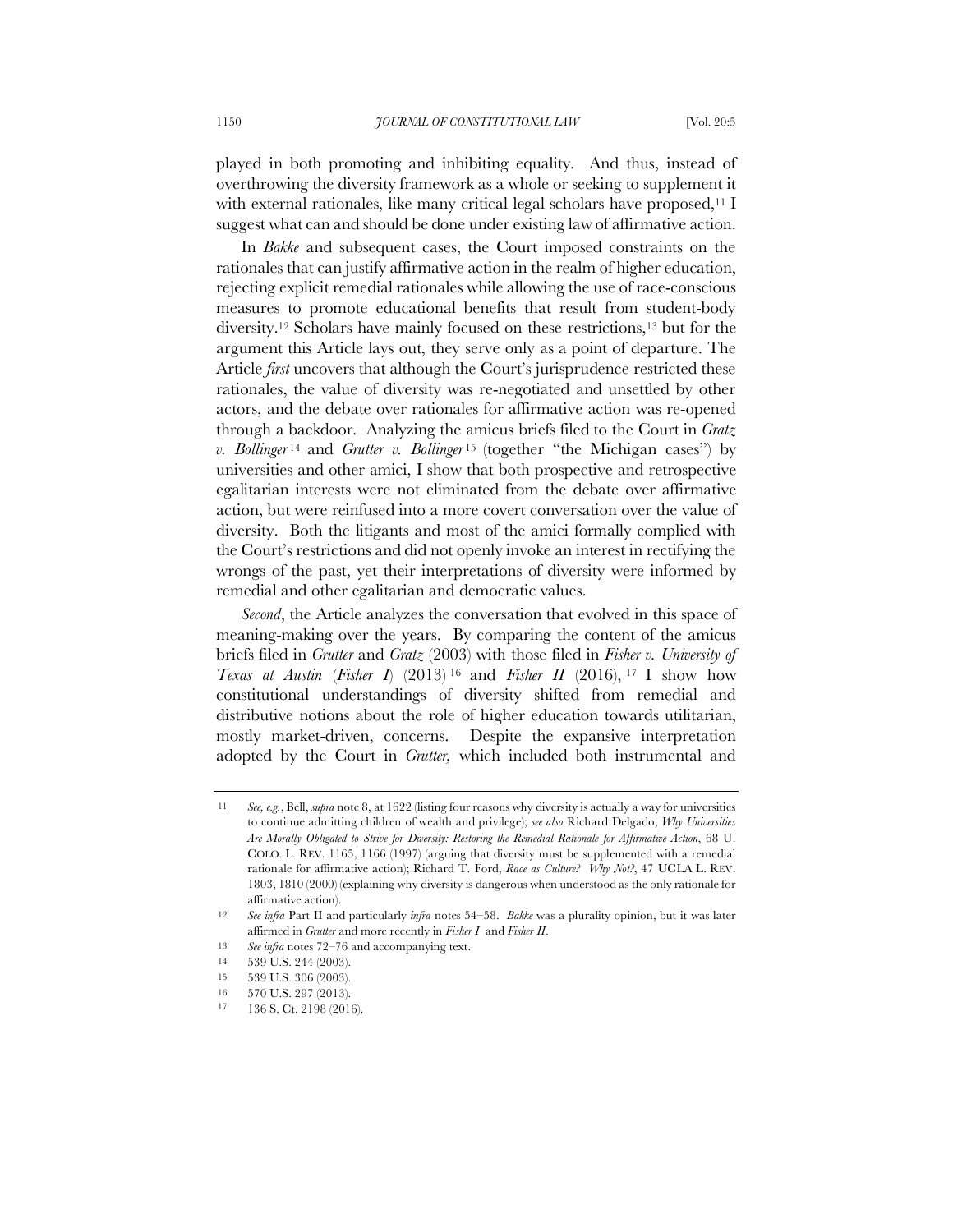played in both promoting and inhibiting equality. And thus, instead of overthrowing the diversity framework as a whole or seeking to supplement it with external rationales, like many critical legal scholars have proposed,[11] I suggest what can and should be done under existing law of affirmative action.

In *Bakke* and subsequent cases, the Court imposed constraints on the rationales that can justify affirmative action in the realm of higher education, rejecting explicit remedial rationales while allowing the use of race-conscious measures to promote educational benefits that result from student-body diversity.[12] Scholars have mainly focused on these restrictions,[13] but for the argument this Article lays out, they serve only as a point of departure. The Article *first* uncovers that although the Court's jurisprudence restricted these rationales, the value of diversity was re-negotiated and unsettled by other actors, and the debate over rationales for affirmative action was re-opened through a backdoor. Analyzing the amicus briefs filed to the Court in *Gratz v. Bollinger*[14] and *Grutter v. Bollinger*[15] (together "the Michigan cases") by universities and other amici, I show that both prospective and retrospective egalitarian interests were not eliminated from the debate over affirmative action, but were reinfused into a more covert conversation over the value of diversity. Both the litigants and most of the amici formally complied with the Court's restrictions and did not openly invoke an interest in rectifying the wrongs of the past, yet their interpretations of diversity were informed by remedial and other egalitarian and democratic values.

*Second*, the Article analyzes the conversation that evolved in this space of meaning-making over the years. By comparing the content of the amicus briefs filed in *Grutter* and *Gratz* (2003) with those filed in *Fisher v. University of Texas at Austin* (*Fisher I*) (2013)[16] and *Fisher II* (2016),[17] I show how constitutional understandings of diversity shifted from remedial and distributive notions about the role of higher education towards utilitarian, mostly market-driven, concerns. Despite the expansive interpretation adopted by the Court in *Grutter,* which included both instrumental and

---

11 *See, e.g.*, Bell, *supra* note 8, at 1622 (listing four reasons why diversity is actually a way for universities to continue admitting children of wealth and privilege); *see also* Richard Delgado, *Why Universities Are Morally Obligated to Strive for Diversity: Restoring the Remedial Rationale for Affirmative Action*, 68 U. COLO. L. REV. 1165, 1166 (1997) (arguing that diversity must be supplemented with a remedial rationale for affirmative action); Richard T. Ford, *Race as Culture? Why Not?*, 47 UCLA L. REV. 1803, 1810 (2000) (explaining why diversity is dangerous when understood as the only rationale for affirmative action).

12 *See infra* Part II and particularly *infra* notes 54–58. *Bakke* was a plurality opinion, but it was later affirmed in *Grutter* and more recently in *Fisher I* and *Fisher II*.

13 *See infra* notes 72–76 and accompanying text.

14 539 U.S. 244 (2003).

15 539 U.S. 306 (2003).

16 570 U.S. 297 (2013).

17 136 S. Ct. 2198 (2016).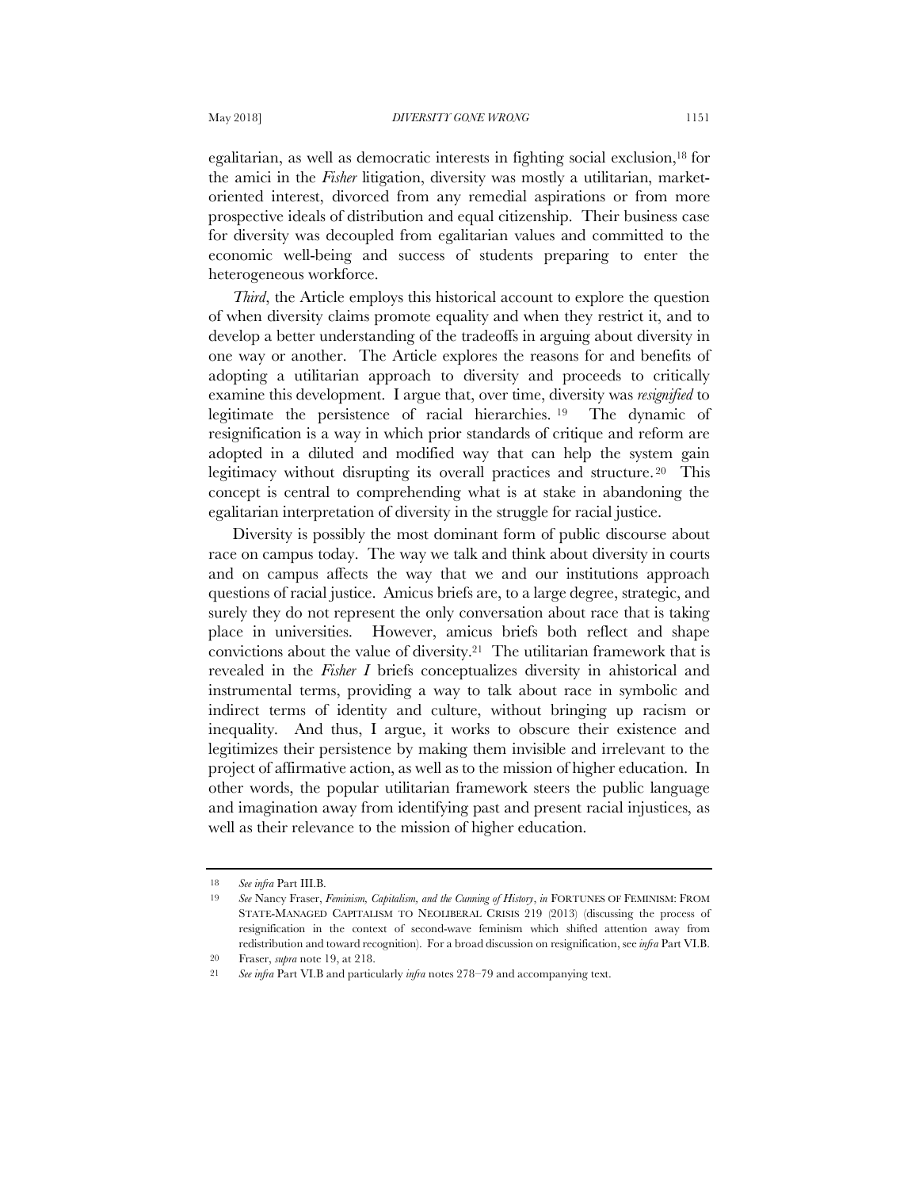egalitarian, as well as democratic interests in fighting social exclusion,[18] for the amici in the *Fisher* litigation, diversity was mostly a utilitarian, market-oriented interest, divorced from any remedial aspirations or from more prospective ideals of distribution and equal citizenship. Their business case for diversity was decoupled from egalitarian values and committed to the economic well-being and success of students preparing to enter the heterogeneous workforce.

*Third*, the Article employs this historical account to explore the question of when diversity claims promote equality and when they restrict it, and to develop a better understanding of the tradeoffs in arguing about diversity in one way or another. The Article explores the reasons for and benefits of adopting a utilitarian approach to diversity and proceeds to critically examine this development. I argue that, over time, diversity was *resignified* to legitimate the persistence of racial hierarchies.[19] The dynamic of resignification is a way in which prior standards of critique and reform are adopted in a diluted and modified way that can help the system gain legitimacy without disrupting its overall practices and structure.[20] This concept is central to comprehending what is at stake in abandoning the egalitarian interpretation of diversity in the struggle for racial justice.

Diversity is possibly the most dominant form of public discourse about race on campus today. The way we talk and think about diversity in courts and on campus affects the way that we and our institutions approach questions of racial justice. Amicus briefs are, to a large degree, strategic, and surely they do not represent the only conversation about race that is taking place in universities. However, amicus briefs both reflect and shape convictions about the value of diversity.[21] The utilitarian framework that is revealed in the *Fisher I* briefs conceptualizes diversity in ahistorical and instrumental terms, providing a way to talk about race in symbolic and indirect terms of identity and culture, without bringing up racism or inequality. And thus, I argue, it works to obscure their existence and legitimizes their persistence by making them invisible and irrelevant to the project of affirmative action, as well as to the mission of higher education. In other words, the popular utilitarian framework steers the public language and imagination away from identifying past and present racial injustices, as well as their relevance to the mission of higher education.

---

18 *See infra* Part III.B.

19 *See* Nancy Fraser, *Feminism, Capitalism, and the Cunning of History*, *in* FORTUNES OF FEMINISM: FROM STATE-MANAGED CAPITALISM TO NEOLIBERAL CRISIS 219 (2013) (discussing the process of resignification in the context of second-wave feminism which shifted attention away from redistribution and toward recognition). For a broad discussion on resignification, see *infra* Part VI.B.

20 Fraser, *supra* note 19, at 218.

21 *See infra* Part VI.B and particularly *infra* notes 278–79 and accompanying text.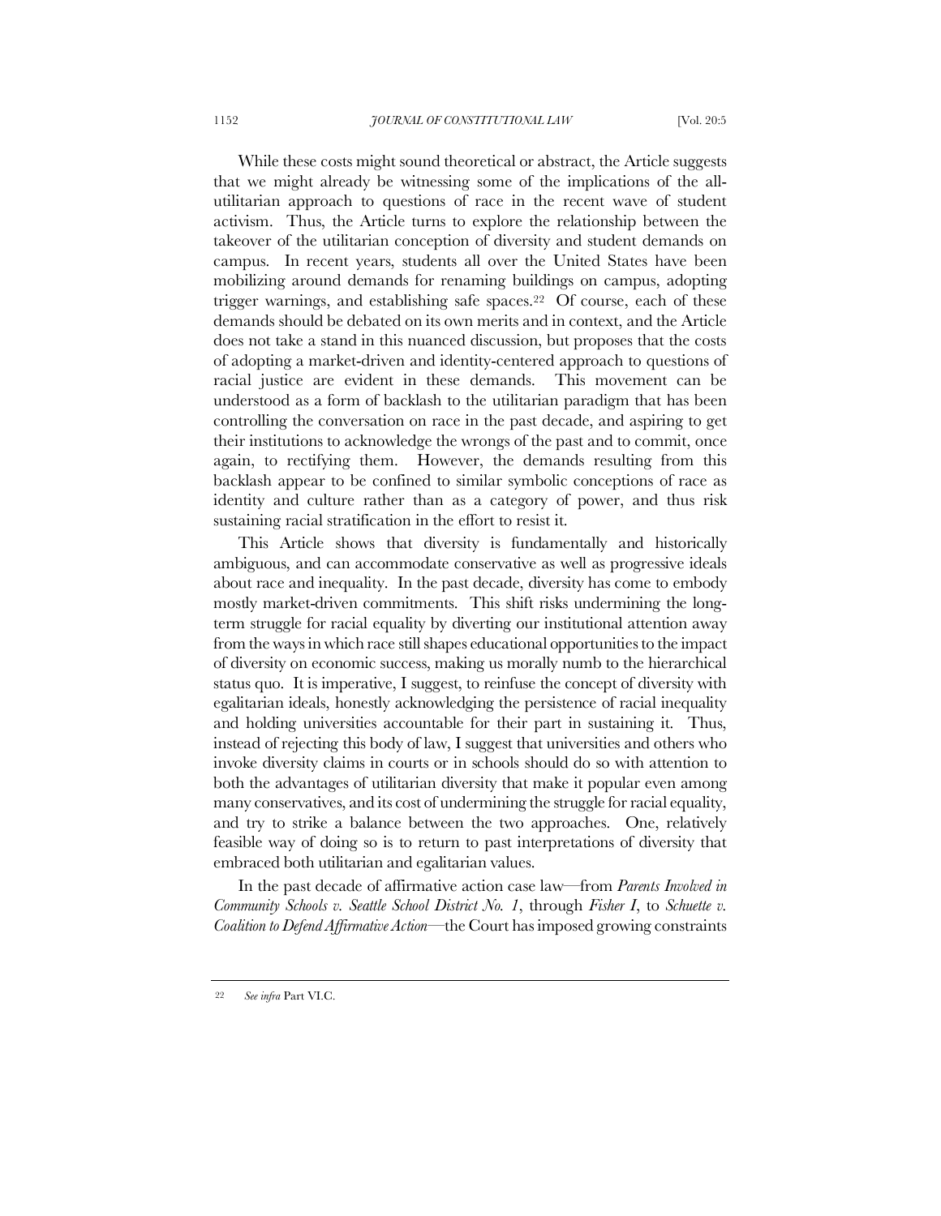While these costs might sound theoretical or abstract, the Article suggests that we might already be witnessing some of the implications of the all-utilitarian approach to questions of race in the recent wave of student activism. Thus, the Article turns to explore the relationship between the takeover of the utilitarian conception of diversity and student demands on campus. In recent years, students all over the United States have been mobilizing around demands for renaming buildings on campus, adopting trigger warnings, and establishing safe spaces.[22] Of course, each of these demands should be debated on its own merits and in context, and the Article does not take a stand in this nuanced discussion, but proposes that the costs of adopting a market-driven and identity-centered approach to questions of racial justice are evident in these demands. This movement can be understood as a form of backlash to the utilitarian paradigm that has been controlling the conversation on race in the past decade, and aspiring to get their institutions to acknowledge the wrongs of the past and to commit, once again, to rectifying them. However, the demands resulting from this backlash appear to be confined to similar symbolic conceptions of race as identity and culture rather than as a category of power, and thus risk sustaining racial stratification in the effort to resist it.

This Article shows that diversity is fundamentally and historically ambiguous, and can accommodate conservative as well as progressive ideals about race and inequality. In the past decade, diversity has come to embody mostly market-driven commitments. This shift risks undermining the long-term struggle for racial equality by diverting our institutional attention away from the ways in which race still shapes educational opportunities to the impact of diversity on economic success, making us morally numb to the hierarchical status quo. It is imperative, I suggest, to reinfuse the concept of diversity with egalitarian ideals, honestly acknowledging the persistence of racial inequality and holding universities accountable for their part in sustaining it. Thus, instead of rejecting this body of law, I suggest that universities and others who invoke diversity claims in courts or in schools should do so with attention to both the advantages of utilitarian diversity that make it popular even among many conservatives, and its cost of undermining the struggle for racial equality, and try to strike a balance between the two approaches. One, relatively feasible way of doing so is to return to past interpretations of diversity that embraced both utilitarian and egalitarian values.

In the past decade of affirmative action case law—from *Parents Involved in Community Schools v. Seattle School District No. 1*, through *Fisher I*, to *Schuette v. Coalition to Defend Affirmative Action*—the Court has imposed growing constraints

---

[22] *See infra* Part VI.C.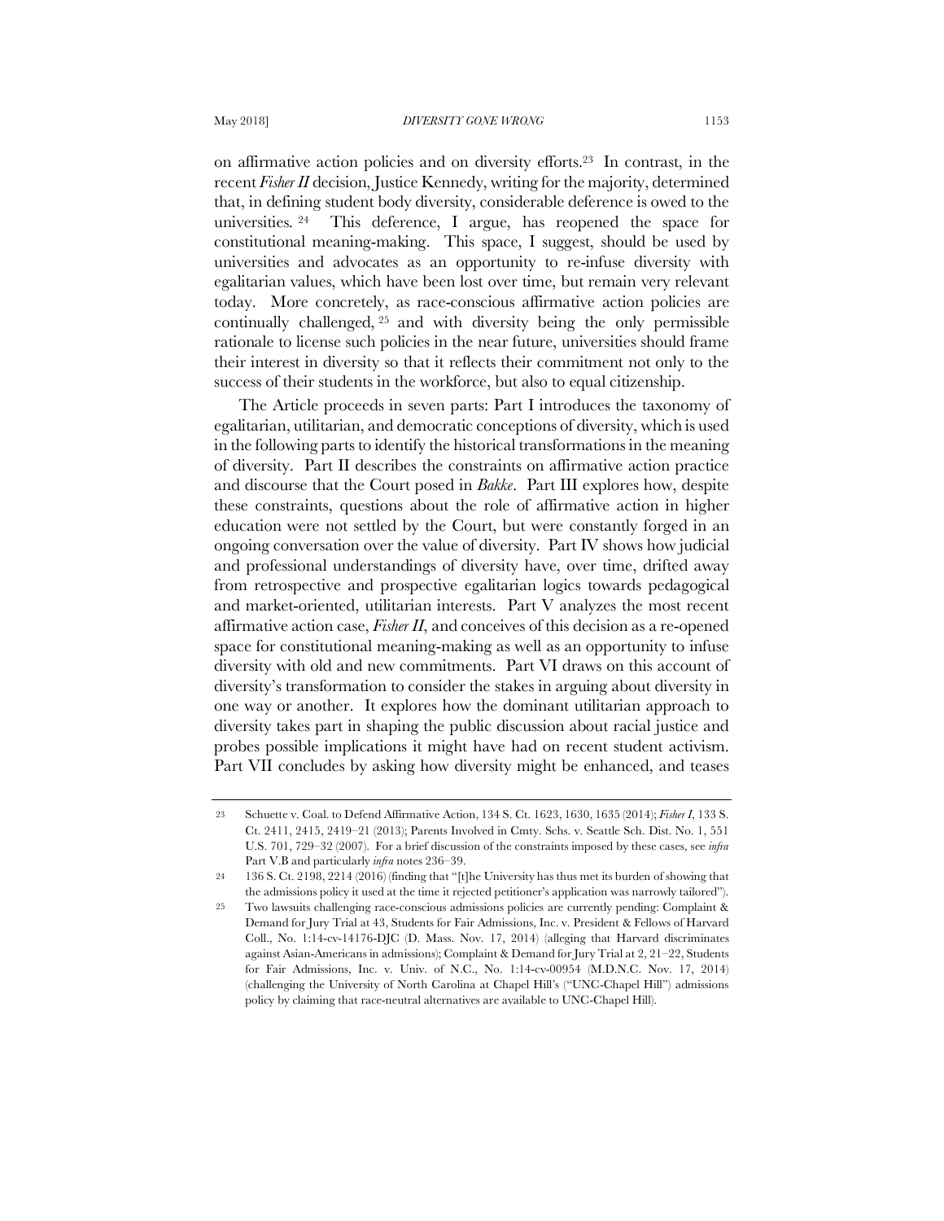on affirmative action policies and on diversity efforts.[23] In contrast, in the recent *Fisher II* decision, Justice Kennedy, writing for the majority, determined that, in defining student body diversity, considerable deference is owed to the universities.[24] This deference, I argue, has reopened the space for constitutional meaning-making. This space, I suggest, should be used by universities and advocates as an opportunity to re-infuse diversity with egalitarian values, which have been lost over time, but remain very relevant today. More concretely, as race-conscious affirmative action policies are continually challenged,[25] and with diversity being the only permissible rationale to license such policies in the near future, universities should frame their interest in diversity so that it reflects their commitment not only to the success of their students in the workforce, but also to equal citizenship.

The Article proceeds in seven parts: Part I introduces the taxonomy of egalitarian, utilitarian, and democratic conceptions of diversity, which is used in the following parts to identify the historical transformations in the meaning of diversity. Part II describes the constraints on affirmative action practice and discourse that the Court posed in *Bakke*. Part III explores how, despite these constraints, questions about the role of affirmative action in higher education were not settled by the Court, but were constantly forged in an ongoing conversation over the value of diversity. Part IV shows how judicial and professional understandings of diversity have, over time, drifted away from retrospective and prospective egalitarian logics towards pedagogical and market-oriented, utilitarian interests. Part V analyzes the most recent affirmative action case, *Fisher II*, and conceives of this decision as a re-opened space for constitutional meaning-making as well as an opportunity to infuse diversity with old and new commitments. Part VI draws on this account of diversity's transformation to consider the stakes in arguing about diversity in one way or another. It explores how the dominant utilitarian approach to diversity takes part in shaping the public discussion about racial justice and probes possible implications it might have had on recent student activism. Part VII concludes by asking how diversity might be enhanced, and teases

---

23 Schuette v. Coal. to Defend Affirmative Action, 134 S. Ct. 1623, 1630, 1635 (2014); *Fisher I*, 133 S. Ct. 2411, 2415, 2419–21 (2013); Parents Involved in Cmty. Schs. v. Seattle Sch. Dist. No. 1, 551 U.S. 701, 729–32 (2007). For a brief discussion of the constraints imposed by these cases, see *infra* Part V.B and particularly *infra* notes 236–39.

24 136 S. Ct. 2198, 2214 (2016) (finding that "[t]he University has thus met its burden of showing that the admissions policy it used at the time it rejected petitioner's application was narrowly tailored").

25 Two lawsuits challenging race-conscious admissions policies are currently pending: Complaint & Demand for Jury Trial at 43, Students for Fair Admissions, Inc. v. President & Fellows of Harvard Coll., No. 1:14-cv-14176-DJC (D. Mass. Nov. 17, 2014) (alleging that Harvard discriminates against Asian-Americans in admissions); Complaint & Demand for Jury Trial at 2, 21–22, Students for Fair Admissions, Inc. v. Univ. of N.C., No. 1:14-cv-00954 (M.D.N.C. Nov. 17, 2014) (challenging the University of North Carolina at Chapel Hill's ("UNC-Chapel Hill") admissions policy by claiming that race-neutral alternatives are available to UNC-Chapel Hill).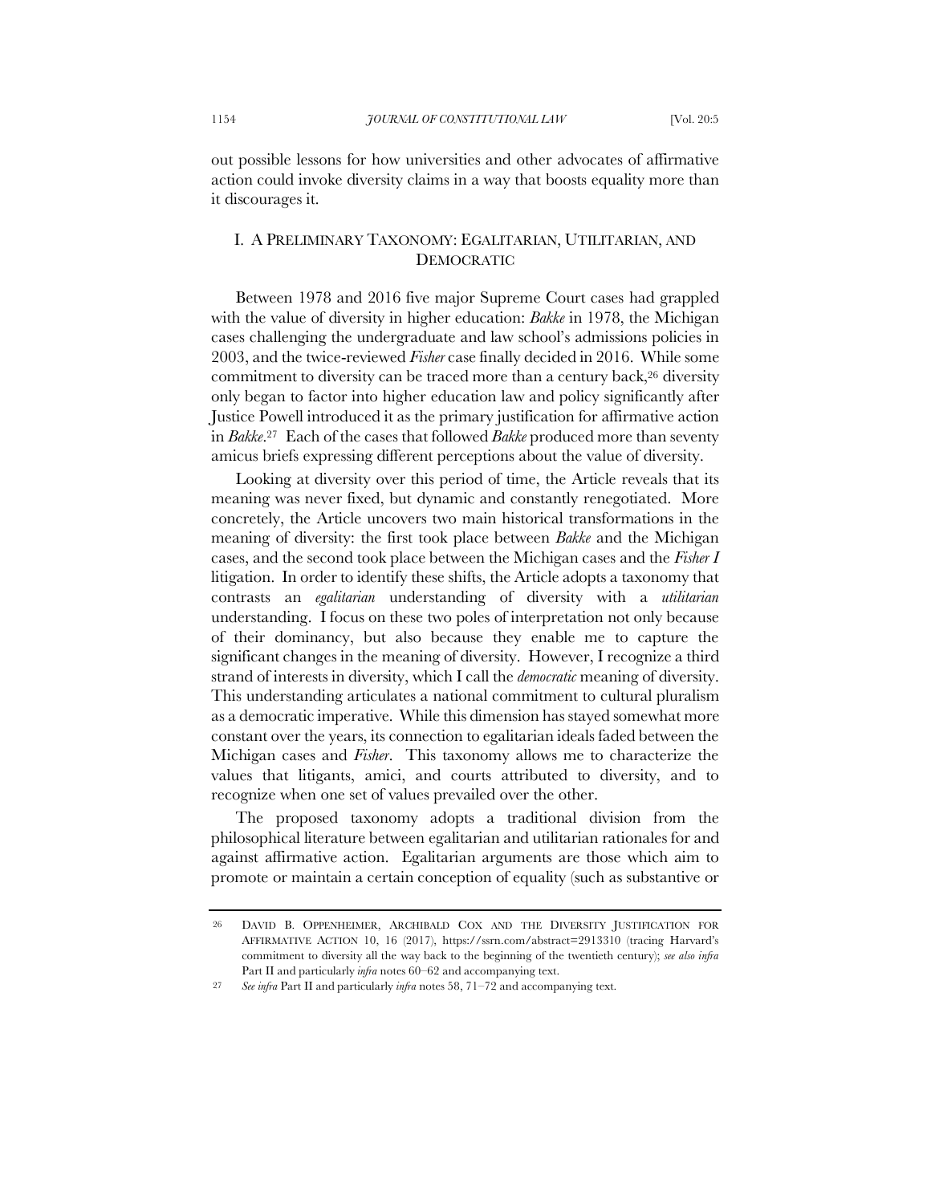out possible lessons for how universities and other advocates of affirmative action could invoke diversity claims in a way that boosts equality more than it discourages it.

## I. A PRELIMINARY TAXONOMY: EGALITARIAN, UTILITARIAN, AND DEMOCRATIC

Between 1978 and 2016 five major Supreme Court cases had grappled with the value of diversity in higher education: *Bakke* in 1978, the Michigan cases challenging the undergraduate and law school's admissions policies in 2003, and the twice-reviewed *Fisher* case finally decided in 2016. While some commitment to diversity can be traced more than a century back,[26] diversity only began to factor into higher education law and policy significantly after Justice Powell introduced it as the primary justification for affirmative action in *Bakke*.[27] Each of the cases that followed *Bakke* produced more than seventy amicus briefs expressing different perceptions about the value of diversity.

Looking at diversity over this period of time, the Article reveals that its meaning was never fixed, but dynamic and constantly renegotiated. More concretely, the Article uncovers two main historical transformations in the meaning of diversity: the first took place between *Bakke* and the Michigan cases, and the second took place between the Michigan cases and the *Fisher I* litigation. In order to identify these shifts, the Article adopts a taxonomy that contrasts an *egalitarian* understanding of diversity with a *utilitarian* understanding. I focus on these two poles of interpretation not only because of their dominancy, but also because they enable me to capture the significant changes in the meaning of diversity. However, I recognize a third strand of interests in diversity, which I call the *democratic* meaning of diversity. This understanding articulates a national commitment to cultural pluralism as a democratic imperative. While this dimension has stayed somewhat more constant over the years, its connection to egalitarian ideals faded between the Michigan cases and *Fisher*. This taxonomy allows me to characterize the values that litigants, amici, and courts attributed to diversity, and to recognize when one set of values prevailed over the other.

The proposed taxonomy adopts a traditional division from the philosophical literature between egalitarian and utilitarian rationales for and against affirmative action. Egalitarian arguments are those which aim to promote or maintain a certain conception of equality (such as substantive or

---

26 DAVID B. OPPENHEIMER, ARCHIBALD COX AND THE DIVERSITY JUSTIFICATION FOR AFFIRMATIVE ACTION 10, 16 (2017), https://ssrn.com/abstract=2913310 (tracing Harvard's commitment to diversity all the way back to the beginning of the twentieth century); *see also infra* Part II and particularly *infra* notes 60–62 and accompanying text.

27 *See infra* Part II and particularly *infra* notes 58, 71–72 and accompanying text.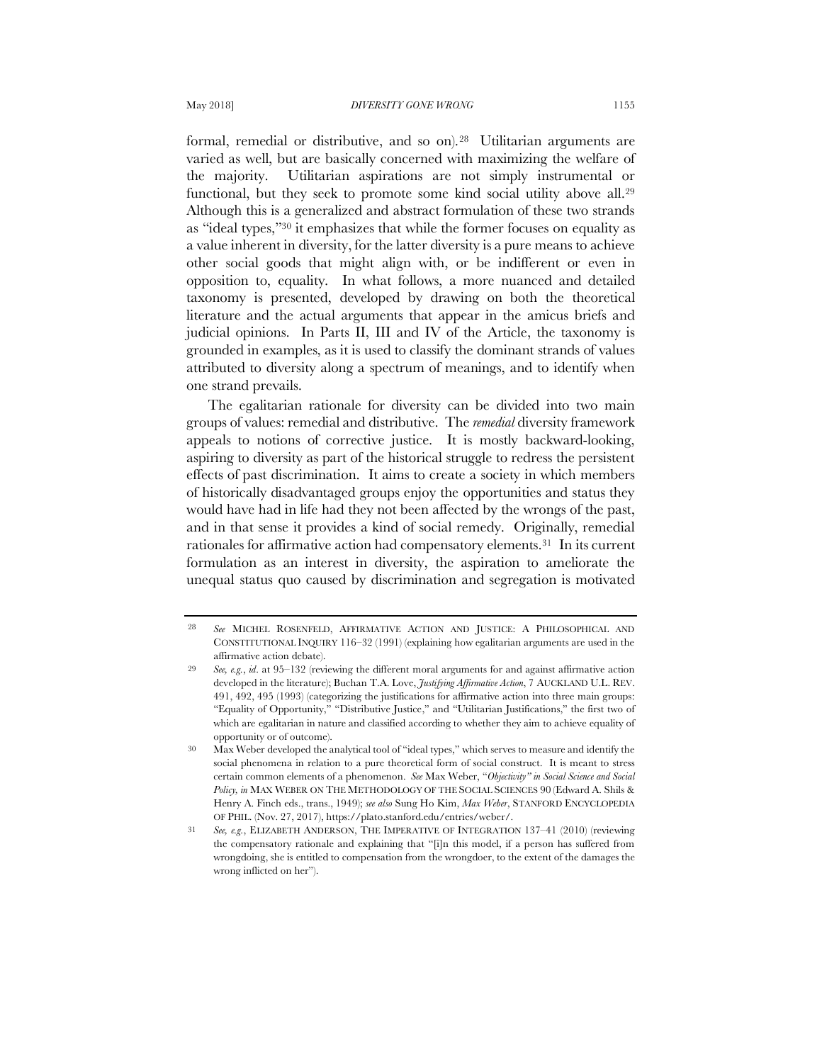formal, remedial or distributive, and so on).[28] Utilitarian arguments are varied as well, but are basically concerned with maximizing the welfare of the majority. Utilitarian aspirations are not simply instrumental or functional, but they seek to promote some kind social utility above all.[29] Although this is a generalized and abstract formulation of these two strands as "ideal types,"[30] it emphasizes that while the former focuses on equality as a value inherent in diversity, for the latter diversity is a pure means to achieve other social goods that might align with, or be indifferent or even in opposition to, equality. In what follows, a more nuanced and detailed taxonomy is presented, developed by drawing on both the theoretical literature and the actual arguments that appear in the amicus briefs and judicial opinions. In Parts II, III and IV of the Article, the taxonomy is grounded in examples, as it is used to classify the dominant strands of values attributed to diversity along a spectrum of meanings, and to identify when one strand prevails.

The egalitarian rationale for diversity can be divided into two main groups of values: remedial and distributive. The *remedial* diversity framework appeals to notions of corrective justice. It is mostly backward-looking, aspiring to diversity as part of the historical struggle to redress the persistent effects of past discrimination. It aims to create a society in which members of historically disadvantaged groups enjoy the opportunities and status they would have had in life had they not been affected by the wrongs of the past, and in that sense it provides a kind of social remedy. Originally, remedial rationales for affirmative action had compensatory elements.[31] In its current formulation as an interest in diversity, the aspiration to ameliorate the unequal status quo caused by discrimination and segregation is motivated

---

[28] *See* MICHEL ROSENFELD, AFFIRMATIVE ACTION AND JUSTICE: A PHILOSOPHICAL AND CONSTITUTIONAL INQUIRY 116–32 (1991) (explaining how egalitarian arguments are used in the affirmative action debate).

[29] *See, e.g.*, *id*. at 95–132 (reviewing the different moral arguments for and against affirmative action developed in the literature); Buchan T.A. Love, *Justifying Affirmative Action*, 7 AUCKLAND U.L. REV. 491, 492, 495 (1993) (categorizing the justifications for affirmative action into three main groups: "Equality of Opportunity," "Distributive Justice," and "Utilitarian Justifications," the first two of which are egalitarian in nature and classified according to whether they aim to achieve equality of opportunity or of outcome).

[30] Max Weber developed the analytical tool of "ideal types," which serves to measure and identify the social phenomena in relation to a pure theoretical form of social construct. It is meant to stress certain common elements of a phenomenon. *See* Max Weber, *"Objectivity" in Social Science and Social Policy, in* MAX WEBER ON THE METHODOLOGY OF THE SOCIAL SCIENCES 90 (Edward A. Shils & Henry A. Finch eds., trans., 1949); *see also* Sung Ho Kim, *Max Weber*, STANFORD ENCYCLOPEDIA OF PHIL. (Nov. 27, 2017), https://plato.stanford.edu/entries/weber/.

[31] *See, e.g.*, ELIZABETH ANDERSON, THE IMPERATIVE OF INTEGRATION 137–41 (2010) (reviewing the compensatory rationale and explaining that "[i]n this model, if a person has suffered from wrongdoing, she is entitled to compensation from the wrongdoer, to the extent of the damages the wrong inflicted on her").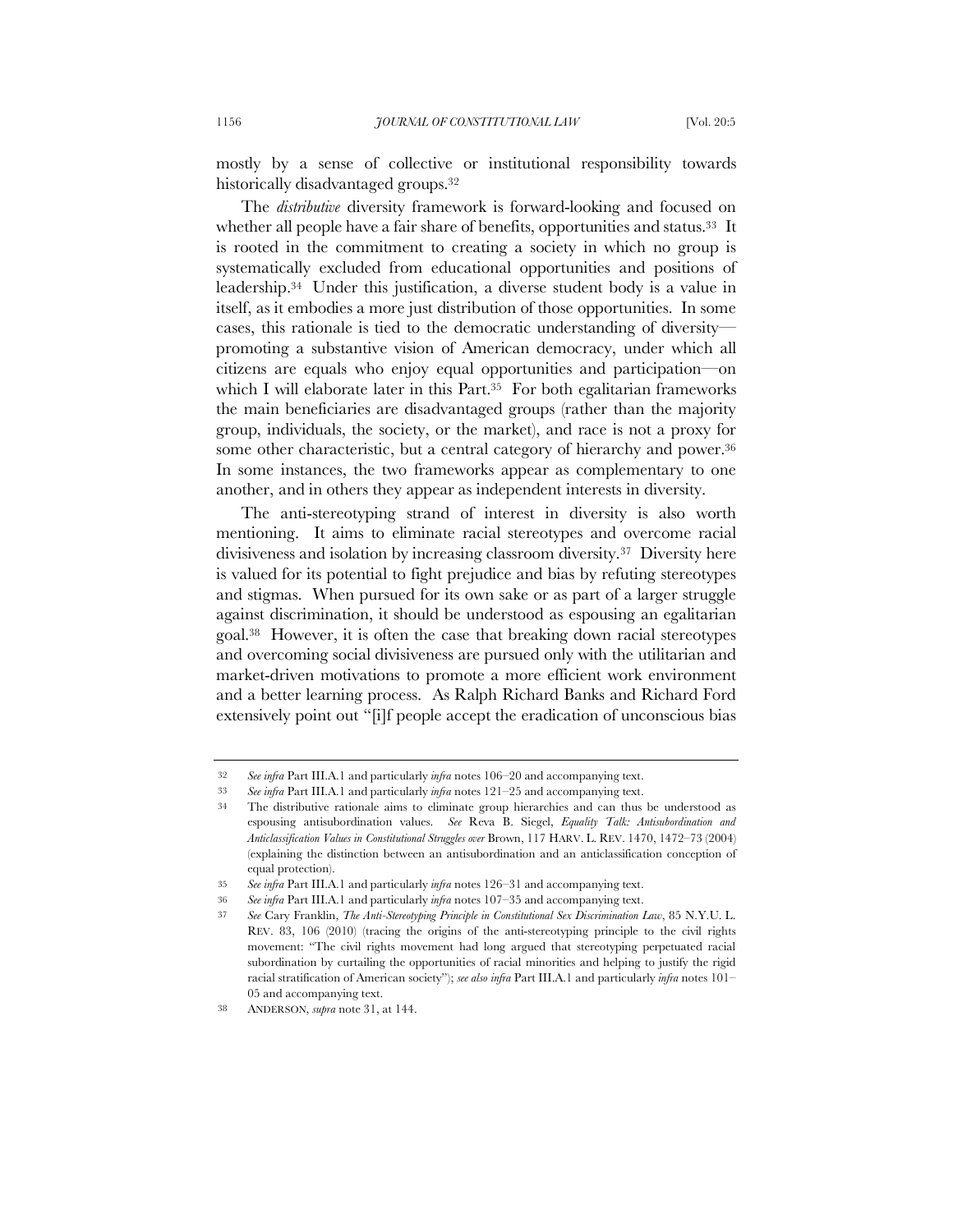mostly by a sense of collective or institutional responsibility towards historically disadvantaged groups.[32]

The *distributive* diversity framework is forward-looking and focused on whether all people have a fair share of benefits, opportunities and status.[33] It is rooted in the commitment to creating a society in which no group is systematically excluded from educational opportunities and positions of leadership.[34] Under this justification, a diverse student body is a value in itself, as it embodies a more just distribution of those opportunities. In some cases, this rationale is tied to the democratic understanding of diversity—promoting a substantive vision of American democracy, under which all citizens are equals who enjoy equal opportunities and participation—on which I will elaborate later in this Part.[35] For both egalitarian frameworks the main beneficiaries are disadvantaged groups (rather than the majority group, individuals, the society, or the market), and race is not a proxy for some other characteristic, but a central category of hierarchy and power.[36] In some instances, the two frameworks appear as complementary to one another, and in others they appear as independent interests in diversity.

The anti-stereotyping strand of interest in diversity is also worth mentioning. It aims to eliminate racial stereotypes and overcome racial divisiveness and isolation by increasing classroom diversity.[37] Diversity here is valued for its potential to fight prejudice and bias by refuting stereotypes and stigmas. When pursued for its own sake or as part of a larger struggle against discrimination, it should be understood as espousing an egalitarian goal.[38] However, it is often the case that breaking down racial stereotypes and overcoming social divisiveness are pursued only with the utilitarian and market-driven motivations to promote a more efficient work environment and a better learning process. As Ralph Richard Banks and Richard Ford extensively point out "[i]f people accept the eradication of unconscious bias

---

32 *See infra* Part III.A.1 and particularly *infra* notes 106–20 and accompanying text.

33 *See infra* Part III.A.1 and particularly *infra* notes 121–25 and accompanying text.

34 The distributive rationale aims to eliminate group hierarchies and can thus be understood as espousing antisubordination values. *See* Reva B. Siegel, *Equality Talk: Antisubordination and Anticlassification Values in Constitutional Struggles over* Brown, 117 HARV. L. REV. 1470, 1472–73 (2004) (explaining the distinction between an antisubordination and an anticlassification conception of equal protection).

35 *See infra* Part III.A.1 and particularly *infra* notes 126–31 and accompanying text.

36 *See infra* Part III.A.1 and particularly *infra* notes 107–35 and accompanying text.

37 *See* Cary Franklin, *The Anti-Stereotyping Principle in Constitutional Sex Discrimination Law*, 85 N.Y.U. L. REV. 83, 106 (2010) (tracing the origins of the anti-stereotyping principle to the civil rights movement: "The civil rights movement had long argued that stereotyping perpetuated racial subordination by curtailing the opportunities of racial minorities and helping to justify the rigid racial stratification of American society"); *see also infra* Part III.A.1 and particularly *infra* notes 101–05 and accompanying text.

38 ANDERSON, *supra* note 31, at 144.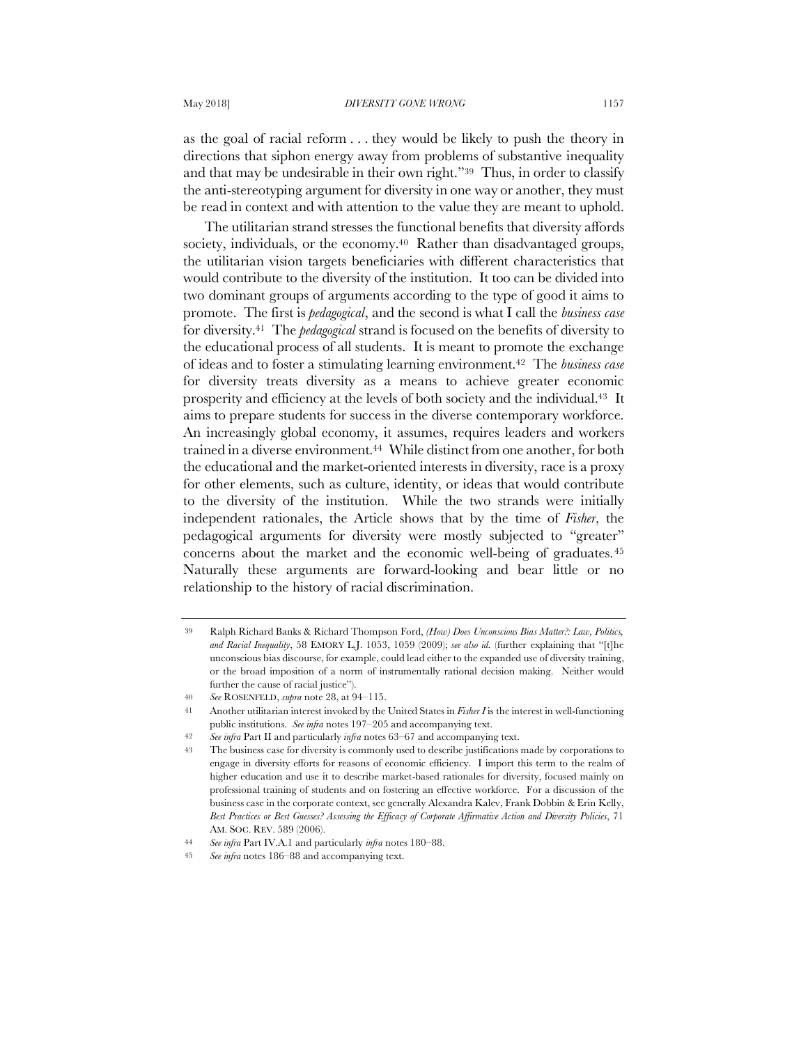as the goal of racial reform . . . they would be likely to push the theory in directions that siphon energy away from problems of substantive inequality and that may be undesirable in their own right."[39] Thus, in order to classify the anti-stereotyping argument for diversity in one way or another, they must be read in context and with attention to the value they are meant to uphold.

The utilitarian strand stresses the functional benefits that diversity affords society, individuals, or the economy.[40] Rather than disadvantaged groups, the utilitarian vision targets beneficiaries with different characteristics that would contribute to the diversity of the institution. It too can be divided into two dominant groups of arguments according to the type of good it aims to promote. The first is *pedagogical*, and the second is what I call the *business case* for diversity.[41] The *pedagogical* strand is focused on the benefits of diversity to the educational process of all students. It is meant to promote the exchange of ideas and to foster a stimulating learning environment.[42] The *business case* for diversity treats diversity as a means to achieve greater economic prosperity and efficiency at the levels of both society and the individual.[43] It aims to prepare students for success in the diverse contemporary workforce. An increasingly global economy, it assumes, requires leaders and workers trained in a diverse environment.[44] While distinct from one another, for both the educational and the market-oriented interests in diversity, race is a proxy for other elements, such as culture, identity, or ideas that would contribute to the diversity of the institution. While the two strands were initially independent rationales, the Article shows that by the time of *Fisher*, the pedagogical arguments for diversity were mostly subjected to "greater" concerns about the market and the economic well-being of graduates.[45] Naturally these arguments are forward-looking and bear little or no relationship to the history of racial discrimination.

---

39 Ralph Richard Banks & Richard Thompson Ford, *(How) Does Unconscious Bias Matter?: Law, Politics, and Racial Inequality*, 58 EMORY L.J. 1053, 1059 (2009); *see also id.* (further explaining that "[t]he unconscious bias discourse, for example, could lead either to the expanded use of diversity training, or the broad imposition of a norm of instrumentally rational decision making. Neither would further the cause of racial justice").

40 *See* ROSENFELD, *supra* note 28, at 94–115.

41 Another utilitarian interest invoked by the United States in *Fisher I* is the interest in well-functioning public institutions. *See infra* notes 197–205 and accompanying text.

42 *See infra* Part II and particularly *infra* notes 63–67 and accompanying text.

43 The business case for diversity is commonly used to describe justifications made by corporations to engage in diversity efforts for reasons of economic efficiency. I import this term to the realm of higher education and use it to describe market-based rationales for diversity, focused mainly on professional training of students and on fostering an effective workforce. For a discussion of the business case in the corporate context, see generally Alexandra Kalev, Frank Dobbin & Erin Kelly, *Best Practices or Best Guesses? Assessing the Efficacy of Corporate Affirmative Action and Diversity Policies*, 71 AM. SOC. REV. 589 (2006).

44 *See infra* Part IV.A.1 and particularly *infra* notes 180–88.

45 *See infra* notes 186–88 and accompanying text.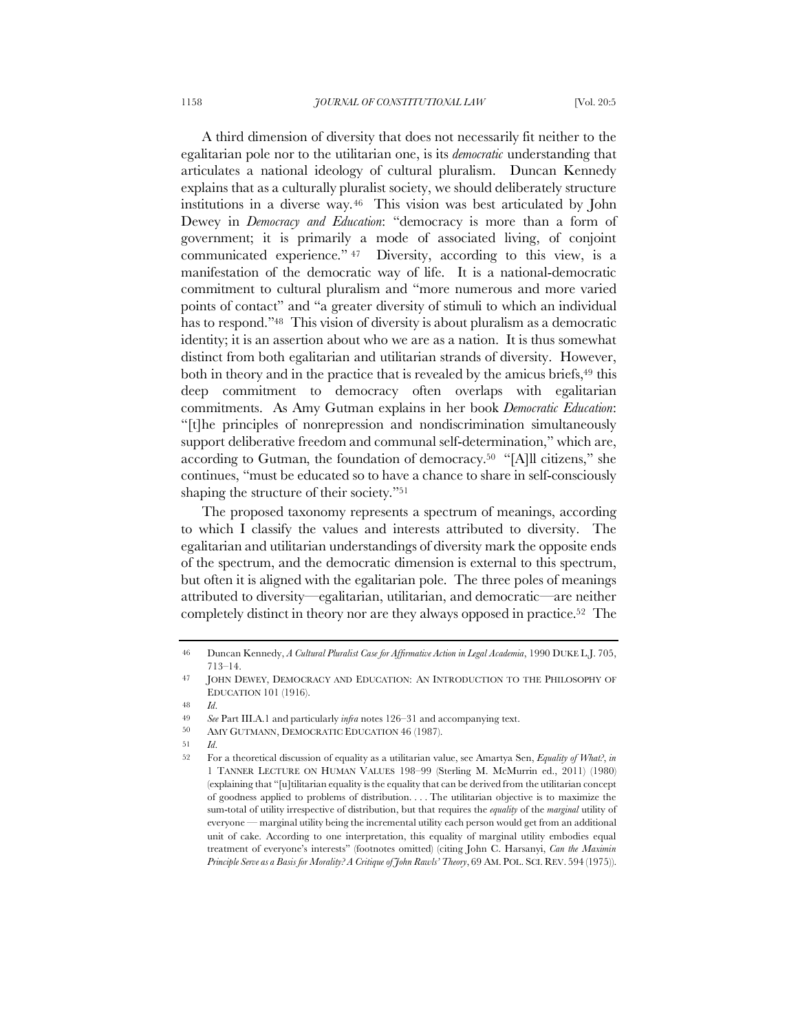A third dimension of diversity that does not necessarily fit neither to the egalitarian pole nor to the utilitarian one, is its *democratic* understanding that articulates a national ideology of cultural pluralism. Duncan Kennedy explains that as a culturally pluralist society, we should deliberately structure institutions in a diverse way.[46] This vision was best articulated by John Dewey in *Democracy and Education*: "democracy is more than a form of government; it is primarily a mode of associated living, of conjoint communicated experience."[47] Diversity, according to this view, is a manifestation of the democratic way of life. It is a national-democratic commitment to cultural pluralism and "more numerous and more varied points of contact" and "a greater diversity of stimuli to which an individual has to respond."[48] This vision of diversity is about pluralism as a democratic identity; it is an assertion about who we are as a nation. It is thus somewhat distinct from both egalitarian and utilitarian strands of diversity. However, both in theory and in the practice that is revealed by the amicus briefs,[49] this deep commitment to democracy often overlaps with egalitarian commitments. As Amy Gutman explains in her book *Democratic Education*: "[t]he principles of nonrepression and nondiscrimination simultaneously support deliberative freedom and communal self-determination," which are, according to Gutman, the foundation of democracy.[50] "[A]ll citizens," she continues, "must be educated so to have a chance to share in self-consciously shaping the structure of their society."[51]

The proposed taxonomy represents a spectrum of meanings, according to which I classify the values and interests attributed to diversity. The egalitarian and utilitarian understandings of diversity mark the opposite ends of the spectrum, and the democratic dimension is external to this spectrum, but often it is aligned with the egalitarian pole. The three poles of meanings attributed to diversity—egalitarian, utilitarian, and democratic—are neither completely distinct in theory nor are they always opposed in practice.[52] The

---

46 Duncan Kennedy, *A Cultural Pluralist Case for Affirmative Action in Legal Academia*, 1990 DUKE L.J. 705, 713–14.

47 JOHN DEWEY, DEMOCRACY AND EDUCATION: AN INTRODUCTION TO THE PHILOSOPHY OF EDUCATION 101 (1916).

48 *Id.*

49 *See* Part III.A.1 and particularly *infra* notes 126–31 and accompanying text.

50 AMY GUTMANN, DEMOCRATIC EDUCATION 46 (1987).

51 *Id.*

52 For a theoretical discussion of equality as a utilitarian value, see Amartya Sen, *Equality of What?*, *in* 1 TANNER LECTURE ON HUMAN VALUES 198–99 (Sterling M. McMurrin ed., 2011) (1980) (explaining that "[u]tilitarian equality is the equality that can be derived from the utilitarian concept of goodness applied to problems of distribution. . . . The utilitarian objective is to maximize the sum-total of utility irrespective of distribution, but that requires the *equality* of the *marginal* utility of everyone — marginal utility being the incremental utility each person would get from an additional unit of cake. According to one interpretation, this equality of marginal utility embodies equal treatment of everyone's interests" (footnotes omitted) (citing John C. Harsanyi, *Can the Maximin Principle Serve as a Basis for Morality? A Critique of John Rawls' Theory*, 69 AM. POL. SCI. REV. 594 (1975)).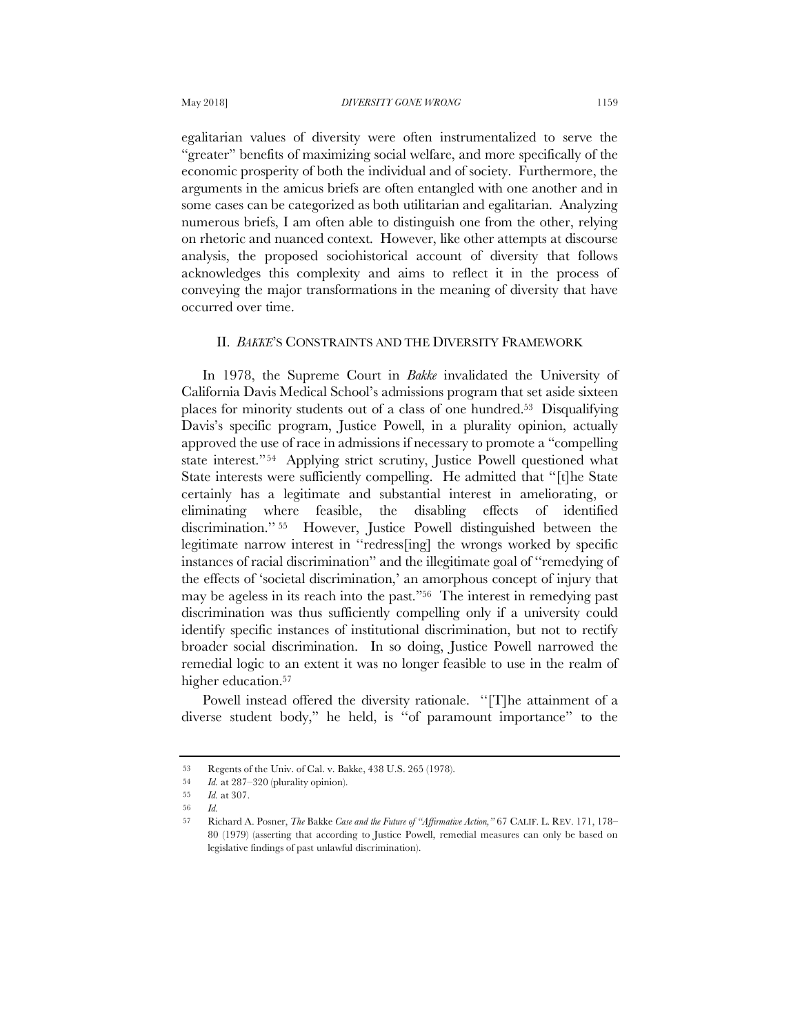egalitarian values of diversity were often instrumentalized to serve the "greater" benefits of maximizing social welfare, and more specifically of the economic prosperity of both the individual and of society. Furthermore, the arguments in the amicus briefs are often entangled with one another and in some cases can be categorized as both utilitarian and egalitarian. Analyzing numerous briefs, I am often able to distinguish one from the other, relying on rhetoric and nuanced context. However, like other attempts at discourse analysis, the proposed sociohistorical account of diversity that follows acknowledges this complexity and aims to reflect it in the process of conveying the major transformations in the meaning of diversity that have occurred over time.

## II. *BAKKE*'S CONSTRAINTS AND THE DIVERSITY FRAMEWORK

In 1978, the Supreme Court in *Bakke* invalidated the University of California Davis Medical School's admissions program that set aside sixteen places for minority students out of a class of one hundred.[53] Disqualifying Davis's specific program, Justice Powell, in a plurality opinion, actually approved the use of race in admissions if necessary to promote a "compelling state interest."[54] Applying strict scrutiny, Justice Powell questioned what State interests were sufficiently compelling. He admitted that "[t]he State certainly has a legitimate and substantial interest in ameliorating, or eliminating where feasible, the disabling effects of identified discrimination."[55] However, Justice Powell distinguished between the legitimate narrow interest in "redress[ing] the wrongs worked by specific instances of racial discrimination" and the illegitimate goal of "remedying of the effects of 'societal discrimination,' an amorphous concept of injury that may be ageless in its reach into the past."[56] The interest in remedying past discrimination was thus sufficiently compelling only if a university could identify specific instances of institutional discrimination, but not to rectify broader social discrimination. In so doing, Justice Powell narrowed the remedial logic to an extent it was no longer feasible to use in the realm of higher education.[57]

Powell instead offered the diversity rationale. "[T]he attainment of a diverse student body," he held, is "of paramount importance" to the

---

53 Regents of the Univ. of Cal. v. Bakke, 438 U.S. 265 (1978).

54 *Id.* at 287–320 (plurality opinion).

55 *Id.* at 307.

56 *Id.*

57 Richard A. Posner, *The* Bakke *Case and the Future of "Affirmative Action,"* 67 CALIF. L. REV. 171, 178–80 (1979) (asserting that according to Justice Powell, remedial measures can only be based on legislative findings of past unlawful discrimination).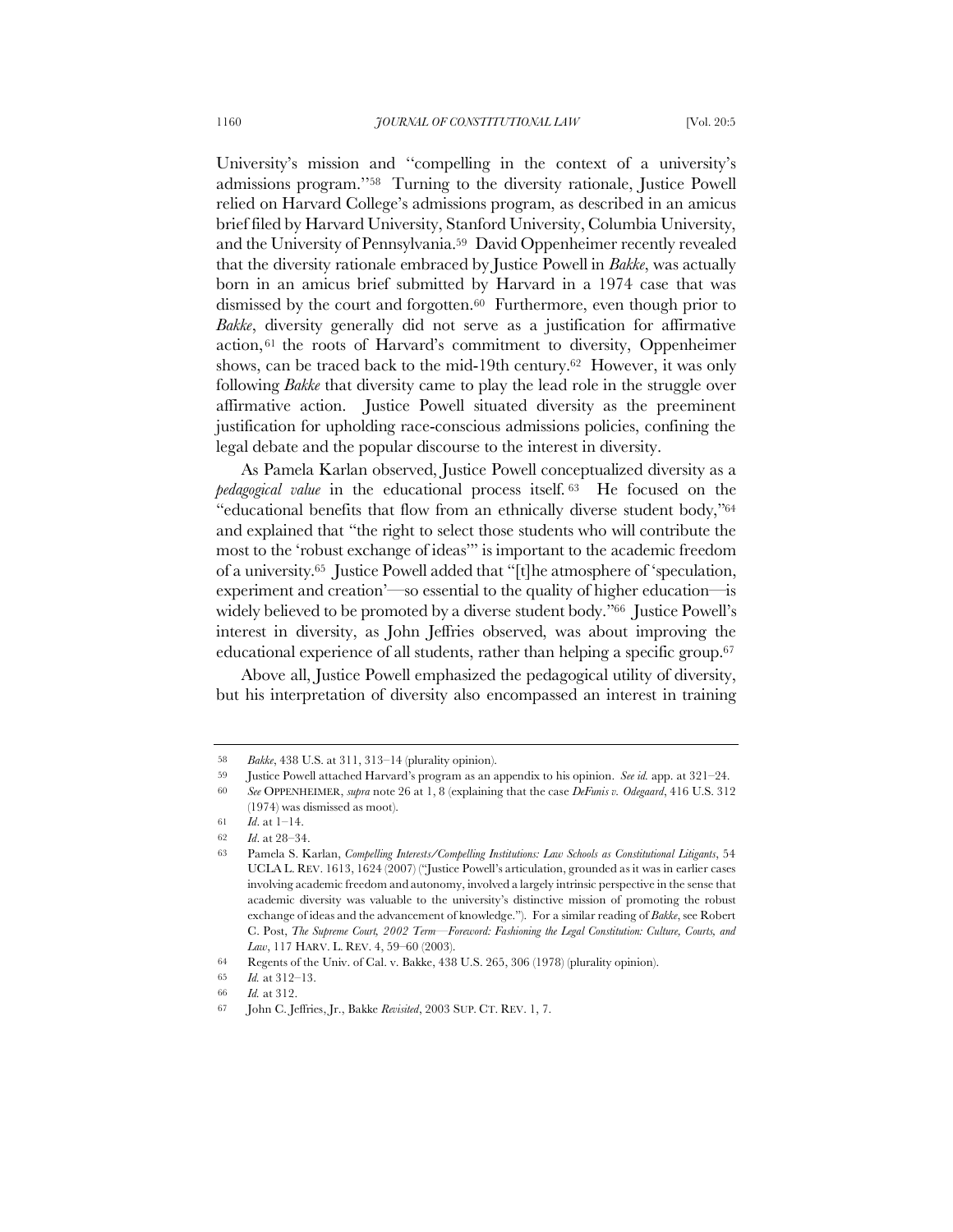University's mission and "compelling in the context of a university's admissions program."[58] Turning to the diversity rationale, Justice Powell relied on Harvard College's admissions program, as described in an amicus brief filed by Harvard University, Stanford University, Columbia University, and the University of Pennsylvania.[59] David Oppenheimer recently revealed that the diversity rationale embraced by Justice Powell in *Bakke*, was actually born in an amicus brief submitted by Harvard in a 1974 case that was dismissed by the court and forgotten.[60] Furthermore, even though prior to *Bakke*, diversity generally did not serve as a justification for affirmative action,[61] the roots of Harvard's commitment to diversity, Oppenheimer shows, can be traced back to the mid-19th century.[62] However, it was only following *Bakke* that diversity came to play the lead role in the struggle over affirmative action. Justice Powell situated diversity as the preeminent justification for upholding race-conscious admissions policies, confining the legal debate and the popular discourse to the interest in diversity.

As Pamela Karlan observed, Justice Powell conceptualized diversity as a *pedagogical value* in the educational process itself.[63] He focused on the "educational benefits that flow from an ethnically diverse student body,"[64] and explained that "the right to select those students who will contribute the most to the 'robust exchange of ideas'" is important to the academic freedom of a university.[65] Justice Powell added that "[t]he atmosphere of 'speculation, experiment and creation'—so essential to the quality of higher education—is widely believed to be promoted by a diverse student body."[66] Justice Powell's interest in diversity, as John Jeffries observed, was about improving the educational experience of all students, rather than helping a specific group.[67]

Above all, Justice Powell emphasized the pedagogical utility of diversity, but his interpretation of diversity also encompassed an interest in training

---

58 *Bakke*, 438 U.S. at 311, 313–14 (plurality opinion).

59 Justice Powell attached Harvard's program as an appendix to his opinion. *See id.* app. at 321–24.

60 *See* OPPENHEIMER, *supra* note 26 at 1, 8 (explaining that the case *DeFunis v. Odegaard*, 416 U.S. 312 (1974) was dismissed as moot).

61 *Id*. at 1–14.

62 *Id*. at 28–34.

63 Pamela S. Karlan, *Compelling Interests/Compelling Institutions: Law Schools as Constitutional Litigants*, 54 UCLA L. REV. 1613, 1624 (2007) ("Justice Powell's articulation, grounded as it was in earlier cases involving academic freedom and autonomy, involved a largely intrinsic perspective in the sense that academic diversity was valuable to the university's distinctive mission of promoting the robust exchange of ideas and the advancement of knowledge."). For a similar reading of *Bakke*, see Robert C. Post, *The Supreme Court, 2002 Term—Foreword: Fashioning the Legal Constitution: Culture, Courts, and Law*, 117 HARV. L. REV. 4, 59–60 (2003).

64 Regents of the Univ. of Cal. v. Bakke, 438 U.S. 265, 306 (1978) (plurality opinion).

65 *Id.* at 312–13.

66 *Id.* at 312.

67 John C. Jeffries, Jr., Bakke *Revisited*, 2003 SUP. CT. REV. 1, 7.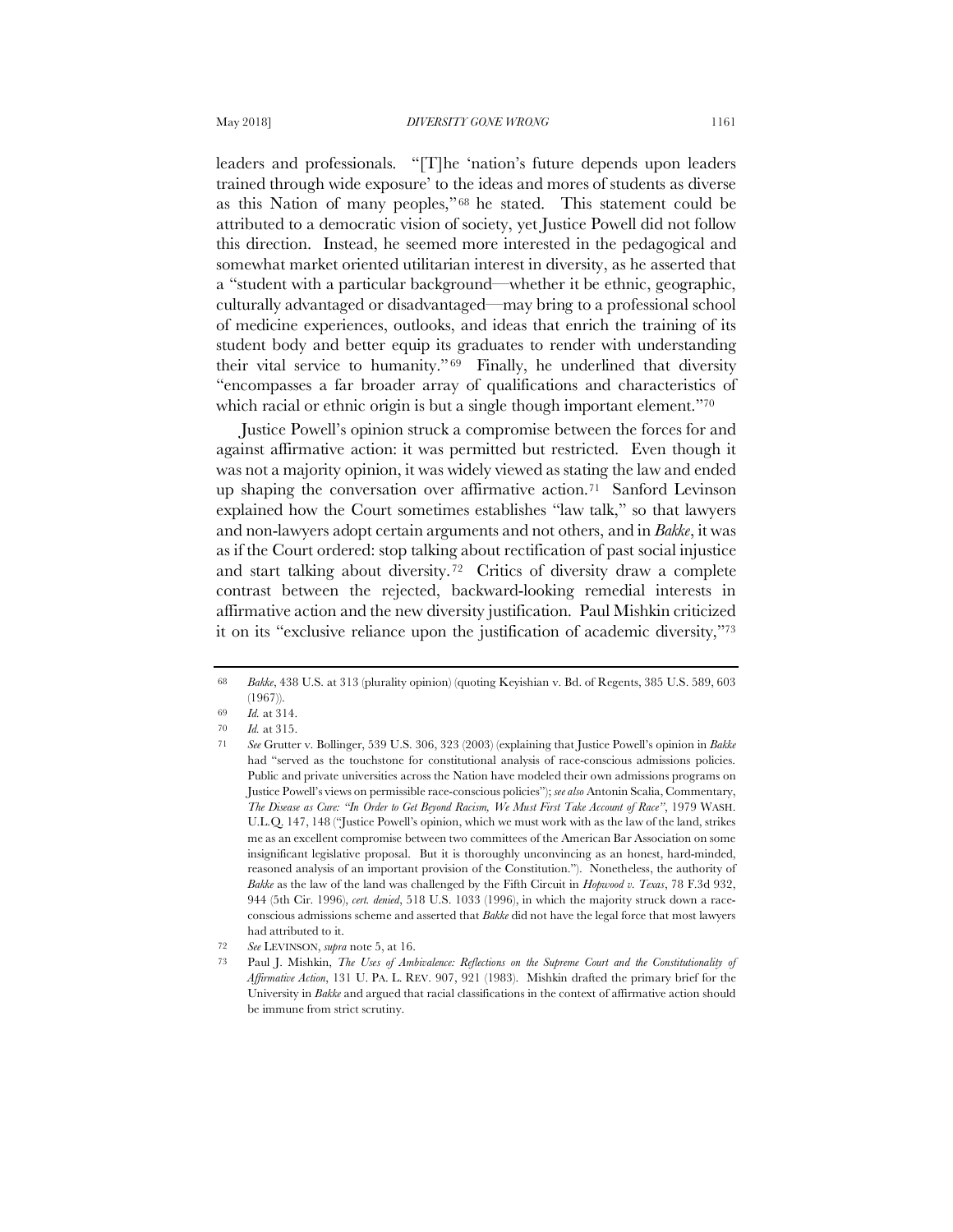leaders and professionals. "[T]he 'nation's future depends upon leaders trained through wide exposure' to the ideas and mores of students as diverse as this Nation of many peoples,"[68] he stated. This statement could be attributed to a democratic vision of society, yet Justice Powell did not follow this direction. Instead, he seemed more interested in the pedagogical and somewhat market oriented utilitarian interest in diversity, as he asserted that a "student with a particular background—whether it be ethnic, geographic, culturally advantaged or disadvantaged—may bring to a professional school of medicine experiences, outlooks, and ideas that enrich the training of its student body and better equip its graduates to render with understanding their vital service to humanity."[69] Finally, he underlined that diversity "encompasses a far broader array of qualifications and characteristics of which racial or ethnic origin is but a single though important element."[70]

Justice Powell's opinion struck a compromise between the forces for and against affirmative action: it was permitted but restricted. Even though it was not a majority opinion, it was widely viewed as stating the law and ended up shaping the conversation over affirmative action.[71] Sanford Levinson explained how the Court sometimes establishes "law talk," so that lawyers and non-lawyers adopt certain arguments and not others, and in *Bakke*, it was as if the Court ordered: stop talking about rectification of past social injustice and start talking about diversity.[72] Critics of diversity draw a complete contrast between the rejected, backward-looking remedial interests in affirmative action and the new diversity justification. Paul Mishkin criticized it on its "exclusive reliance upon the justification of academic diversity,"[73]

---

68 *Bakke*, 438 U.S. at 313 (plurality opinion) (quoting Keyishian v. Bd. of Regents, 385 U.S. 589, 603 (1967)).

69 *Id.* at 314.

70 *Id.* at 315.

71 *See* Grutter v. Bollinger, 539 U.S. 306, 323 (2003) (explaining that Justice Powell's opinion in *Bakke* had "served as the touchstone for constitutional analysis of race-conscious admissions policies. Public and private universities across the Nation have modeled their own admissions programs on Justice Powell's views on permissible race-conscious policies"); *see also* Antonin Scalia, Commentary, *The Disease as Cure: "In Order to Get Beyond Racism, We Must First Take Account of Race"*, 1979 WASH. U.L.Q. 147, 148 ("Justice Powell's opinion, which we must work with as the law of the land, strikes me as an excellent compromise between two committees of the American Bar Association on some insignificant legislative proposal. But it is thoroughly unconvincing as an honest, hard-minded, reasoned analysis of an important provision of the Constitution."). Nonetheless, the authority of *Bakke* as the law of the land was challenged by the Fifth Circuit in *Hopwood v. Texas*, 78 F.3d 932, 944 (5th Cir. 1996), *cert. denied*, 518 U.S. 1033 (1996), in which the majority struck down a race-conscious admissions scheme and asserted that *Bakke* did not have the legal force that most lawyers had attributed to it.

72 *See* LEVINSON, *supra* note 5, at 16.

73 Paul J. Mishkin, *The Uses of Ambivalence: Reflections on the Supreme Court and the Constitutionality of Affirmative Action*, 131 U. PA. L. REV. 907, 921 (1983). Mishkin drafted the primary brief for the University in *Bakke* and argued that racial classifications in the context of affirmative action should be immune from strict scrutiny.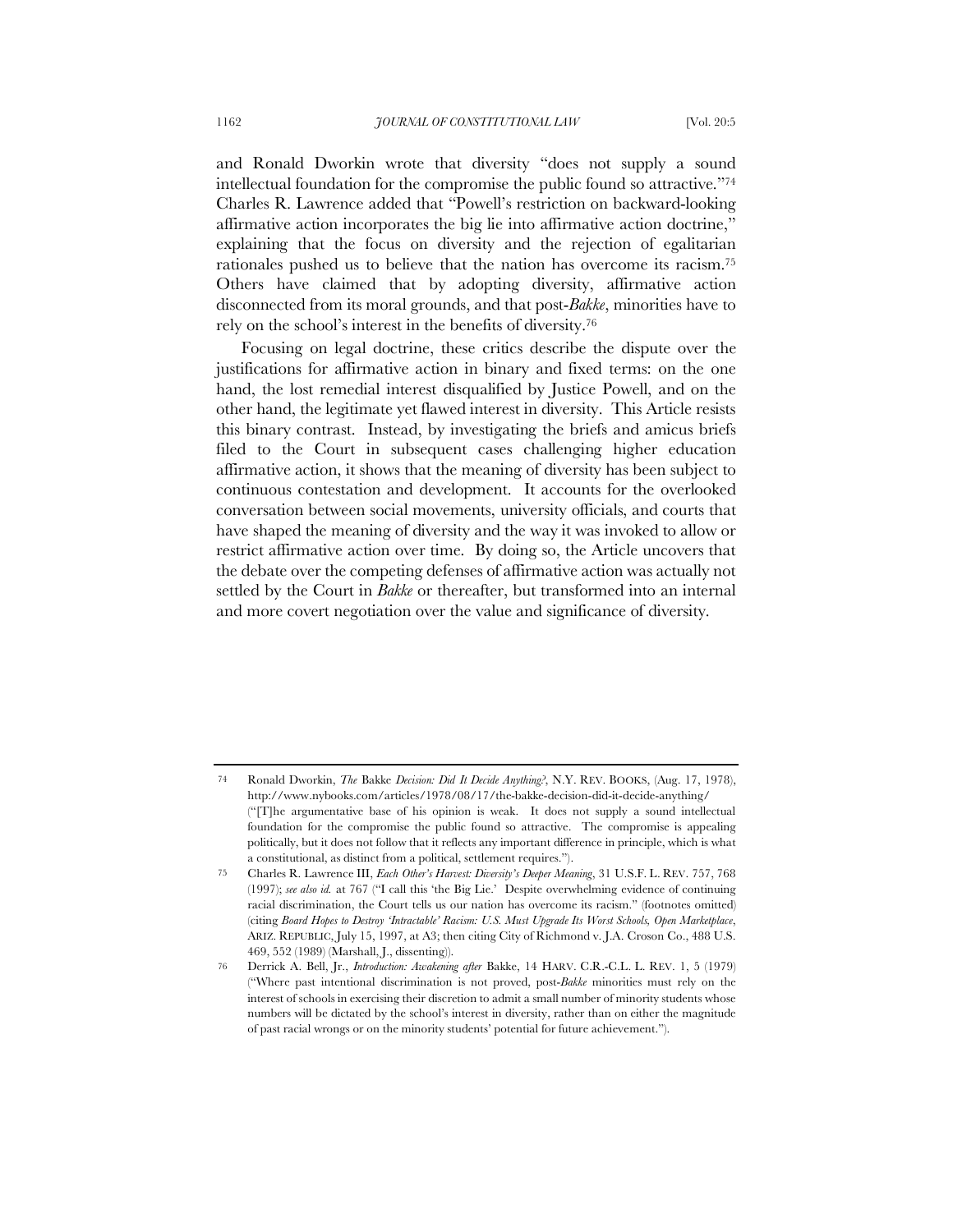and Ronald Dworkin wrote that diversity "does not supply a sound intellectual foundation for the compromise the public found so attractive."[74] Charles R. Lawrence added that "Powell's restriction on backward-looking affirmative action incorporates the big lie into affirmative action doctrine," explaining that the focus on diversity and the rejection of egalitarian rationales pushed us to believe that the nation has overcome its racism.[75] Others have claimed that by adopting diversity, affirmative action disconnected from its moral grounds, and that post-*Bakke*, minorities have to rely on the school's interest in the benefits of diversity.[76]

Focusing on legal doctrine, these critics describe the dispute over the justifications for affirmative action in binary and fixed terms: on the one hand, the lost remedial interest disqualified by Justice Powell, and on the other hand, the legitimate yet flawed interest in diversity. This Article resists this binary contrast. Instead, by investigating the briefs and amicus briefs filed to the Court in subsequent cases challenging higher education affirmative action, it shows that the meaning of diversity has been subject to continuous contestation and development. It accounts for the overlooked conversation between social movements, university officials, and courts that have shaped the meaning of diversity and the way it was invoked to allow or restrict affirmative action over time. By doing so, the Article uncovers that the debate over the competing defenses of affirmative action was actually not settled by the Court in *Bakke* or thereafter, but transformed into an internal and more covert negotiation over the value and significance of diversity.

---

74 Ronald Dworkin, *The* Bakke *Decision: Did It Decide Anything?*, N.Y. REV. BOOKS, (Aug. 17, 1978), http://www.nybooks.com/articles/1978/08/17/the-bakke-decision-did-it-decide-anything/ ("[T]he argumentative base of his opinion is weak. It does not supply a sound intellectual foundation for the compromise the public found so attractive. The compromise is appealing politically, but it does not follow that it reflects any important difference in principle, which is what a constitutional, as distinct from a political, settlement requires.").

75 Charles R. Lawrence III, *Each Other's Harvest: Diversity's Deeper Meaning*, 31 U.S.F. L. REV. 757, 768 (1997); *see also id.* at 767 ("I call this 'the Big Lie.' Despite overwhelming evidence of continuing racial discrimination, the Court tells us our nation has overcome its racism." (footnotes omitted) (citing *Board Hopes to Destroy 'Intractable' Racism: U.S. Must Upgrade Its Worst Schools, Open Marketplace*, ARIZ. REPUBLIC, July 15, 1997, at A3; then citing City of Richmond v. J.A. Croson Co., 488 U.S. 469, 552 (1989) (Marshall, J., dissenting)).

76 Derrick A. Bell, Jr., *Introduction: Awakening after* Bakke, 14 HARV. C.R.-C.L. L. REV. 1, 5 (1979) ("Where past intentional discrimination is not proved, post-*Bakke* minorities must rely on the interest of schools in exercising their discretion to admit a small number of minority students whose numbers will be dictated by the school's interest in diversity, rather than on either the magnitude of past racial wrongs or on the minority students' potential for future achievement.").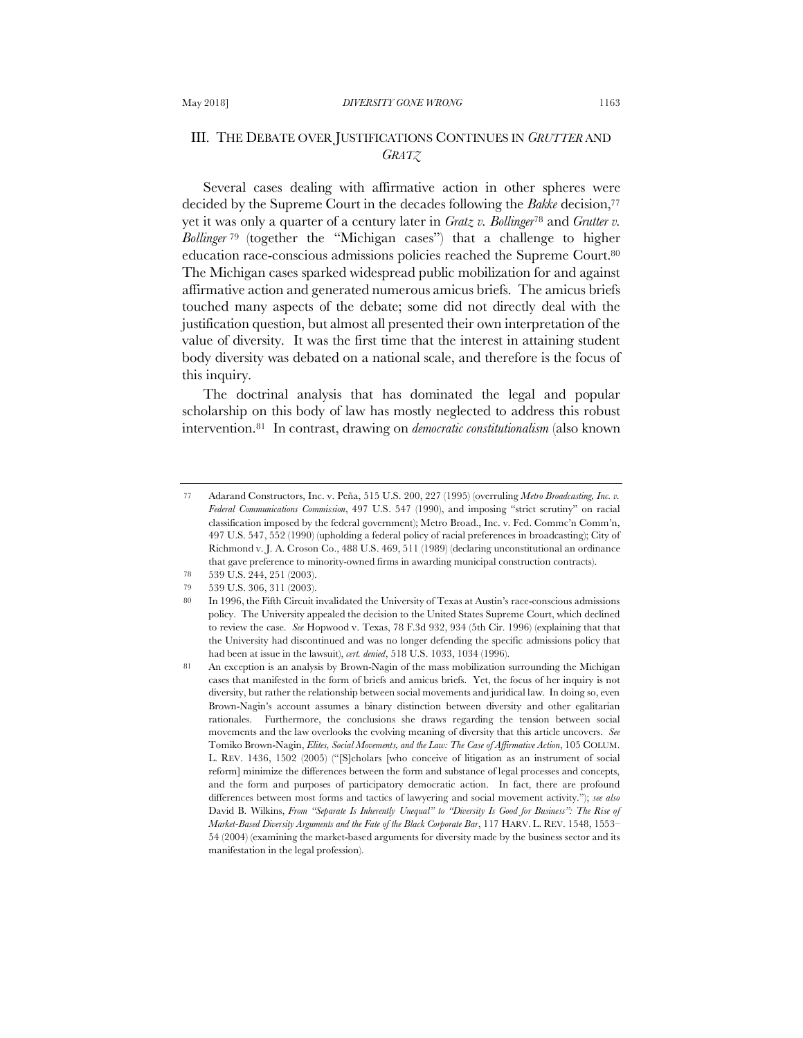## III. THE DEBATE OVER JUSTIFICATIONS CONTINUES IN *GRUTTER* AND *GRATZ*

Several cases dealing with affirmative action in other spheres were decided by the Supreme Court in the decades following the *Bakke* decision,[77] yet it was only a quarter of a century later in *Gratz v. Bollinger*[78] and *Grutter v. Bollinger*[79] (together the "Michigan cases") that a challenge to higher education race-conscious admissions policies reached the Supreme Court.[80] The Michigan cases sparked widespread public mobilization for and against affirmative action and generated numerous amicus briefs. The amicus briefs touched many aspects of the debate; some did not directly deal with the justification question, but almost all presented their own interpretation of the value of diversity. It was the first time that the interest in attaining student body diversity was debated on a national scale, and therefore is the focus of this inquiry.

The doctrinal analysis that has dominated the legal and popular scholarship on this body of law has mostly neglected to address this robust intervention.[81] In contrast, drawing on *democratic constitutionalism* (also known

---

[77] Adarand Constructors, Inc. v. Peña, 515 U.S. 200, 227 (1995) (overruling *Metro Broadcasting, Inc. v. Federal Communications Commission*, 497 U.S. 547 (1990), and imposing "strict scrutiny" on racial classification imposed by the federal government); Metro Broad., Inc. v. Fed. Commc'n Comm'n, 497 U.S. 547, 552 (1990) (upholding a federal policy of racial preferences in broadcasting); City of Richmond v. J. A. Croson Co., 488 U.S. 469, 511 (1989) (declaring unconstitutional an ordinance that gave preference to minority-owned firms in awarding municipal construction contracts).

[78] 539 U.S. 244, 251 (2003).

[79] 539 U.S. 306, 311 (2003).

[80] In 1996, the Fifth Circuit invalidated the University of Texas at Austin's race-conscious admissions policy. The University appealed the decision to the United States Supreme Court, which declined to review the case. *See* Hopwood v. Texas, 78 F.3d 932, 934 (5th Cir. 1996) (explaining that that the University had discontinued and was no longer defending the specific admissions policy that had been at issue in the lawsuit), *cert. denied*, 518 U.S. 1033, 1034 (1996).

[81] An exception is an analysis by Brown-Nagin of the mass mobilization surrounding the Michigan cases that manifested in the form of briefs and amicus briefs. Yet, the focus of her inquiry is not diversity, but rather the relationship between social movements and juridical law. In doing so, even Brown-Nagin's account assumes a binary distinction between diversity and other egalitarian rationales. Furthermore, the conclusions she draws regarding the tension between social movements and the law overlooks the evolving meaning of diversity that this article uncovers. *See* Tomiko Brown-Nagin, *Elites, Social Movements, and the Law: The Case of Affirmative Action*, 105 COLUM. L. REV. 1436, 1502 (2005) ("[S]cholars [who conceive of litigation as an instrument of social reform] minimize the differences between the form and substance of legal processes and concepts, and the form and purposes of participatory democratic action. In fact, there are profound differences between most forms and tactics of lawyering and social movement activity."); *see also* David B. Wilkins, *From "Separate Is Inherently Unequal" to "Diversity Is Good for Business": The Rise of Market-Based Diversity Arguments and the Fate of the Black Corporate Bar*, 117 HARV. L. REV. 1548, 1553–54 (2004) (examining the market-based arguments for diversity made by the business sector and its manifestation in the legal profession).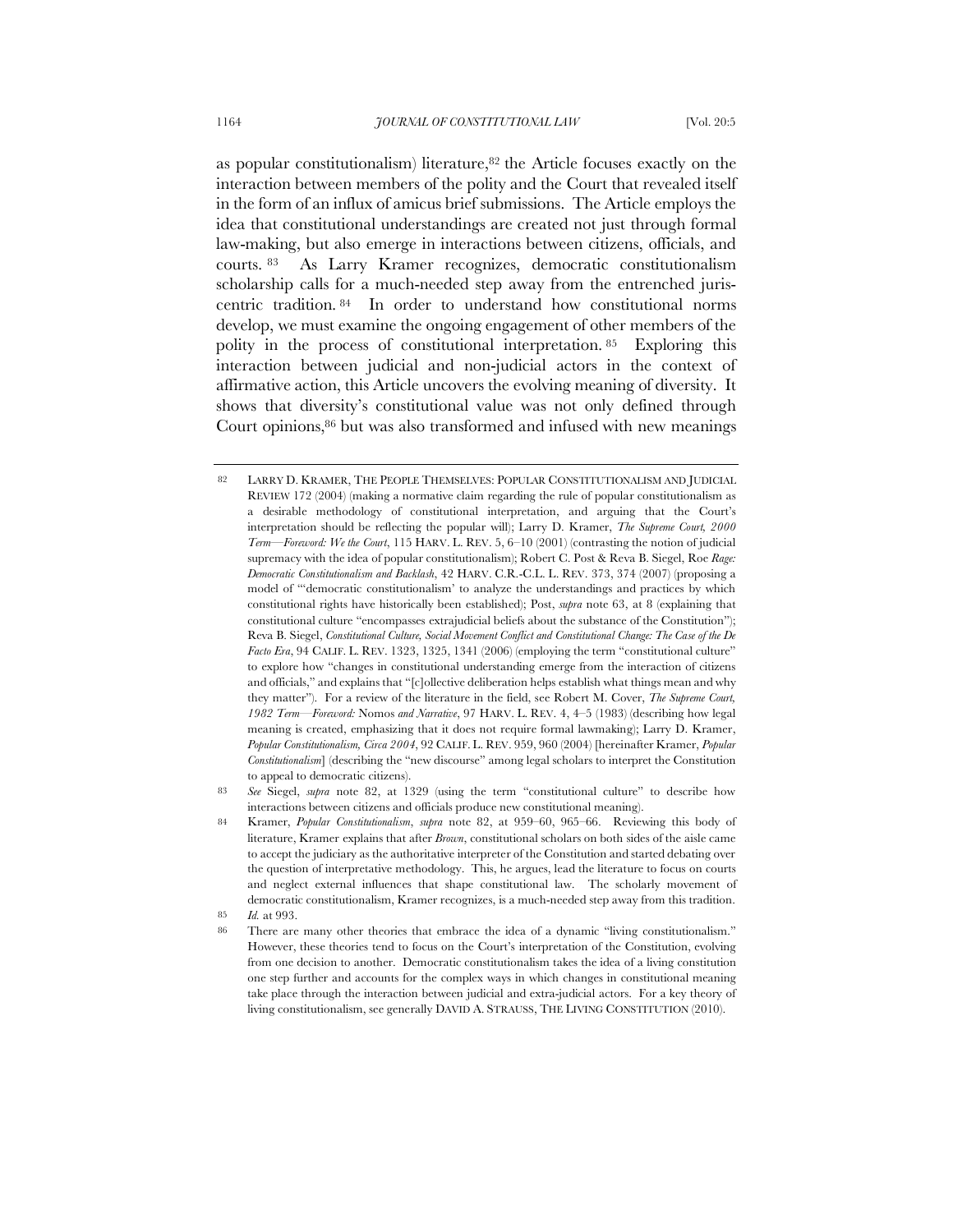as popular constitutionalism) literature,[82] the Article focuses exactly on the interaction between members of the polity and the Court that revealed itself in the form of an influx of amicus brief submissions. The Article employs the idea that constitutional understandings are created not just through formal law-making, but also emerge in interactions between citizens, officials, and courts.[83] As Larry Kramer recognizes, democratic constitutionalism scholarship calls for a much-needed step away from the entrenched juriscentric tradition.[84] In order to understand how constitutional norms develop, we must examine the ongoing engagement of other members of the polity in the process of constitutional interpretation.[85] Exploring this interaction between judicial and non-judicial actors in the context of affirmative action, this Article uncovers the evolving meaning of diversity. It shows that diversity's constitutional value was not only defined through Court opinions,[86] but was also transformed and infused with new meanings

---

82 LARRY D. KRAMER, THE PEOPLE THEMSELVES: POPULAR CONSTITUTIONALISM AND JUDICIAL REVIEW 172 (2004) (making a normative claim regarding the rule of popular constitutionalism as a desirable methodology of constitutional interpretation, and arguing that the Court's interpretation should be reflecting the popular will); Larry D. Kramer, *The Supreme Court, 2000 Term—Foreword: We the Court*, 115 HARV. L. REV. 5, 6–10 (2001) (contrasting the notion of judicial supremacy with the idea of popular constitutionalism); Robert C. Post & Reva B. Siegel, Roe *Rage: Democratic Constitutionalism and Backlash*, 42 HARV. C.R.-C.L. L. REV. 373, 374 (2007) (proposing a model of "'democratic constitutionalism' to analyze the understandings and practices by which constitutional rights have historically been established); Post, *supra* note 63, at 8 (explaining that constitutional culture "encompasses extrajudicial beliefs about the substance of the Constitution"); Reva B. Siegel, *Constitutional Culture, Social Movement Conflict and Constitutional Change: The Case of the De Facto Era*, 94 CALIF. L. REV. 1323, 1325, 1341 (2006) (employing the term "constitutional culture" to explore how "changes in constitutional understanding emerge from the interaction of citizens and officials," and explains that "[c]ollective deliberation helps establish what things mean and why they matter"). For a review of the literature in the field, see Robert M. Cover, *The Supreme Court, 1982 Term—Foreword:* Nomos *and Narrative*, 97 HARV. L. REV. 4, 4–5 (1983) (describing how legal meaning is created, emphasizing that it does not require formal lawmaking); Larry D. Kramer, *Popular Constitutionalism, Circa 2004*, 92 CALIF. L. REV. 959, 960 (2004) [hereinafter Kramer, *Popular Constitutionalism*] (describing the "new discourse" among legal scholars to interpret the Constitution to appeal to democratic citizens).

83 *See* Siegel, *supra* note 82, at 1329 (using the term "constitutional culture" to describe how interactions between citizens and officials produce new constitutional meaning).

84 Kramer, *Popular Constitutionalism*, *supra* note 82, at 959–60, 965–66. Reviewing this body of literature, Kramer explains that after *Brown*, constitutional scholars on both sides of the aisle came to accept the judiciary as the authoritative interpreter of the Constitution and started debating over the question of interpretative methodology. This, he argues, lead the literature to focus on courts and neglect external influences that shape constitutional law. The scholarly movement of democratic constitutionalism, Kramer recognizes, is a much-needed step away from this tradition.

85 *Id.* at 993.

86 There are many other theories that embrace the idea of a dynamic "living constitutionalism." However, these theories tend to focus on the Court's interpretation of the Constitution, evolving from one decision to another. Democratic constitutionalism takes the idea of a living constitution one step further and accounts for the complex ways in which changes in constitutional meaning take place through the interaction between judicial and extra-judicial actors. For a key theory of living constitutionalism, see generally DAVID A. STRAUSS, THE LIVING CONSTITUTION (2010).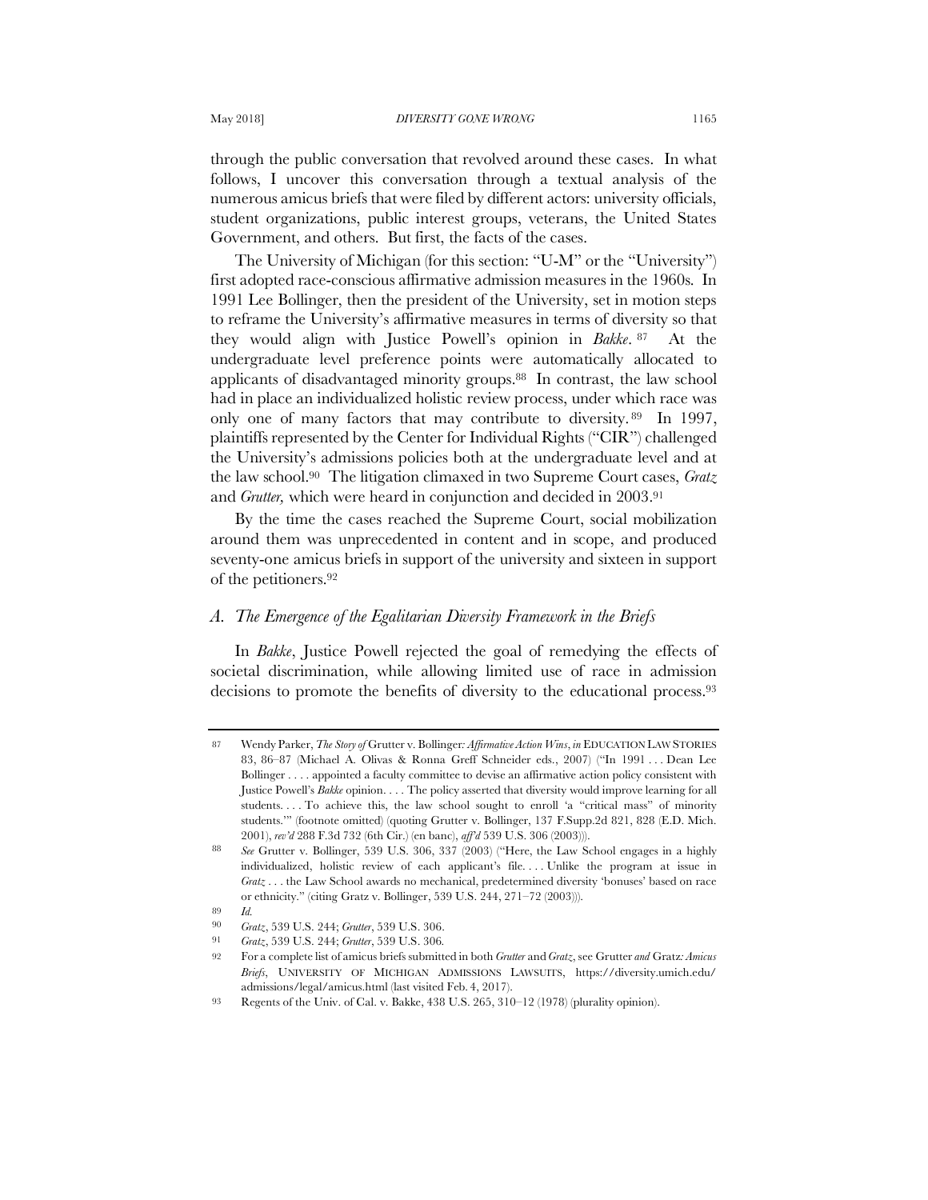through the public conversation that revolved around these cases. In what follows, I uncover this conversation through a textual analysis of the numerous amicus briefs that were filed by different actors: university officials, student organizations, public interest groups, veterans, the United States Government, and others. But first, the facts of the cases.

The University of Michigan (for this section: "U-M" or the "University") first adopted race-conscious affirmative admission measures in the 1960s. In 1991 Lee Bollinger, then the president of the University, set in motion steps to reframe the University's affirmative measures in terms of diversity so that they would align with Justice Powell's opinion in *Bakke*.[87] At the undergraduate level preference points were automatically allocated to applicants of disadvantaged minority groups.[88] In contrast, the law school had in place an individualized holistic review process, under which race was only one of many factors that may contribute to diversity.[89] In 1997, plaintiffs represented by the Center for Individual Rights ("CIR") challenged the University's admissions policies both at the undergraduate level and at the law school.[90] The litigation climaxed in two Supreme Court cases, *Gratz* and *Grutter,* which were heard in conjunction and decided in 2003.[91]

By the time the cases reached the Supreme Court, social mobilization around them was unprecedented in content and in scope, and produced seventy-one amicus briefs in support of the university and sixteen in support of the petitioners.[92]

## *A. The Emergence of the Egalitarian Diversity Framework in the Briefs*

In *Bakke*, Justice Powell rejected the goal of remedying the effects of societal discrimination, while allowing limited use of race in admission decisions to promote the benefits of diversity to the educational process.[93]

---

87 Wendy Parker, *The Story of* Grutter v. Bollinger*: Affirmative Action Wins*, *in* EDUCATION LAW STORIES 83, 86–87 (Michael A. Olivas & Ronna Greff Schneider eds., 2007) ("In 1991 . . . Dean Lee Bollinger . . . . appointed a faculty committee to devise an affirmative action policy consistent with Justice Powell's *Bakke* opinion. . . . The policy asserted that diversity would improve learning for all students. . . . To achieve this, the law school sought to enroll 'a "critical mass" of minority students.'" (footnote omitted) (quoting Grutter v. Bollinger, 137 F.Supp.2d 821, 828 (E.D. Mich. 2001), *rev'd* 288 F.3d 732 (6th Cir.) (en banc), *aff'd* 539 U.S. 306 (2003))).

88 *See* Grutter v. Bollinger, 539 U.S. 306, 337 (2003) ("Here, the Law School engages in a highly individualized, holistic review of each applicant's file. . . . Unlike the program at issue in *Gratz* . . . the Law School awards no mechanical, predetermined diversity 'bonuses' based on race or ethnicity." (citing Gratz v. Bollinger, 539 U.S. 244, 271–72 (2003))).

89 *Id.*

90 *Gratz*, 539 U.S. 244; *Grutter*, 539 U.S. 306.

91 *Gratz*, 539 U.S. 244; *Grutter*, 539 U.S. 306.

92 For a complete list of amicus briefs submitted in both *Grutter* and *Gratz*, see Grutter *and* Gratz*: Amicus Briefs*, UNIVERSITY OF MICHIGAN ADMISSIONS LAWSUITS, https://diversity.umich.edu/admissions/legal/amicus.html (last visited Feb. 4, 2017).

93 Regents of the Univ. of Cal. v. Bakke, 438 U.S. 265, 310–12 (1978) (plurality opinion).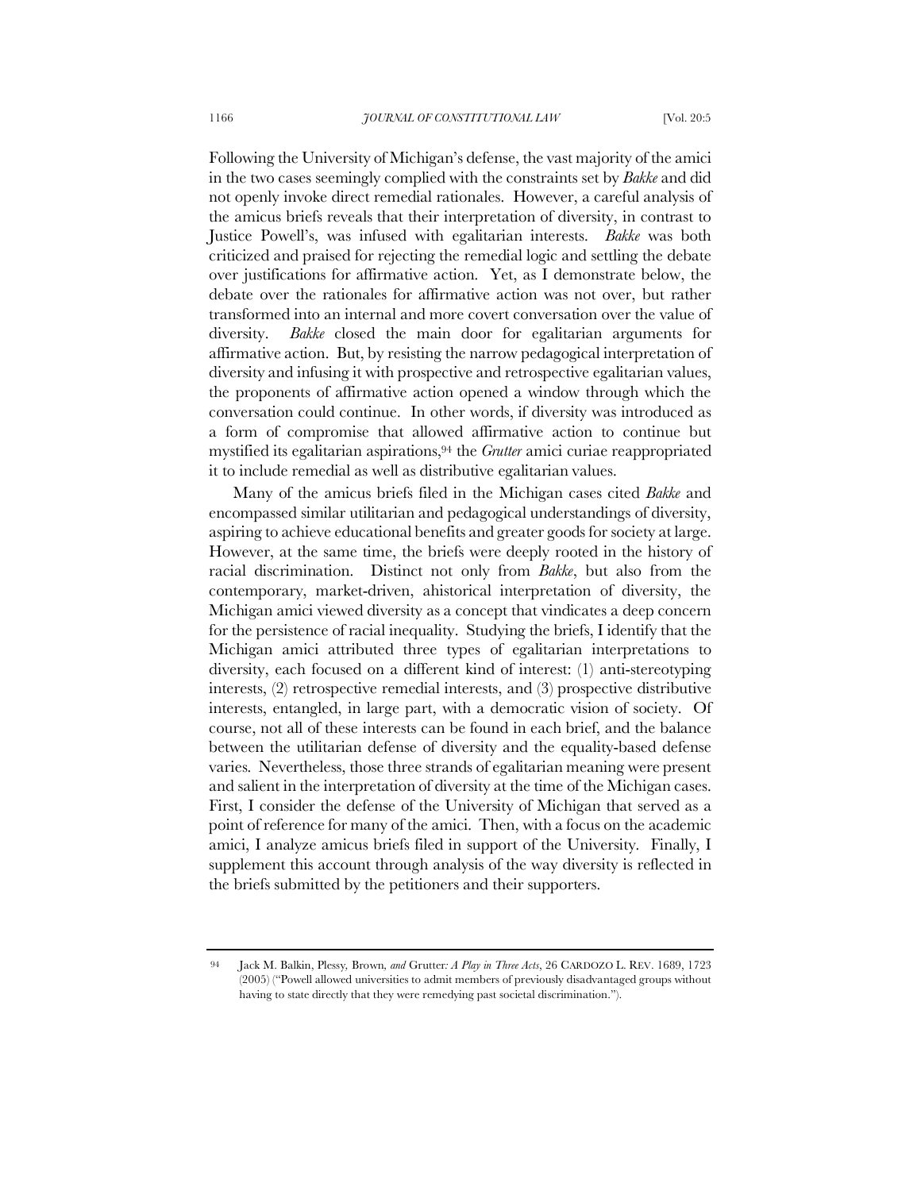Following the University of Michigan's defense, the vast majority of the amici in the two cases seemingly complied with the constraints set by *Bakke* and did not openly invoke direct remedial rationales. However, a careful analysis of the amicus briefs reveals that their interpretation of diversity, in contrast to Justice Powell's, was infused with egalitarian interests. *Bakke* was both criticized and praised for rejecting the remedial logic and settling the debate over justifications for affirmative action. Yet, as I demonstrate below, the debate over the rationales for affirmative action was not over, but rather transformed into an internal and more covert conversation over the value of diversity. *Bakke* closed the main door for egalitarian arguments for affirmative action. But, by resisting the narrow pedagogical interpretation of diversity and infusing it with prospective and retrospective egalitarian values, the proponents of affirmative action opened a window through which the conversation could continue. In other words, if diversity was introduced as a form of compromise that allowed affirmative action to continue but mystified its egalitarian aspirations,[94] the *Grutter* amici curiae reappropriated it to include remedial as well as distributive egalitarian values.

Many of the amicus briefs filed in the Michigan cases cited *Bakke* and encompassed similar utilitarian and pedagogical understandings of diversity, aspiring to achieve educational benefits and greater goods for society at large. However, at the same time, the briefs were deeply rooted in the history of racial discrimination. Distinct not only from *Bakke*, but also from the contemporary, market-driven, ahistorical interpretation of diversity, the Michigan amici viewed diversity as a concept that vindicates a deep concern for the persistence of racial inequality. Studying the briefs, I identify that the Michigan amici attributed three types of egalitarian interpretations to diversity, each focused on a different kind of interest: (1) anti-stereotyping interests, (2) retrospective remedial interests, and (3) prospective distributive interests, entangled, in large part, with a democratic vision of society. Of course, not all of these interests can be found in each brief, and the balance between the utilitarian defense of diversity and the equality-based defense varies. Nevertheless, those three strands of egalitarian meaning were present and salient in the interpretation of diversity at the time of the Michigan cases. First, I consider the defense of the University of Michigan that served as a point of reference for many of the amici. Then, with a focus on the academic amici, I analyze amicus briefs filed in support of the University. Finally, I supplement this account through analysis of the way diversity is reflected in the briefs submitted by the petitioners and their supporters.

---

[94] Jack M. Balkin, Plessy*,* Brown*, and* Grutter*: A Play in Three Acts*, 26 CARDOZO L. REV. 1689, 1723 (2005) ("Powell allowed universities to admit members of previously disadvantaged groups without having to state directly that they were remedying past societal discrimination.").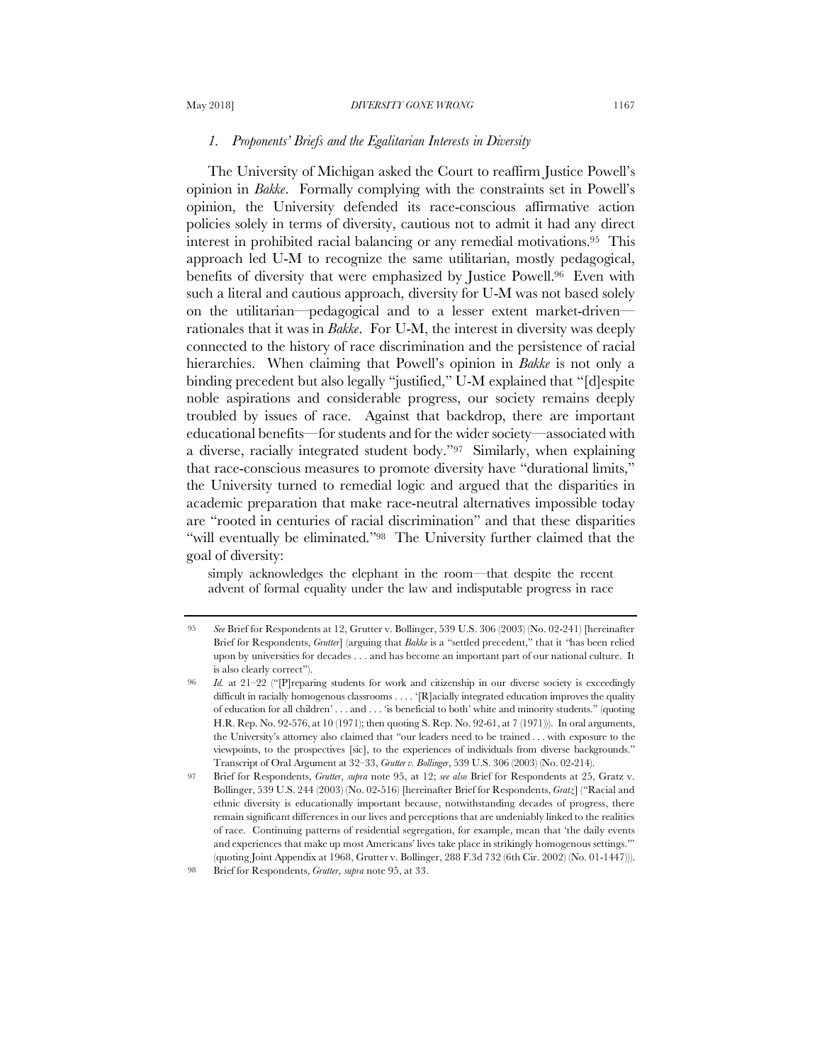### *1. Proponents' Briefs and the Egalitarian Interests in Diversity*

The University of Michigan asked the Court to reaffirm Justice Powell's opinion in *Bakke*. Formally complying with the constraints set in Powell's opinion, the University defended its race-conscious affirmative action policies solely in terms of diversity, cautious not to admit it had any direct interest in prohibited racial balancing or any remedial motivations.[95] This approach led U-M to recognize the same utilitarian, mostly pedagogical, benefits of diversity that were emphasized by Justice Powell.[96] Even with such a literal and cautious approach, diversity for U-M was not based solely on the utilitarian—pedagogical and to a lesser extent market-driven—rationales that it was in *Bakke*. For U-M, the interest in diversity was deeply connected to the history of race discrimination and the persistence of racial hierarchies. When claiming that Powell's opinion in *Bakke* is not only a binding precedent but also legally "justified," U-M explained that "[d]espite noble aspirations and considerable progress, our society remains deeply troubled by issues of race. Against that backdrop, there are important educational benefits—for students and for the wider society—associated with a diverse, racially integrated student body."[97] Similarly, when explaining that race-conscious measures to promote diversity have "durational limits," the University turned to remedial logic and argued that the disparities in academic preparation that make race-neutral alternatives impossible today are "rooted in centuries of racial discrimination" and that these disparities "will eventually be eliminated."[98] The University further claimed that the goal of diversity:

> simply acknowledges the elephant in the room—that despite the recent advent of formal equality under the law and indisputable progress in race

---

95 *See* Brief for Respondents at 12, Grutter v. Bollinger, 539 U.S. 306 (2003) (No. 02-241) [hereinafter Brief for Respondents, *Grutter*] (arguing that *Bakke* is a "settled precedent," that it "has been relied upon by universities for decades . . . and has become an important part of our national culture. It is also clearly correct").

96 *Id.* at 21–22 ("[P]reparing students for work and citizenship in our diverse society is exceedingly difficult in racially homogenous classrooms . . . . '[R]acially integrated education improves the quality of education for all children' . . . and . . . 'is beneficial to both' white and minority students." (quoting H.R. Rep. No. 92-576, at 10 (1971); then quoting S. Rep. No. 92-61, at 7 (1971))). In oral arguments, the University's attorney also claimed that "our leaders need to be trained . . . with exposure to the viewpoints, to the prospectives [sic], to the experiences of individuals from diverse backgrounds." Transcript of Oral Argument at 32–33, *Grutter v. Bollinger*, 539 U.S. 306 (2003) (No. 02-214).

97 Brief for Respondents, *Grutter*, *supra* note 95, at 12; *see also* Brief for Respondents at 25, Gratz v. Bollinger, 539 U.S. 244 (2003) (No. 02-516) [hereinafter Brief for Respondents, *Gratz*] ("Racial and ethnic diversity is educationally important because, notwithstanding decades of progress, there remain significant differences in our lives and perceptions that are undeniably linked to the realities of race. Continuing patterns of residential segregation, for example, mean that 'the daily events and experiences that make up most Americans' lives take place in strikingly homogenous settings.'" (quoting Joint Appendix at 1968, Grutter v. Bollinger, 288 F.3d 732 (6th Cir. 2002) (No. 01-1447))).

98 Brief for Respondents, *Grutter*, *supra* note 95, at 33.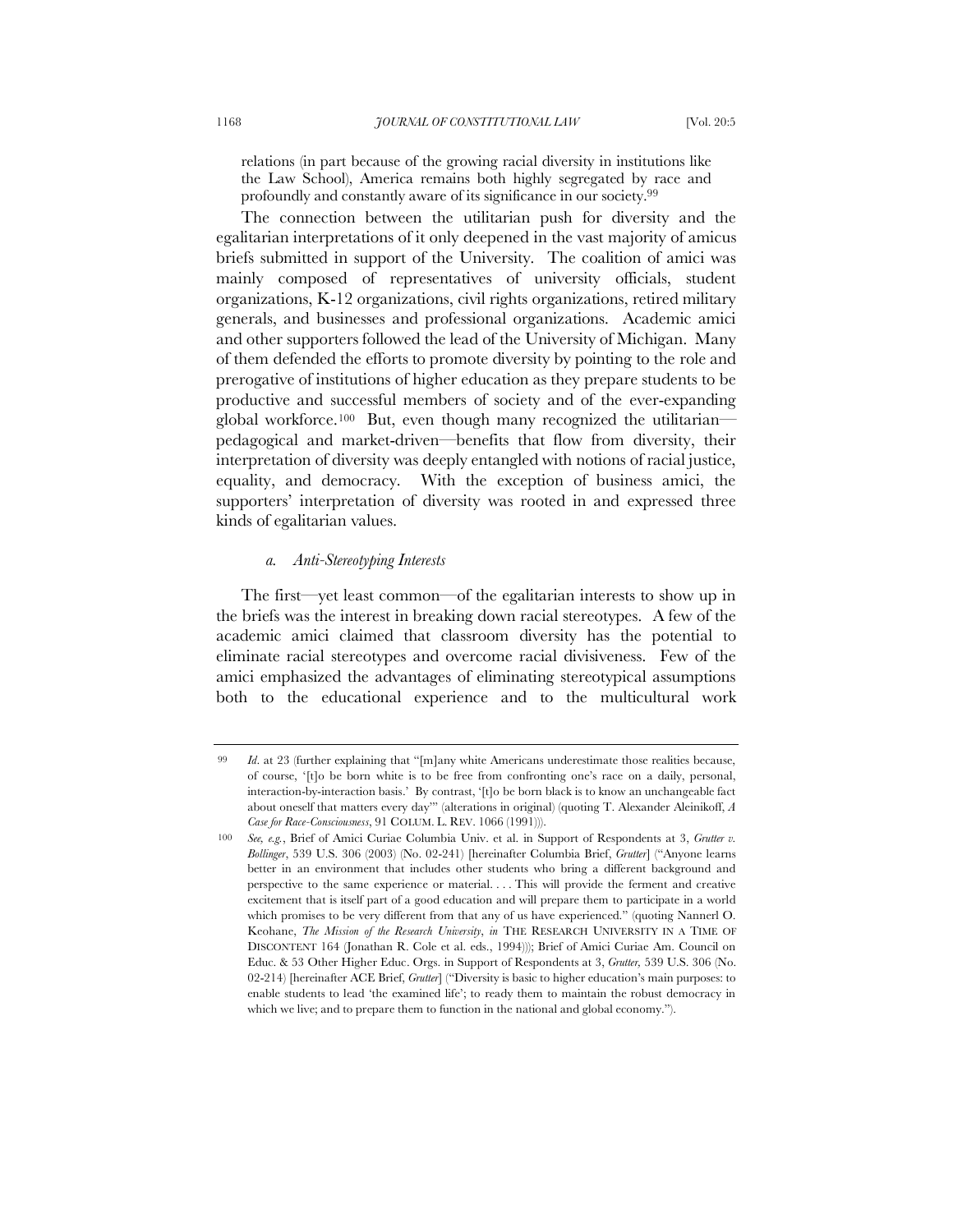relations (in part because of the growing racial diversity in institutions like the Law School), America remains both highly segregated by race and profoundly and constantly aware of its significance in our society.[99]

The connection between the utilitarian push for diversity and the egalitarian interpretations of it only deepened in the vast majority of amicus briefs submitted in support of the University. The coalition of amici was mainly composed of representatives of university officials, student organizations, K-12 organizations, civil rights organizations, retired military generals, and businesses and professional organizations. Academic amici and other supporters followed the lead of the University of Michigan. Many of them defended the efforts to promote diversity by pointing to the role and prerogative of institutions of higher education as they prepare students to be productive and successful members of society and of the ever-expanding global workforce.[100] But, even though many recognized the utilitarian—pedagogical and market-driven—benefits that flow from diversity, their interpretation of diversity was deeply entangled with notions of racial justice, equality, and democracy. With the exception of business amici, the supporters' interpretation of diversity was rooted in and expressed three kinds of egalitarian values.

##### *a. Anti-Stereotyping Interests*

The first—yet least common—of the egalitarian interests to show up in the briefs was the interest in breaking down racial stereotypes. A few of the academic amici claimed that classroom diversity has the potential to eliminate racial stereotypes and overcome racial divisiveness. Few of the amici emphasized the advantages of eliminating stereotypical assumptions both to the educational experience and to the multicultural work

---

99 *Id.* at 23 (further explaining that "[m]any white Americans underestimate those realities because, of course, '[t]o be born white is to be free from confronting one's race on a daily, personal, interaction-by-interaction basis.' By contrast, '[t]o be born black is to know an unchangeable fact about oneself that matters every day'" (alterations in original) (quoting T. Alexander Aleinikoff, *A Case for Race-Consciousness*, 91 COLUM. L. REV. 1066 (1991))).

100 *See, e.g.*, Brief of Amici Curiae Columbia Univ. et al. in Support of Respondents at 3, *Grutter v. Bollinger*, 539 U.S. 306 (2003) (No. 02-241) [hereinafter Columbia Brief, *Grutter*] ("Anyone learns better in an environment that includes other students who bring a different background and perspective to the same experience or material. . . . This will provide the ferment and creative excitement that is itself part of a good education and will prepare them to participate in a world which promises to be very different from that any of us have experienced." (quoting Nannerl O. Keohane, *The Mission of the Research University*, *in* THE RESEARCH UNIVERSITY IN A TIME OF DISCONTENT 164 (Jonathan R. Cole et al. eds., 1994))); Brief of Amici Curiae Am. Council on Educ. & 53 Other Higher Educ. Orgs. in Support of Respondents at 3, *Grutter*, 539 U.S. 306 (No. 02-214) [hereinafter ACE Brief, *Grutter*] ("Diversity is basic to higher education's main purposes: to enable students to lead 'the examined life'; to ready them to maintain the robust democracy in which we live; and to prepare them to function in the national and global economy.").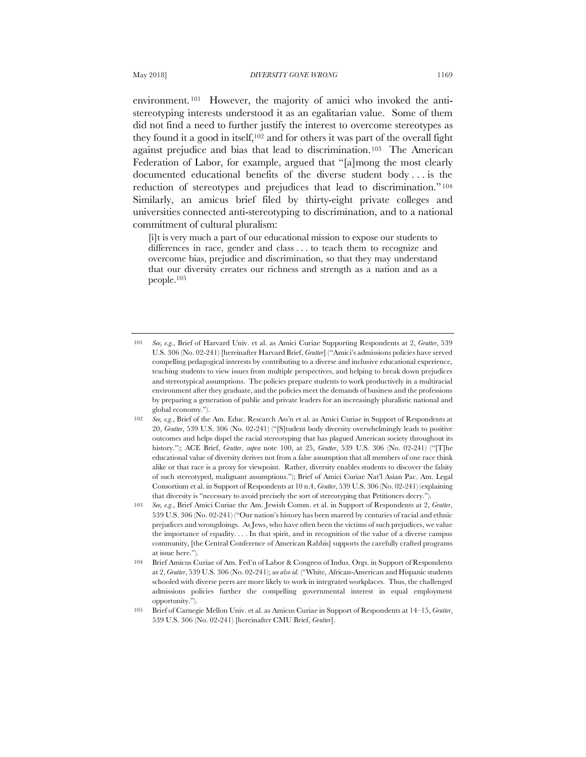environment.[101] However, the majority of amici who invoked the anti-stereotyping interests understood it as an egalitarian value. Some of them did not find a need to further justify the interest to overcome stereotypes as they found it a good in itself,[102] and for others it was part of the overall fight against prejudice and bias that lead to discrimination.[103] The American Federation of Labor, for example, argued that "[a]mong the most clearly documented educational benefits of the diverse student body . . . is the reduction of stereotypes and prejudices that lead to discrimination."[104] Similarly, an amicus brief filed by thirty-eight private colleges and universities connected anti-stereotyping to discrimination, and to a national commitment of cultural pluralism:

> [i]t is very much a part of our educational mission to expose our students to differences in race, gender and class . . . to teach them to recognize and overcome bias, prejudice and discrimination, so that they may understand that our diversity creates our richness and strength as a nation and as a people.[105]

---

[101] *See, e.g.*, Brief of Harvard Univ. et al. as Amici Curiae Supporting Respondents at 2, *Grutter*, 539 U.S. 306 (No. 02-241) [hereinafter Harvard Brief, *Grutter*] ("Amici's admissions policies have served compelling pedagogical interests by contributing to a diverse and inclusive educational experience, teaching students to view issues from multiple perspectives, and helping to break down prejudices and stereotypical assumptions. The policies prepare students to work productively in a multiracial environment after they graduate, and the policies meet the demands of business and the professions by preparing a generation of public and private leaders for an increasingly pluralistic national and global economy.").

[102] *See, e.g.*, Brief of the Am. Educ. Research Ass'n et al. as Amici Curiae in Support of Respondents at 20, *Grutter*, 539 U.S. 306 (No. 02-241) ("[S]tudent body diversity overwhelmingly leads to positive outcomes and helps dispel the racial stereotyping that has plagued American society throughout its history."); ACE Brief, *Grutter*, *supra* note 100, at 25, *Grutter*, 539 U.S. 306 (No. 02-241) ("[T]he educational value of diversity derives not from a false assumption that all members of one race think alike or that race is a proxy for viewpoint. Rather, diversity enables students to discover the falsity of such stereotyped, malignant assumptions."); Brief of Amici Curiae Nat'l Asian Pac. Am. Legal Consortium et al. in Support of Respondents at 10 n.4, *Grutter*, 539 U.S. 306 (No. 02-241) (explaining that diversity is "necessary to avoid precisely the sort of stereotyping that Petitioners decry.").

[103] *See, e.g.*, Brief Amici Curiae the Am. Jewish Comm. et al. in Support of Respondents at 2, *Grutter*, 539 U.S. 306 (No. 02-241) ("Our nation's history has been marred by centuries of racial and ethnic prejudices and wrongdoings. As Jews, who have often been the victims of such prejudices, we value the importance of equality. . . . In that spirit, and in recognition of the value of a diverse campus community, [the Central Conference of American Rabbis] supports the carefully crafted programs at issue here.").

[104] Brief Amicus Curiae of Am. Fed'n of Labor & Congress of Indus. Orgs. in Support of Respondents at 2, *Grutter*, 539 U.S. 306 (No. 02-241); *see also id.* ("White, African-American and Hispanic students schooled with diverse peers are more likely to work in integrated workplaces. Thus, the challenged admissions policies further the compelling governmental interest in equal employment opportunity.").

[105] Brief of Carnegie Mellon Univ. et al. as Amicus Curiae in Support of Respondents at 14–15, *Grutter*, 539 U.S. 306 (No. 02-241) [hereinafter CMU Brief, *Grutter*].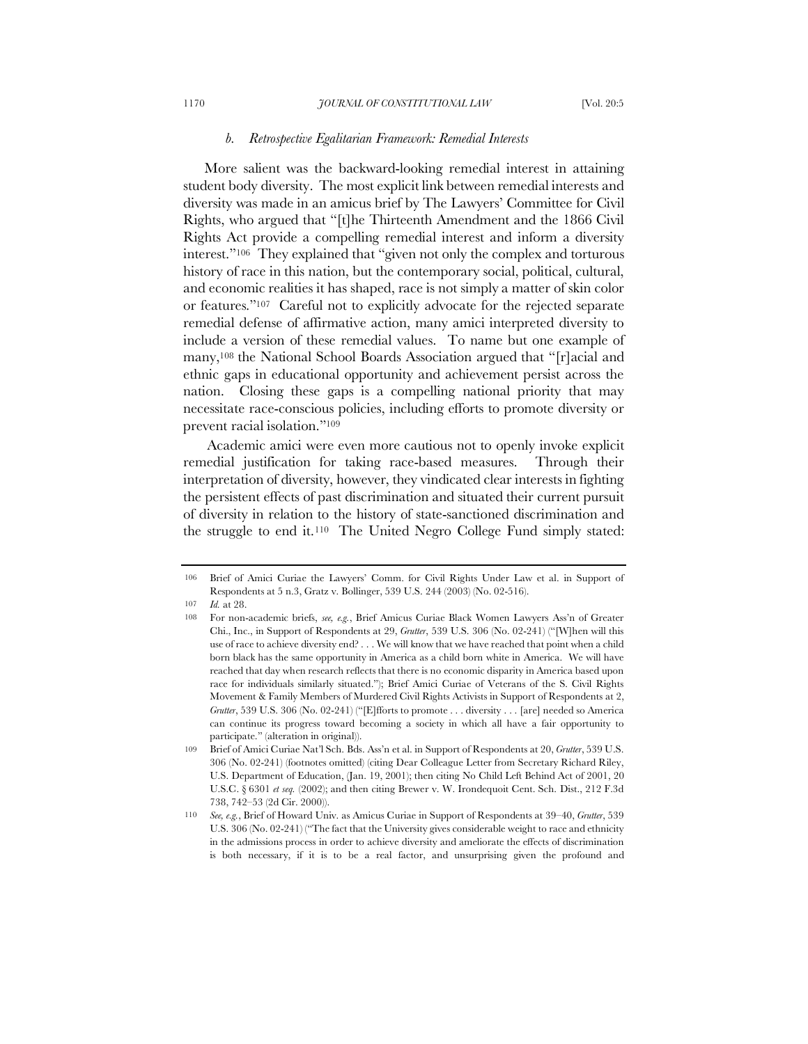#### *b. Retrospective Egalitarian Framework: Remedial Interests*

More salient was the backward-looking remedial interest in attaining student body diversity. The most explicit link between remedial interests and diversity was made in an amicus brief by The Lawyers' Committee for Civil Rights, who argued that "[t]he Thirteenth Amendment and the 1866 Civil Rights Act provide a compelling remedial interest and inform a diversity interest."[106] They explained that "given not only the complex and torturous history of race in this nation, but the contemporary social, political, cultural, and economic realities it has shaped, race is not simply a matter of skin color or features."[107] Careful not to explicitly advocate for the rejected separate remedial defense of affirmative action, many amici interpreted diversity to include a version of these remedial values. To name but one example of many,[108] the National School Boards Association argued that "[r]acial and ethnic gaps in educational opportunity and achievement persist across the nation. Closing these gaps is a compelling national priority that may necessitate race-conscious policies, including efforts to promote diversity or prevent racial isolation."[109]

Academic amici were even more cautious not to openly invoke explicit remedial justification for taking race-based measures. Through their interpretation of diversity, however, they vindicated clear interests in fighting the persistent effects of past discrimination and situated their current pursuit of diversity in relation to the history of state-sanctioned discrimination and the struggle to end it.[110] The United Negro College Fund simply stated:

---

106 Brief of Amici Curiae the Lawyers' Comm. for Civil Rights Under Law et al. in Support of Respondents at 5 n.3, Gratz v. Bollinger, 539 U.S. 244 (2003) (No. 02-516).

107 *Id.* at 28.

108 For non-academic briefs, *see, e.g.*, Brief Amicus Curiae Black Women Lawyers Ass'n of Greater Chi., Inc., in Support of Respondents at 29, *Grutter*, 539 U.S. 306 (No. 02-241) ("[W]hen will this use of race to achieve diversity end? . . . We will know that we have reached that point when a child born black has the same opportunity in America as a child born white in America. We will have reached that day when research reflects that there is no economic disparity in America based upon race for individuals similarly situated."); Brief Amici Curiae of Veterans of the S. Civil Rights Movement & Family Members of Murdered Civil Rights Activists in Support of Respondents at 2, *Grutter*, 539 U.S. 306 (No. 02-241) ("[E]fforts to promote . . . diversity . . . [are] needed so America can continue its progress toward becoming a society in which all have a fair opportunity to participate." (alteration in original)).

109 Brief of Amici Curiae Nat'l Sch. Bds. Ass'n et al. in Support of Respondents at 20, *Grutter*, 539 U.S. 306 (No. 02-241) (footnotes omitted) (citing Dear Colleague Letter from Secretary Richard Riley, U.S. Department of Education, (Jan. 19, 2001); then citing No Child Left Behind Act of 2001, 20 U.S.C. § 6301 *et seq.* (2002); and then citing Brewer v. W. Irondequoit Cent. Sch. Dist., 212 F.3d 738, 742–53 (2d Cir. 2000)).

110 *See, e.g.*, Brief of Howard Univ. as Amicus Curiae in Support of Respondents at 39–40, *Grutter*, 539 U.S. 306 (No. 02-241) ("The fact that the University gives considerable weight to race and ethnicity in the admissions process in order to achieve diversity and ameliorate the effects of discrimination is both necessary, if it is to be a real factor, and unsurprising given the profound and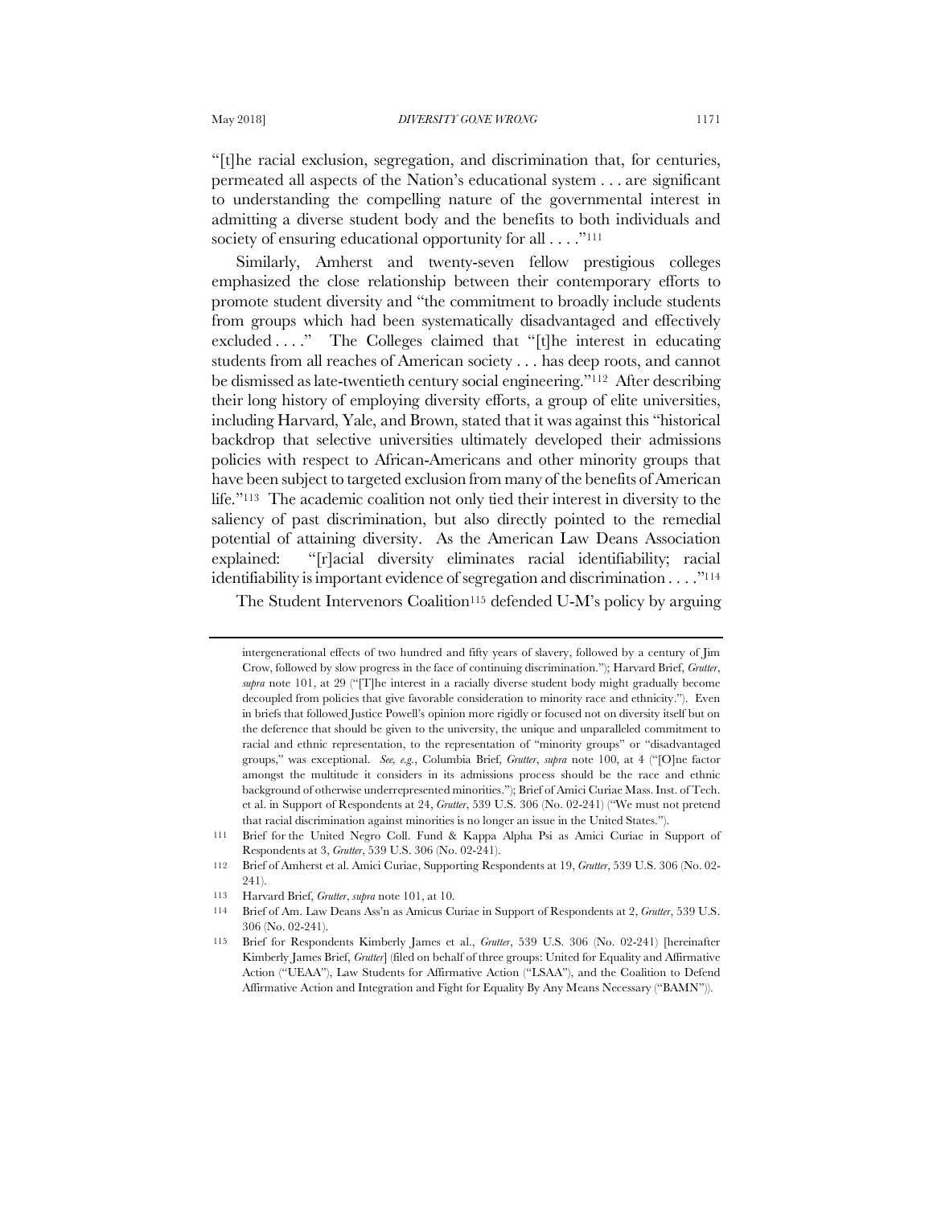"[t]he racial exclusion, segregation, and discrimination that, for centuries, permeated all aspects of the Nation's educational system . . . are significant to understanding the compelling nature of the governmental interest in admitting a diverse student body and the benefits to both individuals and society of ensuring educational opportunity for all . . . ."[111]

Similarly, Amherst and twenty-seven fellow prestigious colleges emphasized the close relationship between their contemporary efforts to promote student diversity and "the commitment to broadly include students from groups which had been systematically disadvantaged and effectively excluded . . . ." The Colleges claimed that "[t]he interest in educating students from all reaches of American society . . . has deep roots, and cannot be dismissed as late-twentieth century social engineering."[112] After describing their long history of employing diversity efforts, a group of elite universities, including Harvard, Yale, and Brown, stated that it was against this "historical backdrop that selective universities ultimately developed their admissions policies with respect to African-Americans and other minority groups that have been subject to targeted exclusion from many of the benefits of American life."[113] The academic coalition not only tied their interest in diversity to the saliency of past discrimination, but also directly pointed to the remedial potential of attaining diversity. As the American Law Deans Association explained: "[r]acial diversity eliminates racial identifiability; racial identifiability is important evidence of segregation and discrimination . . . ."[114]

The Student Intervenors Coalition[115] defended U-M's policy by arguing

---

intergenerational effects of two hundred and fifty years of slavery, followed by a century of Jim Crow, followed by slow progress in the face of continuing discrimination."); Harvard Brief, *Grutter*, *supra* note 101, at 29 ("[T]he interest in a racially diverse student body might gradually become decoupled from policies that give favorable consideration to minority race and ethnicity."). Even in briefs that followed Justice Powell's opinion more rigidly or focused not on diversity itself but on the deference that should be given to the university, the unique and unparalleled commitment to racial and ethnic representation, to the representation of "minority groups" or "disadvantaged groups," was exceptional. *See, e.g.*, Columbia Brief, *Grutter*, *supra* note 100, at 4 ("[O]ne factor amongst the multitude it considers in its admissions process should be the race and ethnic background of otherwise underrepresented minorities."); Brief of Amici Curiae Mass. Inst. of Tech. et al. in Support of Respondents at 24, *Grutter*, 539 U.S. 306 (No. 02-241) ("We must not pretend that racial discrimination against minorities is no longer an issue in the United States.").

111 Brief for the United Negro Coll. Fund & Kappa Alpha Psi as Amici Curiae in Support of Respondents at 3, *Grutter*, 539 U.S. 306 (No. 02-241).

112 Brief of Amherst et al. Amici Curiae, Supporting Respondents at 19, *Grutter*, 539 U.S. 306 (No. 02-241).

113 Harvard Brief, *Grutter*, *supra* note 101, at 10.

114 Brief of Am. Law Deans Ass'n as Amicus Curiae in Support of Respondents at 2, *Grutter*, 539 U.S. 306 (No. 02-241).

115 Brief for Respondents Kimberly James et al., *Grutter*, 539 U.S. 306 (No. 02-241) [hereinafter Kimberly James Brief, *Grutter*] (filed on behalf of three groups: United for Equality and Affirmative Action ("UEAA"), Law Students for Affirmative Action ("LSAA"), and the Coalition to Defend Affirmative Action and Integration and Fight for Equality By Any Means Necessary ("BAMN")).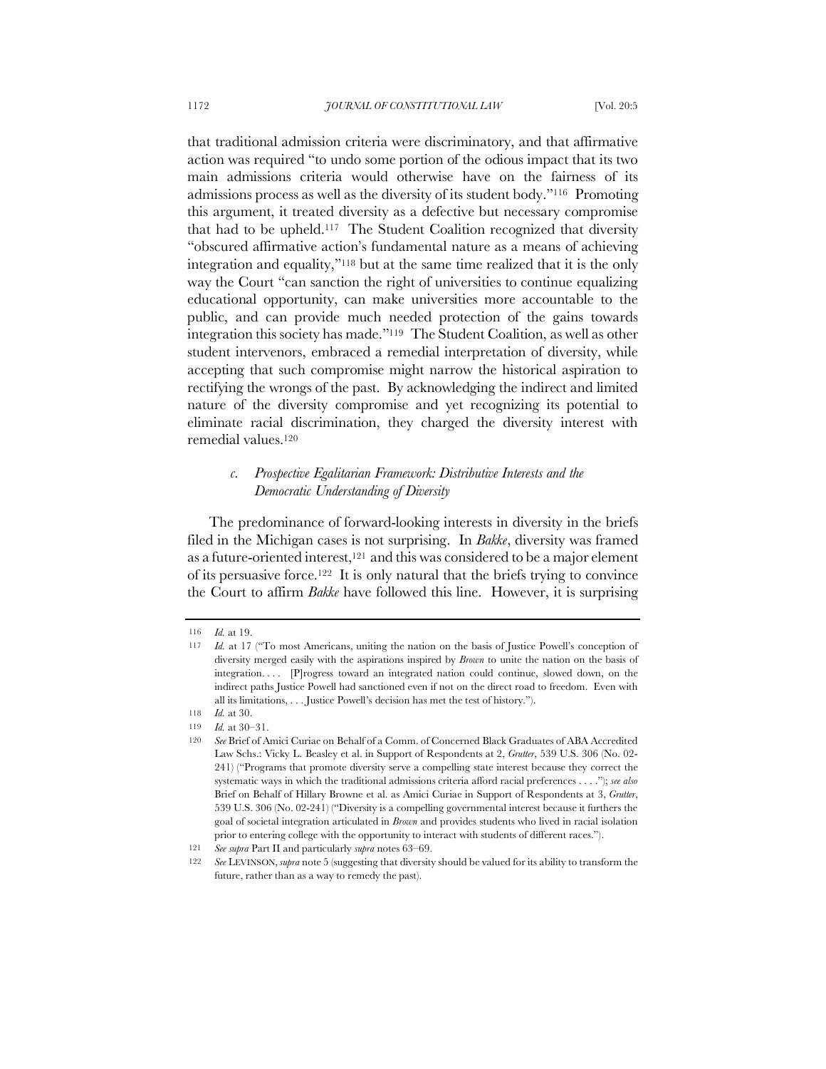that traditional admission criteria were discriminatory, and that affirmative action was required "to undo some portion of the odious impact that its two main admissions criteria would otherwise have on the fairness of its admissions process as well as the diversity of its student body."[116] Promoting this argument, it treated diversity as a defective but necessary compromise that had to be upheld.[117] The Student Coalition recognized that diversity "obscured affirmative action's fundamental nature as a means of achieving integration and equality,"[118] but at the same time realized that it is the only way the Court "can sanction the right of universities to continue equalizing educational opportunity, can make universities more accountable to the public, and can provide much needed protection of the gains towards integration this society has made."[119] The Student Coalition, as well as other student intervenors, embraced a remedial interpretation of diversity, while accepting that such compromise might narrow the historical aspiration to rectifying the wrongs of the past. By acknowledging the indirect and limited nature of the diversity compromise and yet recognizing its potential to eliminate racial discrimination, they charged the diversity interest with remedial values.[120]

#### *c. Prospective Egalitarian Framework: Distributive Interests and the Democratic Understanding of Diversity*

The predominance of forward-looking interests in diversity in the briefs filed in the Michigan cases is not surprising. In *Bakke*, diversity was framed as a future-oriented interest,[121] and this was considered to be a major element of its persuasive force.[122] It is only natural that the briefs trying to convince the Court to affirm *Bakke* have followed this line. However, it is surprising

---

116 *Id.* at 19.

117 *Id.* at 17 ("To most Americans, uniting the nation on the basis of Justice Powell's conception of diversity merged easily with the aspirations inspired by *Brown* to unite the nation on the basis of integration. . . . [P]rogress toward an integrated nation could continue, slowed down, on the indirect paths Justice Powell had sanctioned even if not on the direct road to freedom. Even with all its limitations, . . . Justice Powell's decision has met the test of history.").

118 *Id.* at 30.

119 *Id.* at 30–31.

120 *See* Brief of Amici Curiae on Behalf of a Comm. of Concerned Black Graduates of ABA Accredited Law Schs.: Vicky L. Beasley et al. in Support of Respondents at 2, *Grutter*, 539 U.S. 306 (No. 02-241) ("Programs that promote diversity serve a compelling state interest because they correct the systematic ways in which the traditional admissions criteria afford racial preferences . . . ."); *see also* Brief on Behalf of Hillary Browne et al. as Amici Curiae in Support of Respondents at 3, *Grutter*, 539 U.S. 306 (No. 02-241) ("Diversity is a compelling governmental interest because it furthers the goal of societal integration articulated in *Brown* and provides students who lived in racial isolation prior to entering college with the opportunity to interact with students of different races.").

121 *See supra* Part II and particularly *supra* notes 63–69.

122 *See* LEVINSON, *supra* note 5 (suggesting that diversity should be valued for its ability to transform the future, rather than as a way to remedy the past).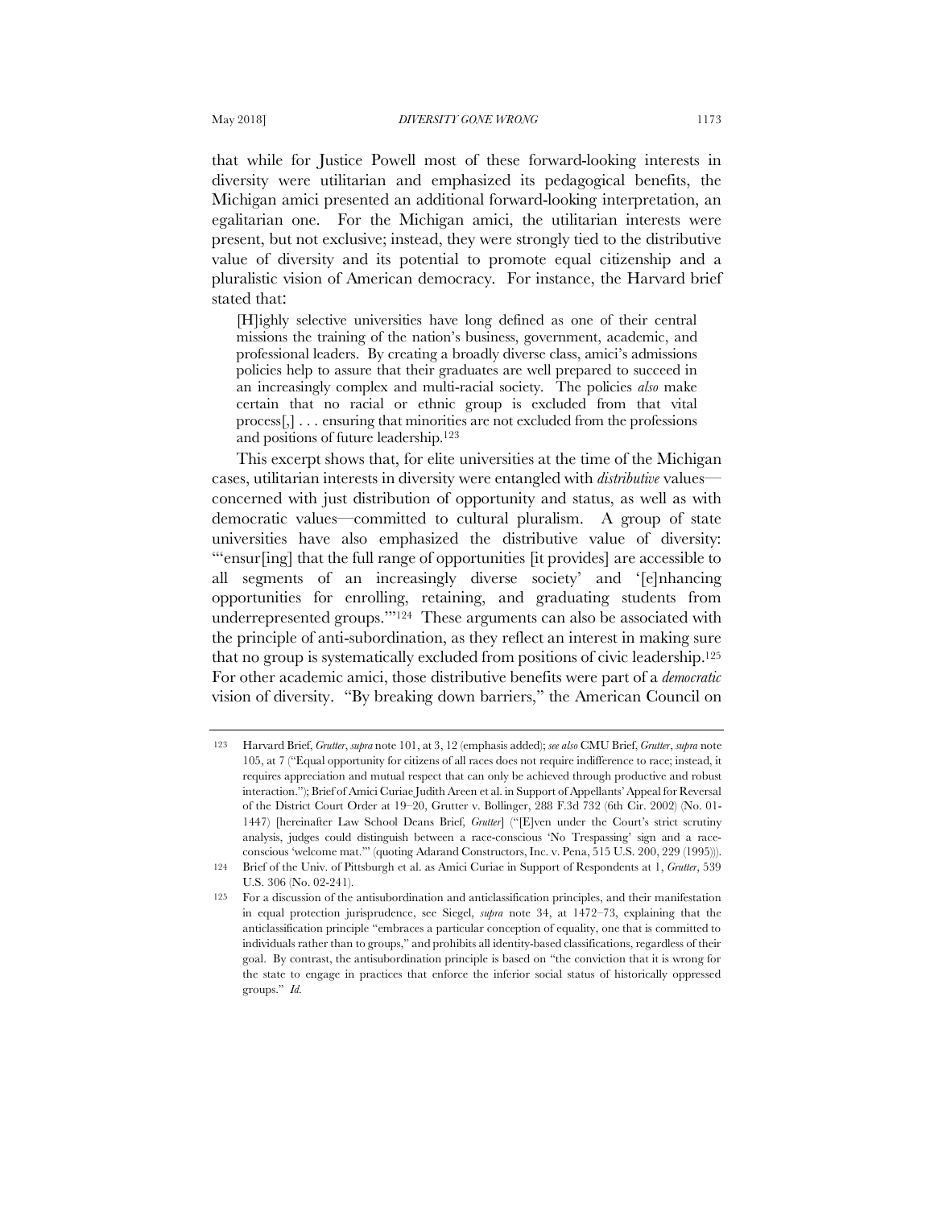that while for Justice Powell most of these forward-looking interests in diversity were utilitarian and emphasized its pedagogical benefits, the Michigan amici presented an additional forward-looking interpretation, an egalitarian one. For the Michigan amici, the utilitarian interests were present, but not exclusive; instead, they were strongly tied to the distributive value of diversity and its potential to promote equal citizenship and a pluralistic vision of American democracy. For instance, the Harvard brief stated that:

> [H]ighly selective universities have long defined as one of their central missions the training of the nation's business, government, academic, and professional leaders. By creating a broadly diverse class, amici's admissions policies help to assure that their graduates are well prepared to succeed in an increasingly complex and multi-racial society. The policies *also* make certain that no racial or ethnic group is excluded from that vital process[,] . . . ensuring that minorities are not excluded from the professions and positions of future leadership.[123]

This excerpt shows that, for elite universities at the time of the Michigan cases, utilitarian interests in diversity were entangled with *distributive* values—concerned with just distribution of opportunity and status, as well as with democratic values—committed to cultural pluralism. A group of state universities have also emphasized the distributive value of diversity: "'ensur[ing] that the full range of opportunities [it provides] are accessible to all segments of an increasingly diverse society' and '[e]nhancing opportunities for enrolling, retaining, and graduating students from underrepresented groups.'"[124] These arguments can also be associated with the principle of anti-subordination, as they reflect an interest in making sure that no group is systematically excluded from positions of civic leadership.[125] For other academic amici, those distributive benefits were part of a *democratic* vision of diversity. "By breaking down barriers," the American Council on

---

123 Harvard Brief, *Grutter*, *supra* note 101, at 3, 12 (emphasis added); *see also* CMU Brief, *Grutter*, *supra* note 105, at 7 ("Equal opportunity for citizens of all races does not require indifference to race; instead, it requires appreciation and mutual respect that can only be achieved through productive and robust interaction."); Brief of Amici Curiae Judith Areen et al. in Support of Appellants' Appeal for Reversal of the District Court Order at 19–20, Grutter v. Bollinger, 288 F.3d 732 (6th Cir. 2002) (No. 01-1447) [hereinafter Law School Deans Brief, *Grutter*] ("[E]ven under the Court's strict scrutiny analysis, judges could distinguish between a race-conscious 'No Trespassing' sign and a race-conscious 'welcome mat.'" (quoting Adarand Constructors, Inc. v. Pena, 515 U.S. 200, 229 (1995))).

124 Brief of the Univ. of Pittsburgh et al. as Amici Curiae in Support of Respondents at 1, *Grutter*, 539 U.S. 306 (No. 02-241).

125 For a discussion of the antisubordination and anticlassification principles, and their manifestation in equal protection jurisprudence, see Siegel, *supra* note 34, at 1472–73, explaining that the anticlassification principle "embraces a particular conception of equality, one that is committed to individuals rather than to groups," and prohibits all identity-based classifications, regardless of their goal. By contrast, the antisubordination principle is based on "the conviction that it is wrong for the state to engage in practices that enforce the inferior social status of historically oppressed groups." *Id.*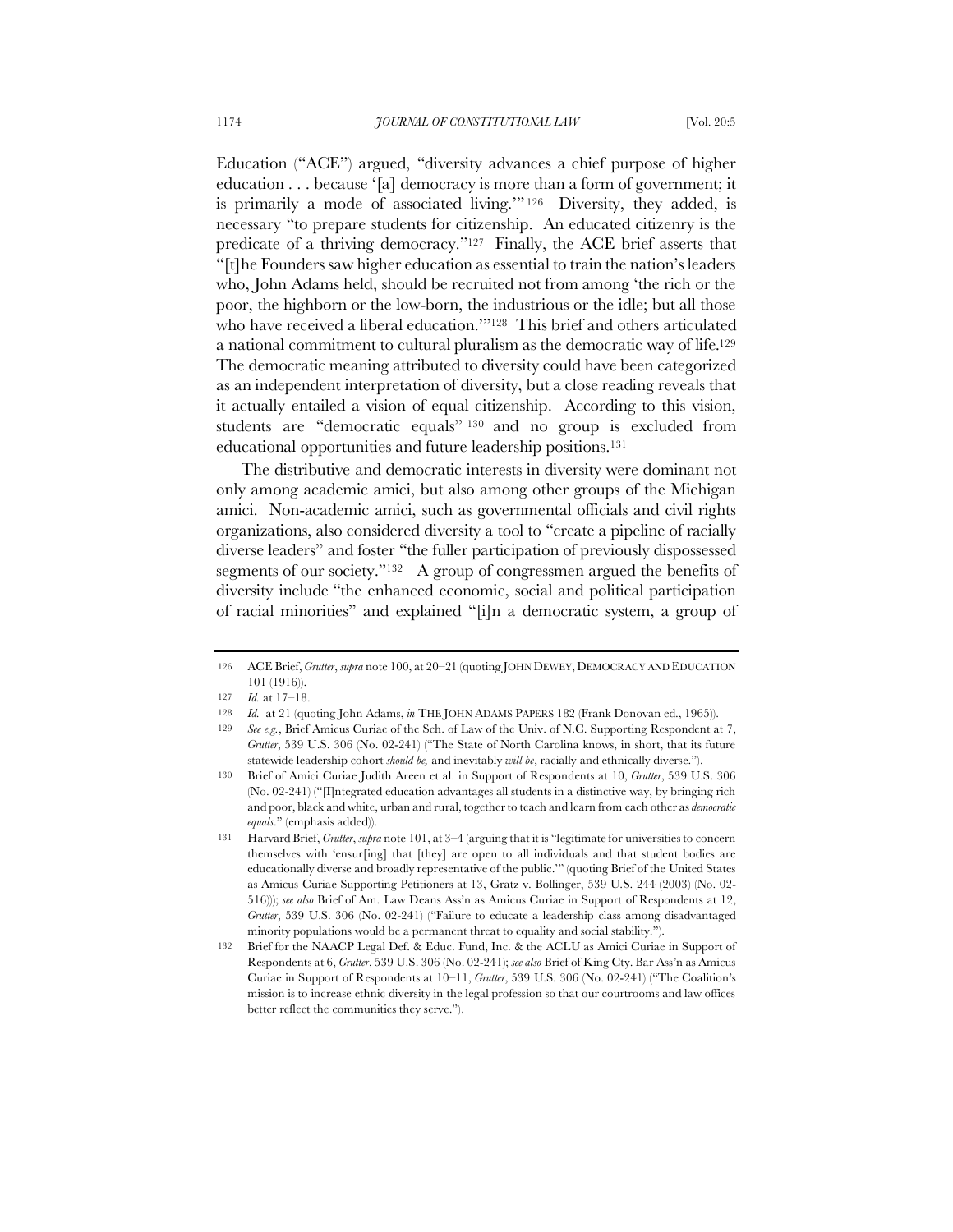Education ("ACE") argued, "diversity advances a chief purpose of higher education . . . because '[a] democracy is more than a form of government; it is primarily a mode of associated living.'"[126] Diversity, they added, is necessary "to prepare students for citizenship. An educated citizenry is the predicate of a thriving democracy."[127] Finally, the ACE brief asserts that "[t]he Founders saw higher education as essential to train the nation's leaders who, John Adams held, should be recruited not from among 'the rich or the poor, the highborn or the low-born, the industrious or the idle; but all those who have received a liberal education.'"[128] This brief and others articulated a national commitment to cultural pluralism as the democratic way of life.[129] The democratic meaning attributed to diversity could have been categorized as an independent interpretation of diversity, but a close reading reveals that it actually entailed a vision of equal citizenship. According to this vision, students are "democratic equals"[130] and no group is excluded from educational opportunities and future leadership positions.[131]

The distributive and democratic interests in diversity were dominant not only among academic amici, but also among other groups of the Michigan amici. Non-academic amici, such as governmental officials and civil rights organizations, also considered diversity a tool to "create a pipeline of racially diverse leaders" and foster "the fuller participation of previously dispossessed segments of our society."[132] A group of congressmen argued the benefits of diversity include "the enhanced economic, social and political participation of racial minorities" and explained "[i]n a democratic system, a group of

---

126 ACE Brief, *Grutter*, *supra* note 100, at 20–21 (quoting JOHN DEWEY, DEMOCRACY AND EDUCATION 101 (1916)).

127 *Id.* at 17–18.

128 *Id.* at 21 (quoting John Adams, *in* THE JOHN ADAMS PAPERS 182 (Frank Donovan ed., 1965)).

129 *See e.g.*, Brief Amicus Curiae of the Sch. of Law of the Univ. of N.C. Supporting Respondent at 7, *Grutter*, 539 U.S. 306 (No. 02-241) ("The State of North Carolina knows, in short, that its future statewide leadership cohort *should be,* and inevitably *will be*, racially and ethnically diverse.").

130 Brief of Amici Curiae Judith Areen et al. in Support of Respondents at 10, *Grutter*, 539 U.S. 306 (No. 02-241) ("[I]ntegrated education advantages all students in a distinctive way, by bringing rich and poor, black and white, urban and rural, together to teach and learn from each other as *democratic equals*." (emphasis added)).

131 Harvard Brief, *Grutter*, *supra* note 101, at 3–4 (arguing that it is "legitimate for universities to concern themselves with 'ensur[ing] that [they] are open to all individuals and that student bodies are educationally diverse and broadly representative of the public.'" (quoting Brief of the United States as Amicus Curiae Supporting Petitioners at 13, Gratz v. Bollinger, 539 U.S. 244 (2003) (No. 02-516))); *see also* Brief of Am. Law Deans Ass'n as Amicus Curiae in Support of Respondents at 12, *Grutter*, 539 U.S. 306 (No. 02-241) ("Failure to educate a leadership class among disadvantaged minority populations would be a permanent threat to equality and social stability.").

132 Brief for the NAACP Legal Def. & Educ. Fund, Inc. & the ACLU as Amici Curiae in Support of Respondents at 6, *Grutter*, 539 U.S. 306 (No. 02-241); *see also* Brief of King Cty. Bar Ass'n as Amicus Curiae in Support of Respondents at 10–11, *Grutter*, 539 U.S. 306 (No. 02-241) ("The Coalition's mission is to increase ethnic diversity in the legal profession so that our courtrooms and law offices better reflect the communities they serve.").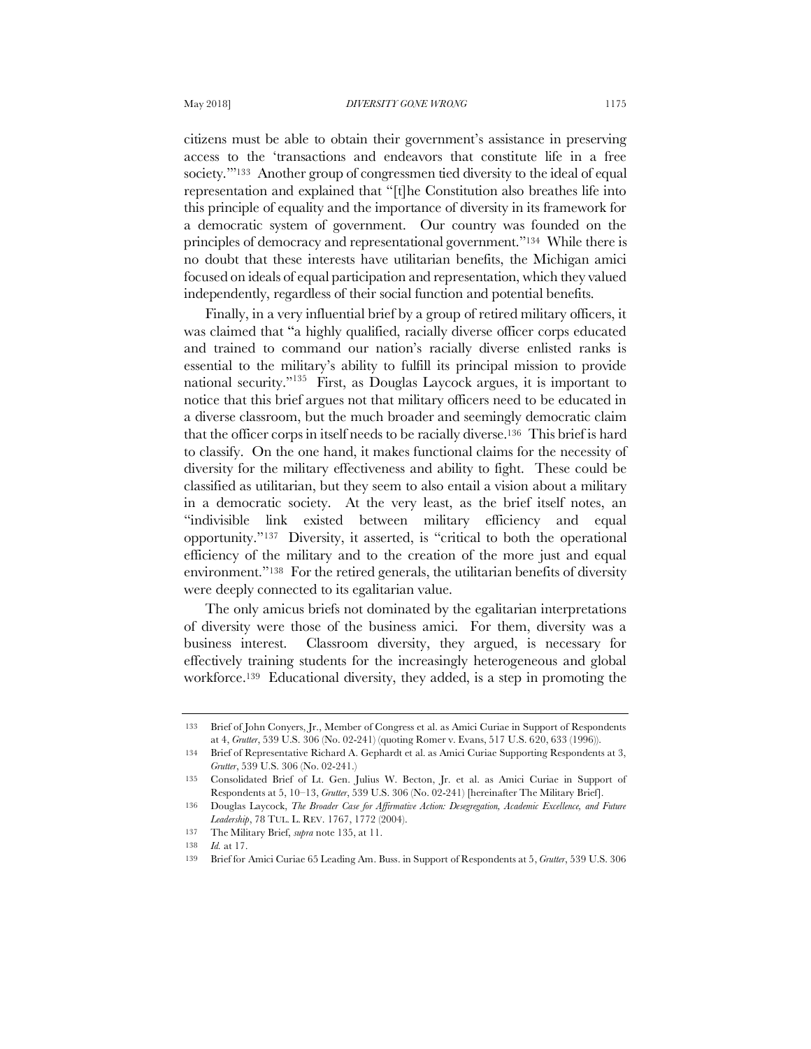citizens must be able to obtain their government's assistance in preserving access to the 'transactions and endeavors that constitute life in a free society.'"[133] Another group of congressmen tied diversity to the ideal of equal representation and explained that "[t]he Constitution also breathes life into this principle of equality and the importance of diversity in its framework for a democratic system of government. Our country was founded on the principles of democracy and representational government."[134] While there is no doubt that these interests have utilitarian benefits, the Michigan amici focused on ideals of equal participation and representation, which they valued independently, regardless of their social function and potential benefits.

Finally, in a very influential brief by a group of retired military officers, it was claimed that "a highly qualified, racially diverse officer corps educated and trained to command our nation's racially diverse enlisted ranks is essential to the military's ability to fulfill its principal mission to provide national security."[135] First, as Douglas Laycock argues, it is important to notice that this brief argues not that military officers need to be educated in a diverse classroom, but the much broader and seemingly democratic claim that the officer corps in itself needs to be racially diverse.[136] This brief is hard to classify. On the one hand, it makes functional claims for the necessity of diversity for the military effectiveness and ability to fight. These could be classified as utilitarian, but they seem to also entail a vision about a military in a democratic society. At the very least, as the brief itself notes, an "indivisible link existed between military efficiency and equal opportunity."[137] Diversity, it asserted, is "critical to both the operational efficiency of the military and to the creation of the more just and equal environment."[138] For the retired generals, the utilitarian benefits of diversity were deeply connected to its egalitarian value.

The only amicus briefs not dominated by the egalitarian interpretations of diversity were those of the business amici. For them, diversity was a business interest. Classroom diversity, they argued, is necessary for effectively training students for the increasingly heterogeneous and global workforce.[139] Educational diversity, they added, is a step in promoting the

---

133 Brief of John Conyers, Jr., Member of Congress et al. as Amici Curiae in Support of Respondents at 4, *Grutter*, 539 U.S. 306 (No. 02-241) (quoting Romer v. Evans, 517 U.S. 620, 633 (1996)).

134 Brief of Representative Richard A. Gephardt et al. as Amici Curiae Supporting Respondents at 3, *Grutter*, 539 U.S. 306 (No. 02-241.)

135 Consolidated Brief of Lt. Gen. Julius W. Becton, Jr. et al. as Amici Curiae in Support of Respondents at 5, 10–13, *Grutter*, 539 U.S. 306 (No. 02-241) [hereinafter The Military Brief].

136 Douglas Laycock, *The Broader Case for Affirmative Action: Desegregation, Academic Excellence, and Future Leadership*, 78 TUL. L. REV. 1767, 1772 (2004).

137 The Military Brief, *supra* note 135, at 11.

138 *Id.* at 17.

139 Brief for Amici Curiae 65 Leading Am. Buss. in Support of Respondents at 5, *Grutter*, 539 U.S. 306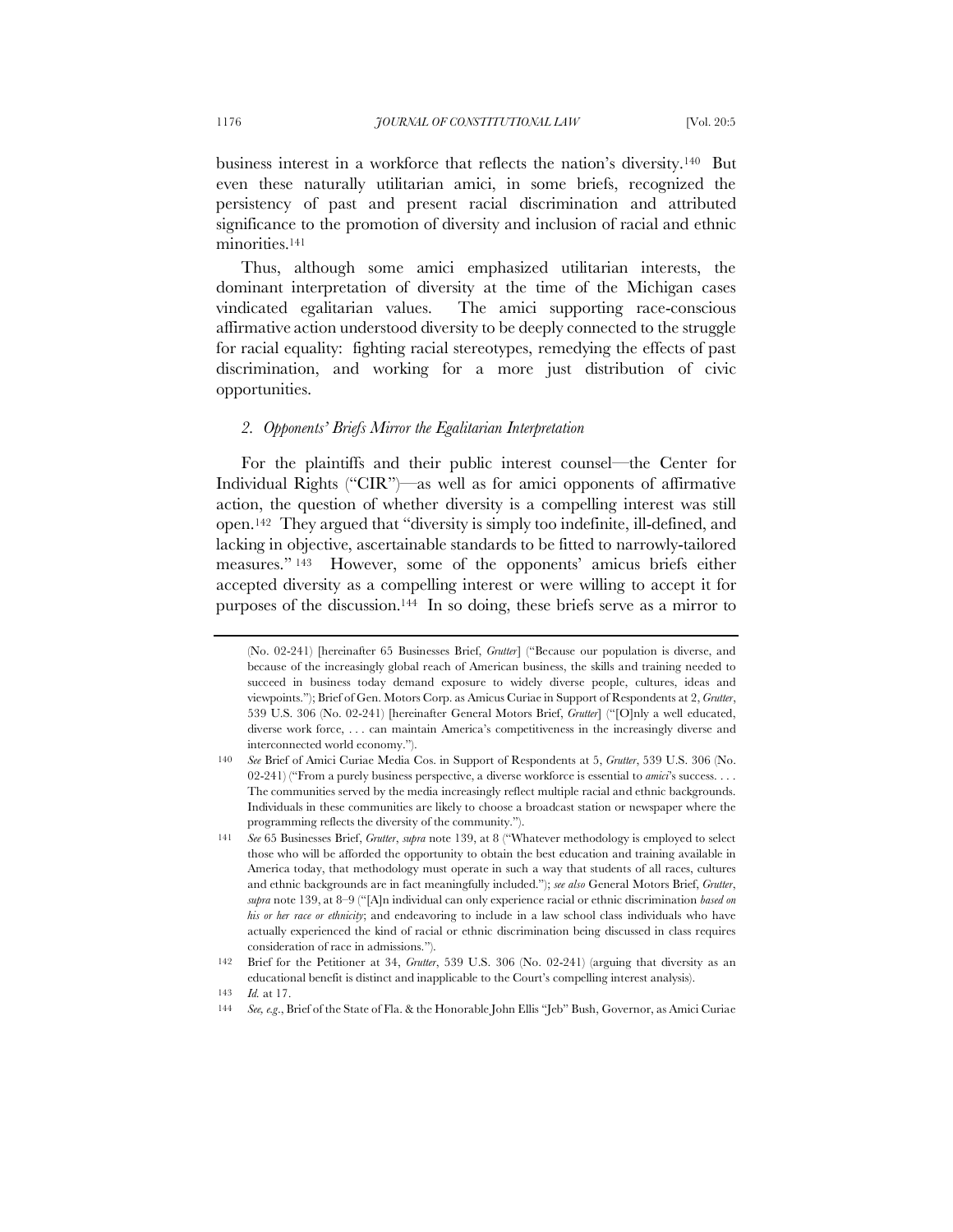business interest in a workforce that reflects the nation's diversity.[140] But even these naturally utilitarian amici, in some briefs, recognized the persistency of past and present racial discrimination and attributed significance to the promotion of diversity and inclusion of racial and ethnic minorities.[141]

Thus, although some amici emphasized utilitarian interests, the dominant interpretation of diversity at the time of the Michigan cases vindicated egalitarian values. The amici supporting race-conscious affirmative action understood diversity to be deeply connected to the struggle for racial equality: fighting racial stereotypes, remedying the effects of past discrimination, and working for a more just distribution of civic opportunities.

### *2. Opponents' Briefs Mirror the Egalitarian Interpretation*

For the plaintiffs and their public interest counsel—the Center for Individual Rights ("CIR")—as well as for amici opponents of affirmative action, the question of whether diversity is a compelling interest was still open.[142] They argued that "diversity is simply too indefinite, ill-defined, and lacking in objective, ascertainable standards to be fitted to narrowly-tailored measures."[143] However, some of the opponents' amicus briefs either accepted diversity as a compelling interest or were willing to accept it for purposes of the discussion.[144] In so doing, these briefs serve as a mirror to

---

(No. 02-241) [hereinafter 65 Businesses Brief, *Grutter*] ("Because our population is diverse, and because of the increasingly global reach of American business, the skills and training needed to succeed in business today demand exposure to widely diverse people, cultures, ideas and viewpoints."); Brief of Gen. Motors Corp. as Amicus Curiae in Support of Respondents at 2, *Grutter*, 539 U.S. 306 (No. 02-241) [hereinafter General Motors Brief, *Grutter*] ("[O]nly a well educated, diverse work force, . . . can maintain America's competitiveness in the increasingly diverse and interconnected world economy.").

140 *See* Brief of Amici Curiae Media Cos. in Support of Respondents at 5, *Grutter*, 539 U.S. 306 (No. 02-241) ("From a purely business perspective, a diverse workforce is essential to *amici*'s success. . . . The communities served by the media increasingly reflect multiple racial and ethnic backgrounds. Individuals in these communities are likely to choose a broadcast station or newspaper where the programming reflects the diversity of the community.").

141 *See* 65 Businesses Brief, *Grutter*, *supra* note 139, at 8 ("Whatever methodology is employed to select those who will be afforded the opportunity to obtain the best education and training available in America today, that methodology must operate in such a way that students of all races, cultures and ethnic backgrounds are in fact meaningfully included."); *see also* General Motors Brief, *Grutter*, *supra* note 139, at 8–9 ("[A]n individual can only experience racial or ethnic discrimination *based on his or her race or ethnicity*; and endeavoring to include in a law school class individuals who have actually experienced the kind of racial or ethnic discrimination being discussed in class requires consideration of race in admissions.").

142 Brief for the Petitioner at 34, *Grutter*, 539 U.S. 306 (No. 02-241) (arguing that diversity as an educational benefit is distinct and inapplicable to the Court's compelling interest analysis).

143 *Id.* at 17.

144 *See, e.g.*, Brief of the State of Fla. & the Honorable John Ellis "Jeb" Bush, Governor, as Amici Curiae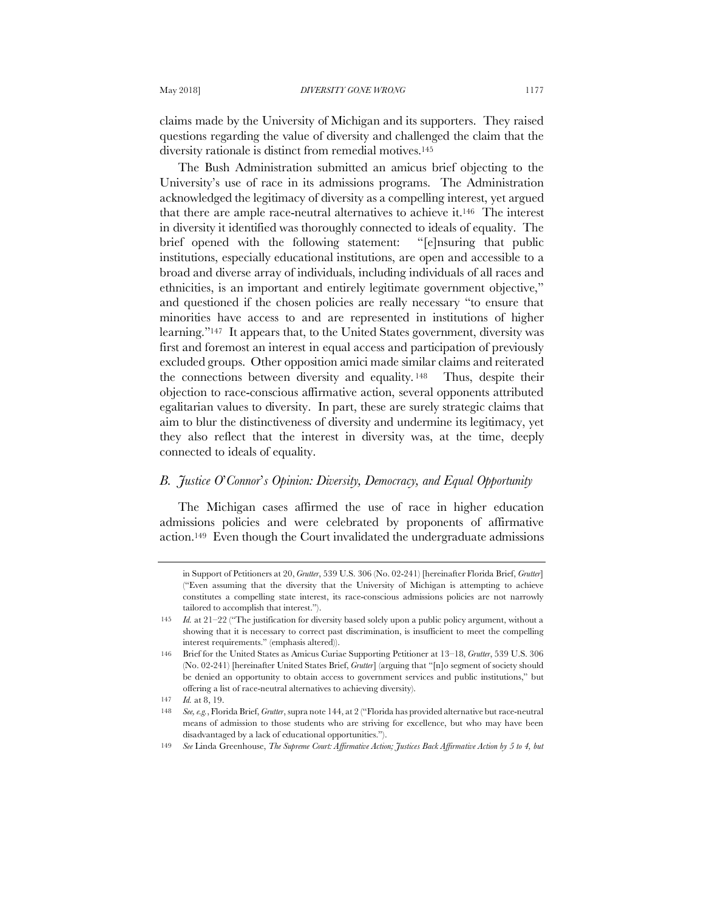claims made by the University of Michigan and its supporters. They raised questions regarding the value of diversity and challenged the claim that the diversity rationale is distinct from remedial motives.[145]

The Bush Administration submitted an amicus brief objecting to the University's use of race in its admissions programs. The Administration acknowledged the legitimacy of diversity as a compelling interest, yet argued that there are ample race-neutral alternatives to achieve it.[146] The interest in diversity it identified was thoroughly connected to ideals of equality. The brief opened with the following statement: "[e]nsuring that public institutions, especially educational institutions, are open and accessible to a broad and diverse array of individuals, including individuals of all races and ethnicities, is an important and entirely legitimate government objective," and questioned if the chosen policies are really necessary "to ensure that minorities have access to and are represented in institutions of higher learning."[147] It appears that, to the United States government, diversity was first and foremost an interest in equal access and participation of previously excluded groups. Other opposition amici made similar claims and reiterated the connections between diversity and equality.[148] Thus, despite their objection to race-conscious affirmative action, several opponents attributed egalitarian values to diversity. In part, these are surely strategic claims that aim to blur the distinctiveness of diversity and undermine its legitimacy, yet they also reflect that the interest in diversity was, at the time, deeply connected to ideals of equality.

### *B. Justice O'Connor's Opinion: Diversity, Democracy, and Equal Opportunity*

The Michigan cases affirmed the use of race in higher education admissions policies and were celebrated by proponents of affirmative action.[149] Even though the Court invalidated the undergraduate admissions

---

in Support of Petitioners at 20, *Grutter*, 539 U.S. 306 (No. 02-241) [hereinafter Florida Brief, *Grutter*] ("Even assuming that the diversity that the University of Michigan is attempting to achieve constitutes a compelling state interest, its race-conscious admissions policies are not narrowly tailored to accomplish that interest.").

145 *Id.* at 21–22 ("The justification for diversity based solely upon a public policy argument, without a showing that it is necessary to correct past discrimination, is insufficient to meet the compelling interest requirements." (emphasis altered)).

146 Brief for the United States as Amicus Curiae Supporting Petitioner at 13–18, *Grutter*, 539 U.S. 306 (No. 02-241) [hereinafter United States Brief, *Grutter*] (arguing that "[n]o segment of society should be denied an opportunity to obtain access to government services and public institutions," but offering a list of race-neutral alternatives to achieving diversity).

147 *Id.* at 8, 19.

148 *See, e.g.*, Florida Brief, *Grutter*, supra note 144, at 2 ("Florida has provided alternative but race-neutral means of admission to those students who are striving for excellence, but who may have been disadvantaged by a lack of educational opportunities.").

149 *See* Linda Greenhouse, *The Supreme Court: Affirmative Action; Justices Back Affirmative Action by 5 to 4, but*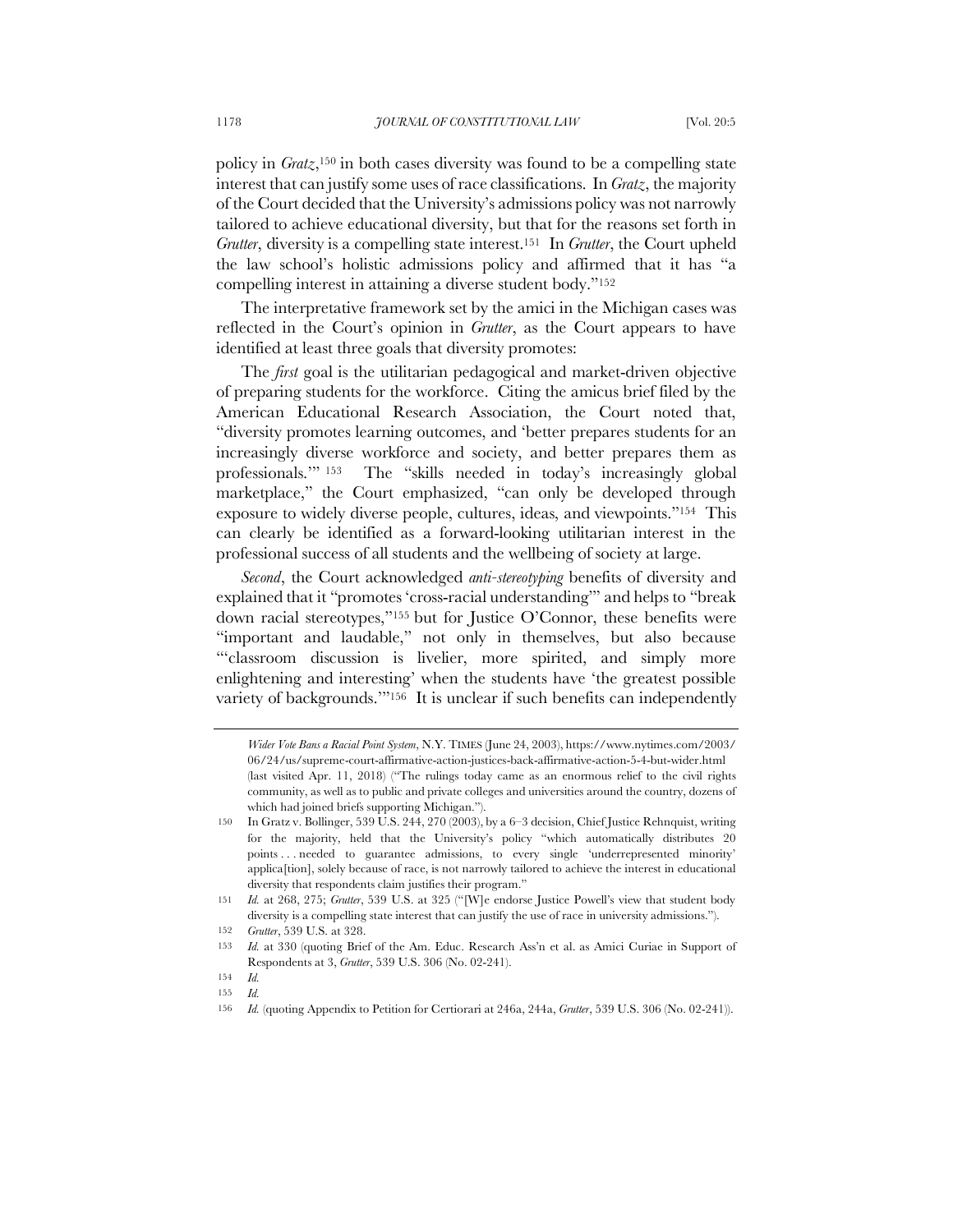policy in *Gratz*,[150] in both cases diversity was found to be a compelling state interest that can justify some uses of race classifications. In *Gratz*, the majority of the Court decided that the University's admissions policy was not narrowly tailored to achieve educational diversity, but that for the reasons set forth in *Grutter*, diversity is a compelling state interest.[151] In *Grutter*, the Court upheld the law school's holistic admissions policy and affirmed that it has "a compelling interest in attaining a diverse student body."[152]

The interpretative framework set by the amici in the Michigan cases was reflected in the Court's opinion in *Grutter*, as the Court appears to have identified at least three goals that diversity promotes:

The *first* goal is the utilitarian pedagogical and market-driven objective of preparing students for the workforce. Citing the amicus brief filed by the American Educational Research Association, the Court noted that, "diversity promotes learning outcomes, and 'better prepares students for an increasingly diverse workforce and society, and better prepares them as professionals.'"[153] The "skills needed in today's increasingly global marketplace," the Court emphasized, "can only be developed through exposure to widely diverse people, cultures, ideas, and viewpoints."[154] This can clearly be identified as a forward-looking utilitarian interest in the professional success of all students and the wellbeing of society at large.

*Second*, the Court acknowledged *anti-stereotyping* benefits of diversity and explained that it "promotes 'cross-racial understanding'" and helps to "break down racial stereotypes,"[155] but for Justice O'Connor, these benefits were "important and laudable," not only in themselves, but also because "'classroom discussion is livelier, more spirited, and simply more enlightening and interesting' when the students have 'the greatest possible variety of backgrounds.'"[156] It is unclear if such benefits can independently

*Wider Vote Bans a Racial Point System*, N.Y. TIMES (June 24, 2003), https://www.nytimes.com/2003/06/24/us/supreme-court-affirmative-action-justices-back-affirmative-action-5-4-but-wider.html (last visited Apr. 11, 2018) ("The rulings today came as an enormous relief to the civil rights community, as well as to public and private colleges and universities around the country, dozens of which had joined briefs supporting Michigan.").

150 In Gratz v. Bollinger, 539 U.S. 244, 270 (2003), by a 6–3 decision, Chief Justice Rehnquist, writing for the majority, held that the University's policy "which automatically distributes 20 points . . . needed to guarantee admissions, to every single 'underrepresented minority' applica[tion], solely because of race, is not narrowly tailored to achieve the interest in educational diversity that respondents claim justifies their program."

151 *Id.* at 268, 275; *Grutter*, 539 U.S. at 325 ("[W]e endorse Justice Powell's view that student body diversity is a compelling state interest that can justify the use of race in university admissions.").

152 *Grutter*, 539 U.S. at 328.

153 *Id.* at 330 (quoting Brief of the Am. Educ. Research Ass'n et al. as Amici Curiae in Support of Respondents at 3, *Grutter*, 539 U.S. 306 (No. 02-241).

154 *Id.*

155 *Id.*

156 *Id.* (quoting Appendix to Petition for Certiorari at 246a, 244a, *Grutter*, 539 U.S. 306 (No. 02-241)).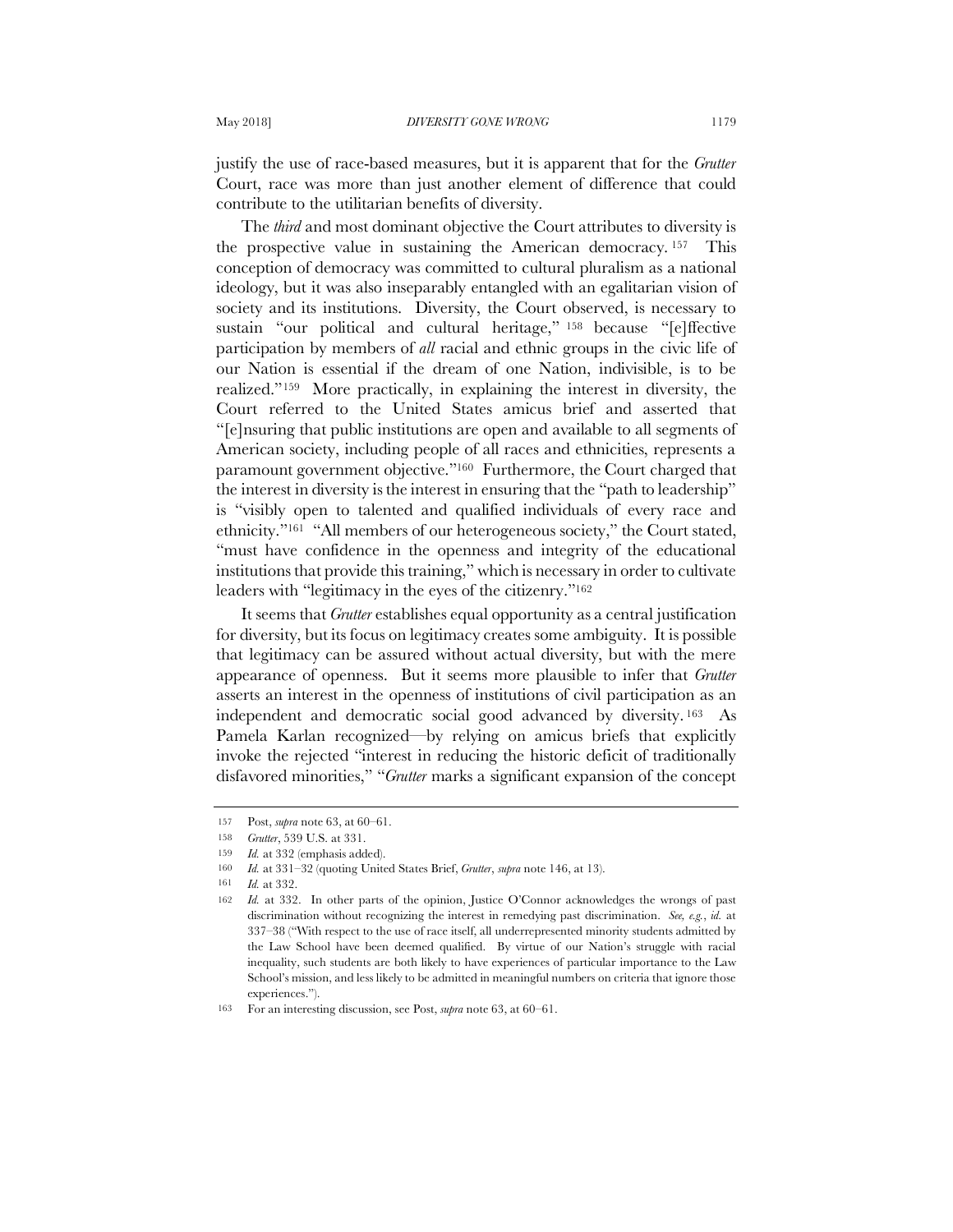justify the use of race-based measures, but it is apparent that for the *Grutter* Court, race was more than just another element of difference that could contribute to the utilitarian benefits of diversity.

The *third* and most dominant objective the Court attributes to diversity is the prospective value in sustaining the American democracy.[157] This conception of democracy was committed to cultural pluralism as a national ideology, but it was also inseparably entangled with an egalitarian vision of society and its institutions. Diversity, the Court observed, is necessary to sustain "our political and cultural heritage,"[158] because "[e]ffective participation by members of *all* racial and ethnic groups in the civic life of our Nation is essential if the dream of one Nation, indivisible, is to be realized."[159] More practically, in explaining the interest in diversity, the Court referred to the United States amicus brief and asserted that "[e]nsuring that public institutions are open and available to all segments of American society, including people of all races and ethnicities, represents a paramount government objective."[160] Furthermore, the Court charged that the interest in diversity is the interest in ensuring that the "path to leadership" is "visibly open to talented and qualified individuals of every race and ethnicity."[161] "All members of our heterogeneous society," the Court stated, "must have confidence in the openness and integrity of the educational institutions that provide this training," which is necessary in order to cultivate leaders with "legitimacy in the eyes of the citizenry."[162]

It seems that *Grutter* establishes equal opportunity as a central justification for diversity, but its focus on legitimacy creates some ambiguity. It is possible that legitimacy can be assured without actual diversity, but with the mere appearance of openness. But it seems more plausible to infer that *Grutter* asserts an interest in the openness of institutions of civil participation as an independent and democratic social good advanced by diversity.[163] As Pamela Karlan recognized—by relying on amicus briefs that explicitly invoke the rejected "interest in reducing the historic deficit of traditionally disfavored minorities," "*Grutter* marks a significant expansion of the concept

---

157 Post, *supra* note 63, at 60–61.

158 *Grutter*, 539 U.S. at 331.

159 *Id.* at 332 (emphasis added).

160 *Id.* at 331–32 (quoting United States Brief, *Grutter*, *supra* note 146, at 13).

161 *Id.* at 332.

162 *Id.* at 332. In other parts of the opinion, Justice O'Connor acknowledges the wrongs of past discrimination without recognizing the interest in remedying past discrimination. *See, e.g.*, *id.* at 337–38 ("With respect to the use of race itself, all underrepresented minority students admitted by the Law School have been deemed qualified. By virtue of our Nation's struggle with racial inequality, such students are both likely to have experiences of particular importance to the Law School's mission, and less likely to be admitted in meaningful numbers on criteria that ignore those experiences.").

163 For an interesting discussion, see Post, *supra* note 63, at 60–61.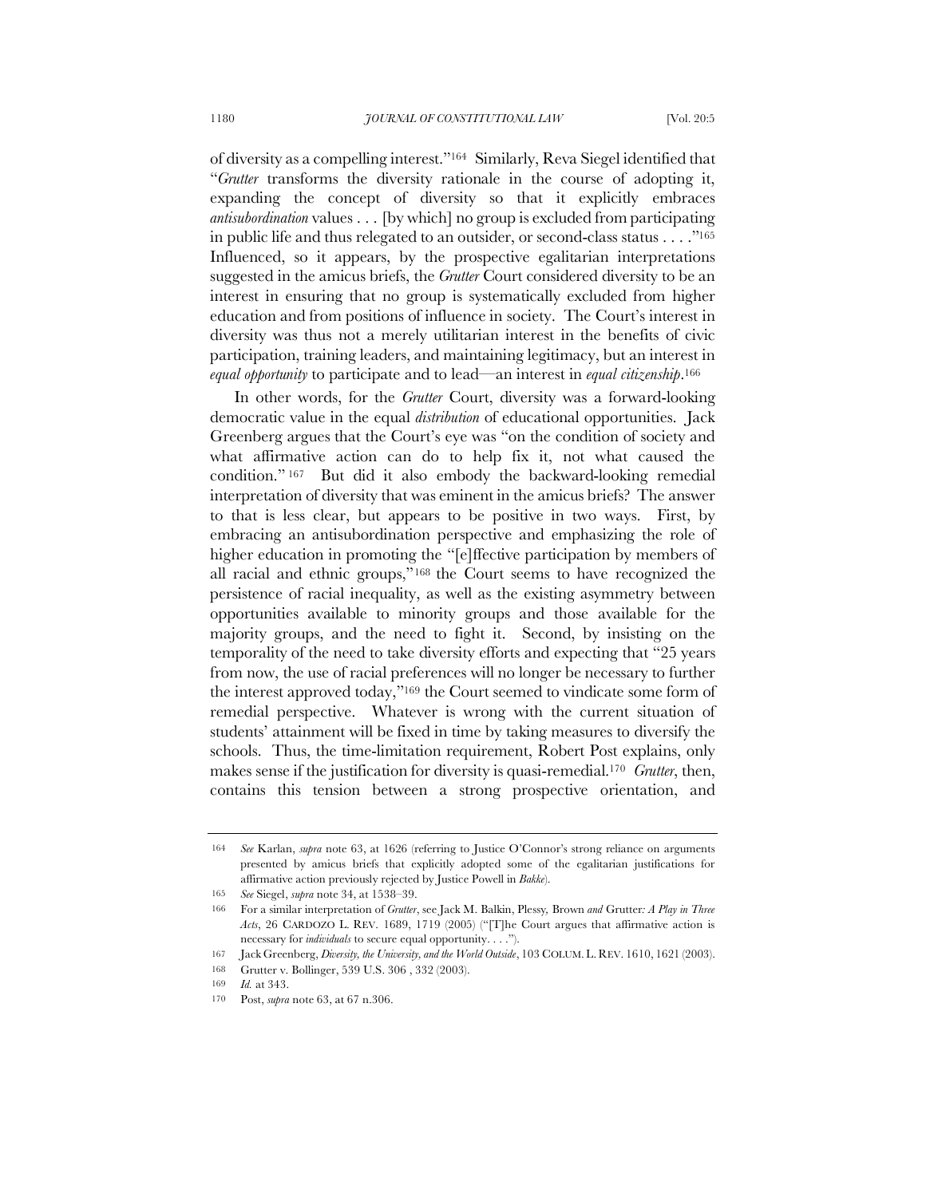of diversity as a compelling interest."[164] Similarly, Reva Siegel identified that "*Grutter* transforms the diversity rationale in the course of adopting it, expanding the concept of diversity so that it explicitly embraces *antisubordination* values . . . [by which] no group is excluded from participating in public life and thus relegated to an outsider, or second-class status . . . ."[165] Influenced, so it appears, by the prospective egalitarian interpretations suggested in the amicus briefs, the *Grutter* Court considered diversity to be an interest in ensuring that no group is systematically excluded from higher education and from positions of influence in society. The Court's interest in diversity was thus not a merely utilitarian interest in the benefits of civic participation, training leaders, and maintaining legitimacy, but an interest in *equal opportunity* to participate and to lead—an interest in *equal citizenship*.[166]

In other words, for the *Grutter* Court, diversity was a forward-looking democratic value in the equal *distribution* of educational opportunities. Jack Greenberg argues that the Court's eye was "on the condition of society and what affirmative action can do to help fix it, not what caused the condition."[167] But did it also embody the backward-looking remedial interpretation of diversity that was eminent in the amicus briefs? The answer to that is less clear, but appears to be positive in two ways. First, by embracing an antisubordination perspective and emphasizing the role of higher education in promoting the "[e]ffective participation by members of all racial and ethnic groups,"[168] the Court seems to have recognized the persistence of racial inequality, as well as the existing asymmetry between opportunities available to minority groups and those available for the majority groups, and the need to fight it. Second, by insisting on the temporality of the need to take diversity efforts and expecting that "25 years from now, the use of racial preferences will no longer be necessary to further the interest approved today,"[169] the Court seemed to vindicate some form of remedial perspective. Whatever is wrong with the current situation of students' attainment will be fixed in time by taking measures to diversify the schools. Thus, the time-limitation requirement, Robert Post explains, only makes sense if the justification for diversity is quasi-remedial.[170] *Grutter*, then, contains this tension between a strong prospective orientation, and

---

164 *See* Karlan, *supra* note 63, at 1626 (referring to Justice O'Connor's strong reliance on arguments presented by amicus briefs that explicitly adopted some of the egalitarian justifications for affirmative action previously rejected by Justice Powell in *Bakke*).

165 *See* Siegel, *supra* note 34, at 1538–39.

166 For a similar interpretation of *Grutter*, see Jack M. Balkin, Plessy*,* Brown *and* Grutter*: A Play in Three Acts*, 26 CARDOZO L. REV. 1689, 1719 (2005) ("[T]he Court argues that affirmative action is necessary for *individuals* to secure equal opportunity. . . .").

167 Jack Greenberg, *Diversity, the University, and the World Outside*, 103 COLUM. L. REV. 1610, 1621 (2003).

168 Grutter v. Bollinger, 539 U.S. 306 , 332 (2003).

169 *Id.* at 343.

170 Post, *supra* note 63, at 67 n.306.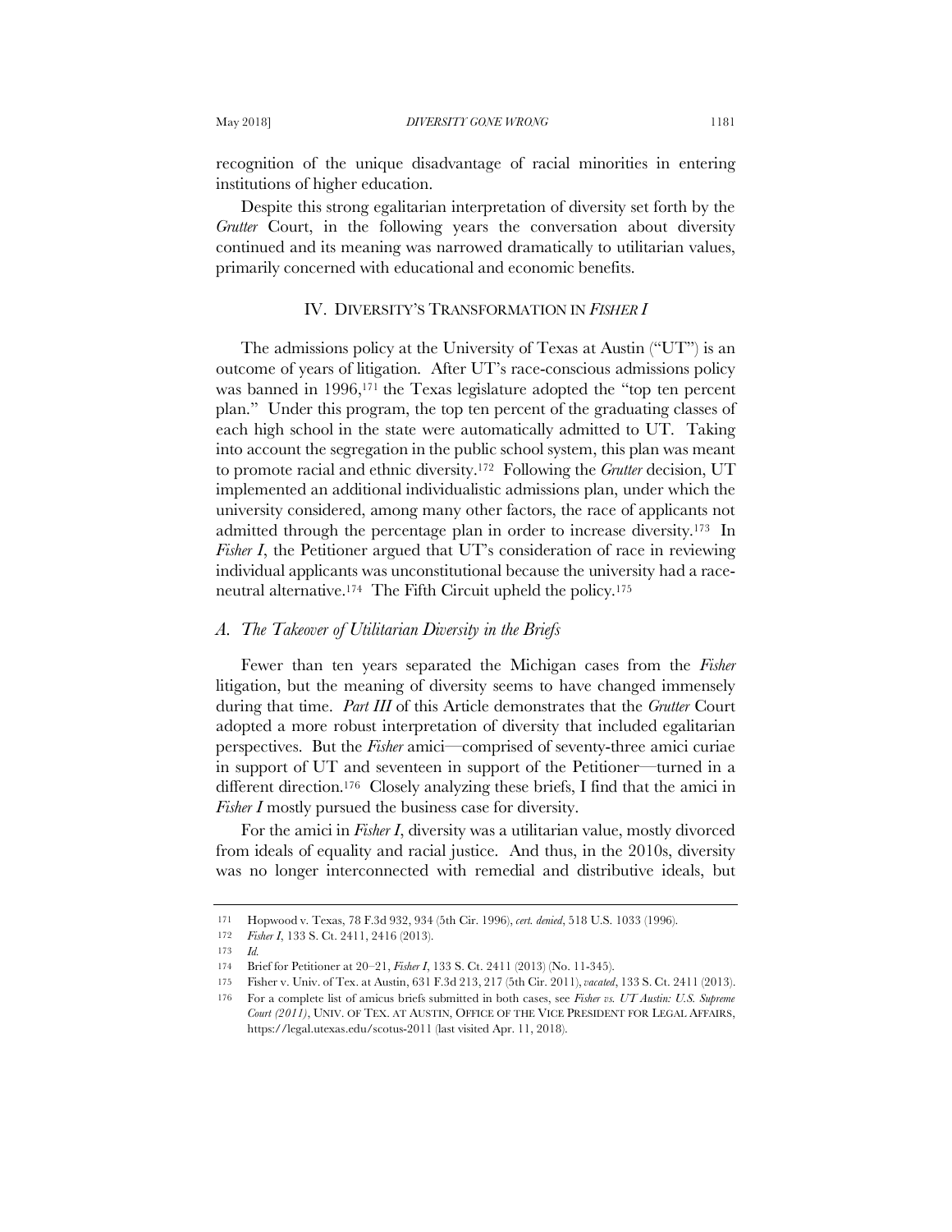recognition of the unique disadvantage of racial minorities in entering institutions of higher education.

Despite this strong egalitarian interpretation of diversity set forth by the *Grutter* Court, in the following years the conversation about diversity continued and its meaning was narrowed dramatically to utilitarian values, primarily concerned with educational and economic benefits.

## IV. DIVERSITY'S TRANSFORMATION IN *FISHER I*

The admissions policy at the University of Texas at Austin ("UT") is an outcome of years of litigation. After UT's race-conscious admissions policy was banned in 1996,[171] the Texas legislature adopted the "top ten percent plan." Under this program, the top ten percent of the graduating classes of each high school in the state were automatically admitted to UT. Taking into account the segregation in the public school system, this plan was meant to promote racial and ethnic diversity.[172] Following the *Grutter* decision, UT implemented an additional individualistic admissions plan, under which the university considered, among many other factors, the race of applicants not admitted through the percentage plan in order to increase diversity.[173] In *Fisher I*, the Petitioner argued that UT's consideration of race in reviewing individual applicants was unconstitutional because the university had a race-neutral alternative.[174] The Fifth Circuit upheld the policy.[175]

### *A. The Takeover of Utilitarian Diversity in the Briefs*

Fewer than ten years separated the Michigan cases from the *Fisher* litigation, but the meaning of diversity seems to have changed immensely during that time. *Part III* of this Article demonstrates that the *Grutter* Court adopted a more robust interpretation of diversity that included egalitarian perspectives. But the *Fisher* amici—comprised of seventy-three amici curiae in support of UT and seventeen in support of the Petitioner—turned in a different direction.[176] Closely analyzing these briefs, I find that the amici in *Fisher I* mostly pursued the business case for diversity.

For the amici in *Fisher I*, diversity was a utilitarian value, mostly divorced from ideals of equality and racial justice. And thus, in the 2010s, diversity was no longer interconnected with remedial and distributive ideals, but

---

171 Hopwood v. Texas, 78 F.3d 932, 934 (5th Cir. 1996), *cert. denied*, 518 U.S. 1033 (1996).

172 *Fisher I*, 133 S. Ct. 2411, 2416 (2013).

173 *Id.*

174 Brief for Petitioner at 20–21, *Fisher I*, 133 S. Ct. 2411 (2013) (No. 11-345).

175 Fisher v. Univ. of Tex. at Austin, 631 F.3d 213, 217 (5th Cir. 2011), *vacated*, 133 S. Ct. 2411 (2013).

176 For a complete list of amicus briefs submitted in both cases, see *Fisher vs. UT Austin: U.S. Supreme Court (2011)*, UNIV. OF TEX. AT AUSTIN, OFFICE OF THE VICE PRESIDENT FOR LEGAL AFFAIRS, https://legal.utexas.edu/scotus-2011 (last visited Apr. 11, 2018).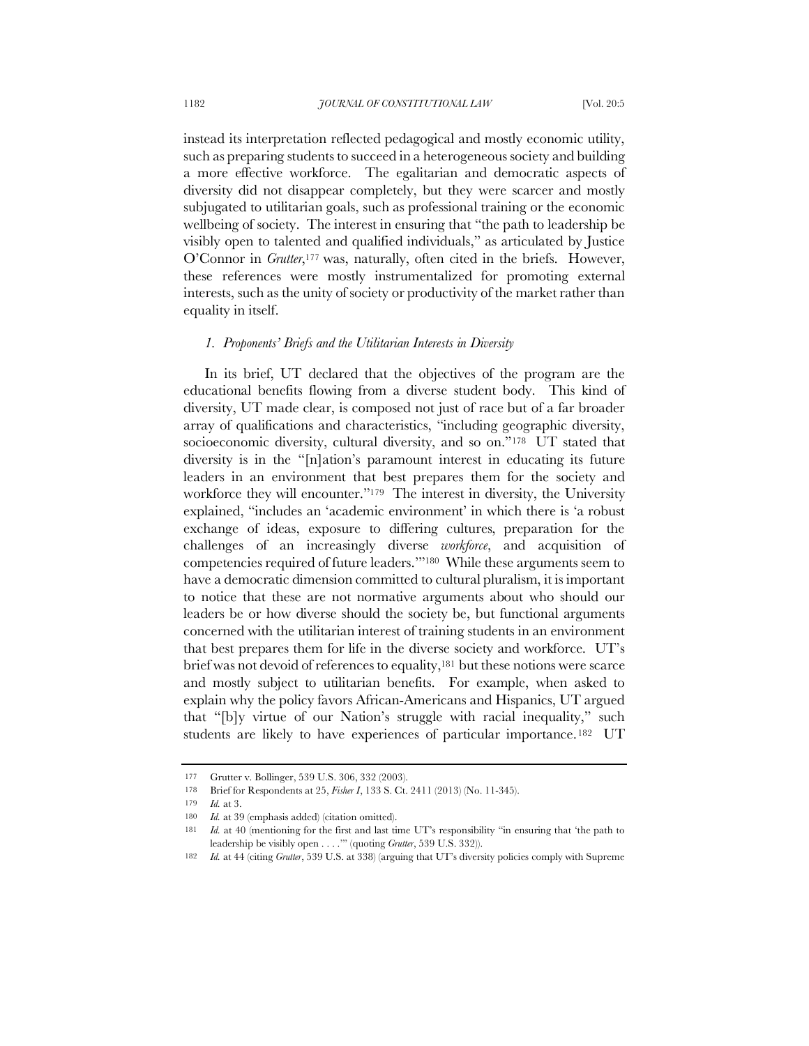instead its interpretation reflected pedagogical and mostly economic utility, such as preparing students to succeed in a heterogeneous society and building a more effective workforce. The egalitarian and democratic aspects of diversity did not disappear completely, but they were scarcer and mostly subjugated to utilitarian goals, such as professional training or the economic wellbeing of society. The interest in ensuring that "the path to leadership be visibly open to talented and qualified individuals," as articulated by Justice O'Connor in *Grutter*,[177] was, naturally, often cited in the briefs. However, these references were mostly instrumentalized for promoting external interests, such as the unity of society or productivity of the market rather than equality in itself.

### *1. Proponents' Briefs and the Utilitarian Interests in Diversity*

In its brief, UT declared that the objectives of the program are the educational benefits flowing from a diverse student body. This kind of diversity, UT made clear, is composed not just of race but of a far broader array of qualifications and characteristics, "including geographic diversity, socioeconomic diversity, cultural diversity, and so on."[178] UT stated that diversity is in the "[n]ation's paramount interest in educating its future leaders in an environment that best prepares them for the society and workforce they will encounter."[179] The interest in diversity, the University explained, "includes an 'academic environment' in which there is 'a robust exchange of ideas, exposure to differing cultures, preparation for the challenges of an increasingly diverse *workforce*, and acquisition of competencies required of future leaders.'"[180] While these arguments seem to have a democratic dimension committed to cultural pluralism, it is important to notice that these are not normative arguments about who should our leaders be or how diverse should the society be, but functional arguments concerned with the utilitarian interest of training students in an environment that best prepares them for life in the diverse society and workforce. UT's brief was not devoid of references to equality,[181] but these notions were scarce and mostly subject to utilitarian benefits. For example, when asked to explain why the policy favors African-Americans and Hispanics, UT argued that "[b]y virtue of our Nation's struggle with racial inequality," such students are likely to have experiences of particular importance.[182] UT

---

177 Grutter v. Bollinger, 539 U.S. 306, 332 (2003).

178 Brief for Respondents at 25, *Fisher I*, 133 S. Ct. 2411 (2013) (No. 11-345).

179 *Id.* at 3.

180 *Id.* at 39 (emphasis added) (citation omitted).

181 *Id.* at 40 (mentioning for the first and last time UT's responsibility "in ensuring that 'the path to leadership be visibly open . . . .'" (quoting *Grutter*, 539 U.S. 332)).

182 *Id.* at 44 (citing *Grutter*, 539 U.S. at 338) (arguing that UT's diversity policies comply with Supreme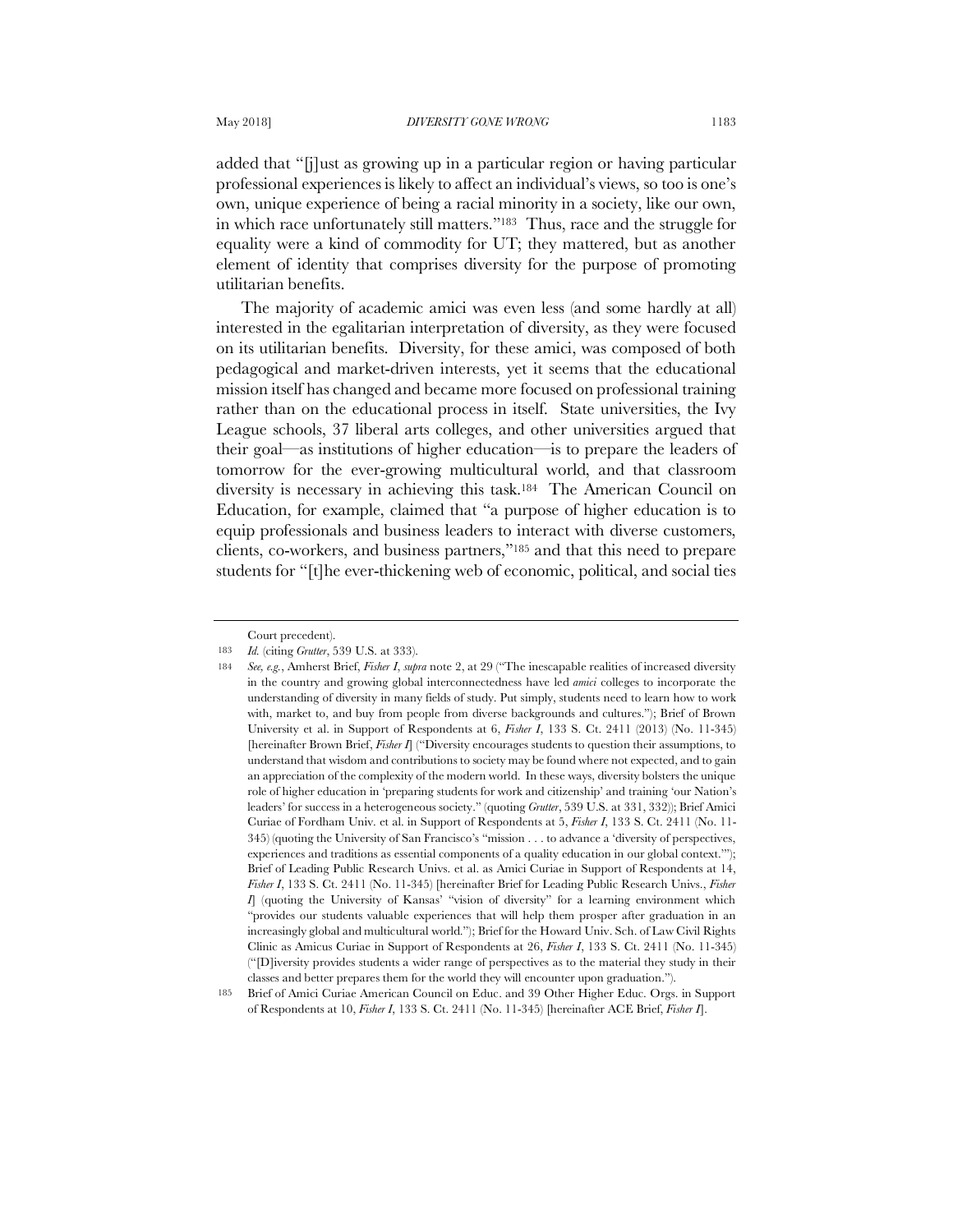added that "[j]ust as growing up in a particular region or having particular professional experiences is likely to affect an individual's views, so too is one's own, unique experience of being a racial minority in a society, like our own, in which race unfortunately still matters."[183] Thus, race and the struggle for equality were a kind of commodity for UT; they mattered, but as another element of identity that comprises diversity for the purpose of promoting utilitarian benefits.

The majority of academic amici was even less (and some hardly at all) interested in the egalitarian interpretation of diversity, as they were focused on its utilitarian benefits. Diversity, for these amici, was composed of both pedagogical and market-driven interests, yet it seems that the educational mission itself has changed and became more focused on professional training rather than on the educational process in itself. State universities, the Ivy League schools, 37 liberal arts colleges, and other universities argued that their goal—as institutions of higher education—is to prepare the leaders of tomorrow for the ever-growing multicultural world, and that classroom diversity is necessary in achieving this task.[184] The American Council on Education, for example, claimed that "a purpose of higher education is to equip professionals and business leaders to interact with diverse customers, clients, co-workers, and business partners,"[185] and that this need to prepare students for "[t]he ever-thickening web of economic, political, and social ties

---

Court precedent).

183 *Id.* (citing *Grutter*, 539 U.S. at 333).

184 *See, e.g.*, Amherst Brief, *Fisher I*, *supra* note 2, at 29 ("The inescapable realities of increased diversity in the country and growing global interconnectedness have led *amici* colleges to incorporate the understanding of diversity in many fields of study. Put simply, students need to learn how to work with, market to, and buy from people from diverse backgrounds and cultures."); Brief of Brown University et al. in Support of Respondents at 6, *Fisher I*, 133 S. Ct. 2411 (2013) (No. 11-345) [hereinafter Brown Brief, *Fisher I*] ("Diversity encourages students to question their assumptions, to understand that wisdom and contributions to society may be found where not expected, and to gain an appreciation of the complexity of the modern world. In these ways, diversity bolsters the unique role of higher education in 'preparing students for work and citizenship' and training 'our Nation's leaders' for success in a heterogeneous society." (quoting *Grutter*, 539 U.S. at 331, 332)); Brief Amici Curiae of Fordham Univ. et al. in Support of Respondents at 5, *Fisher I*, 133 S. Ct. 2411 (No. 11-345) (quoting the University of San Francisco's "mission . . . to advance a 'diversity of perspectives, experiences and traditions as essential components of a quality education in our global context.'"); Brief of Leading Public Research Univs. et al. as Amici Curiae in Support of Respondents at 14, *Fisher I*, 133 S. Ct. 2411 (No. 11-345) [hereinafter Brief for Leading Public Research Univs., *Fisher I*] (quoting the University of Kansas' "vision of diversity" for a learning environment which "provides our students valuable experiences that will help them prosper after graduation in an increasingly global and multicultural world."); Brief for the Howard Univ. Sch. of Law Civil Rights Clinic as Amicus Curiae in Support of Respondents at 26, *Fisher I*, 133 S. Ct. 2411 (No. 11-345) ("[D]iversity provides students a wider range of perspectives as to the material they study in their classes and better prepares them for the world they will encounter upon graduation.").

185 Brief of Amici Curiae American Council on Educ. and 39 Other Higher Educ. Orgs. in Support of Respondents at 10, *Fisher I*, 133 S. Ct. 2411 (No. 11-345) [hereinafter ACE Brief, *Fisher I*].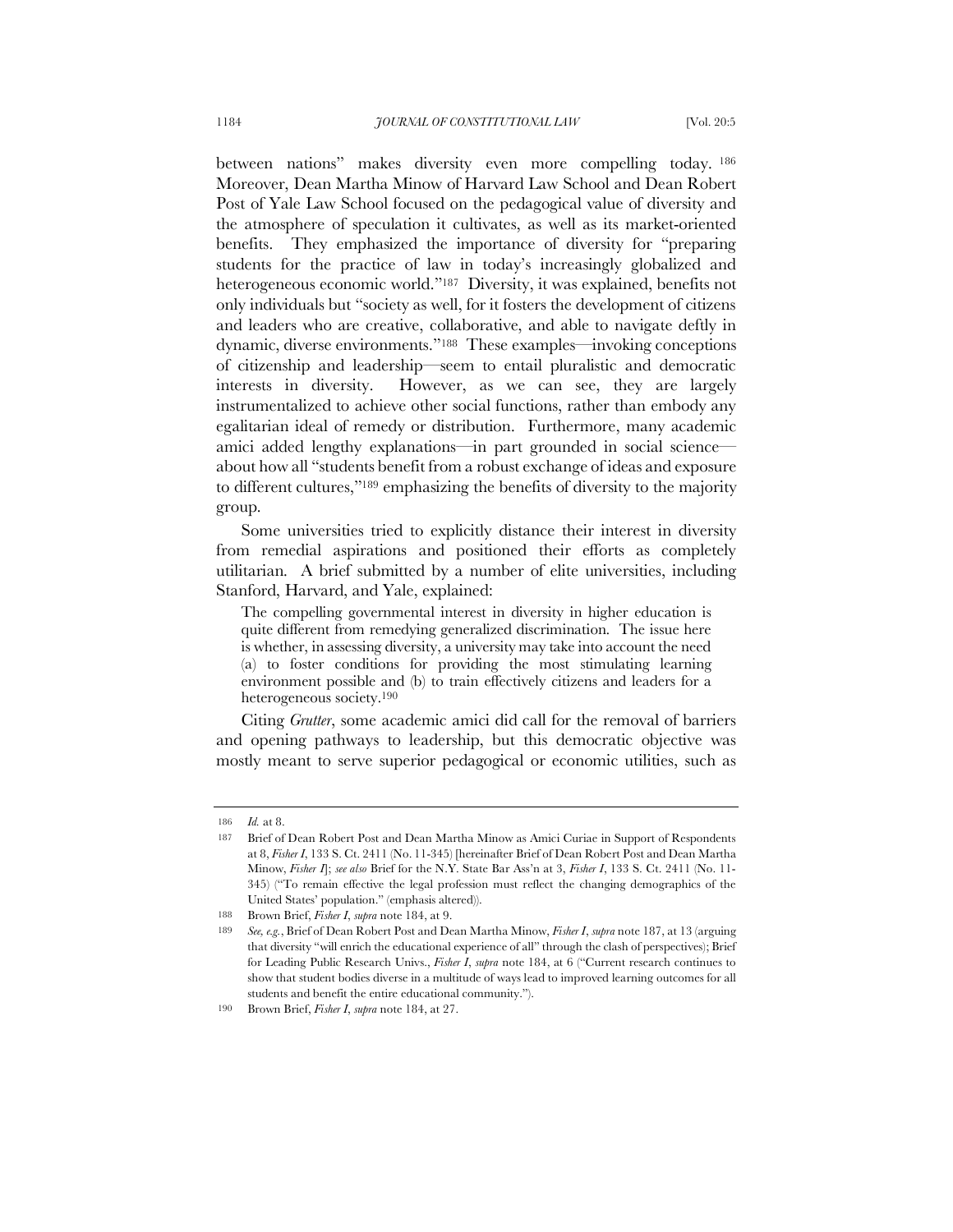between nations" makes diversity even more compelling today.[186] Moreover, Dean Martha Minow of Harvard Law School and Dean Robert Post of Yale Law School focused on the pedagogical value of diversity and the atmosphere of speculation it cultivates, as well as its market-oriented benefits. They emphasized the importance of diversity for "preparing students for the practice of law in today's increasingly globalized and heterogeneous economic world."[187] Diversity, it was explained, benefits not only individuals but "society as well, for it fosters the development of citizens and leaders who are creative, collaborative, and able to navigate deftly in dynamic, diverse environments."[188] These examples—invoking conceptions of citizenship and leadership—seem to entail pluralistic and democratic interests in diversity. However, as we can see, they are largely instrumentalized to achieve other social functions, rather than embody any egalitarian ideal of remedy or distribution. Furthermore, many academic amici added lengthy explanations—in part grounded in social science—about how all "students benefit from a robust exchange of ideas and exposure to different cultures,"[189] emphasizing the benefits of diversity to the majority group.

Some universities tried to explicitly distance their interest in diversity from remedial aspirations and positioned their efforts as completely utilitarian. A brief submitted by a number of elite universities, including Stanford, Harvard, and Yale, explained:

> The compelling governmental interest in diversity in higher education is quite different from remedying generalized discrimination. The issue here is whether, in assessing diversity, a university may take into account the need (a) to foster conditions for providing the most stimulating learning environment possible and (b) to train effectively citizens and leaders for a heterogeneous society.[190]

Citing *Grutter*, some academic amici did call for the removal of barriers and opening pathways to leadership, but this democratic objective was mostly meant to serve superior pedagogical or economic utilities, such as

---

186 *Id.* at 8.

187 Brief of Dean Robert Post and Dean Martha Minow as Amici Curiae in Support of Respondents at 8, *Fisher I*, 133 S. Ct. 2411 (No. 11-345) [hereinafter Brief of Dean Robert Post and Dean Martha Minow, *Fisher I*]; *see also* Brief for the N.Y. State Bar Ass'n at 3, *Fisher I*, 133 S. Ct. 2411 (No. 11-345) ("To remain effective the legal profession must reflect the changing demographics of the United States' population." (emphasis altered)).

188 Brown Brief, *Fisher I*, *supra* note 184, at 9.

189 *See, e.g.*, Brief of Dean Robert Post and Dean Martha Minow, *Fisher I*, *supra* note 187, at 13 (arguing that diversity "will enrich the educational experience of all" through the clash of perspectives); Brief for Leading Public Research Univs., *Fisher I*, *supra* note 184, at 6 ("Current research continues to show that student bodies diverse in a multitude of ways lead to improved learning outcomes for all students and benefit the entire educational community.").

190 Brown Brief, *Fisher I*, *supra* note 184, at 27.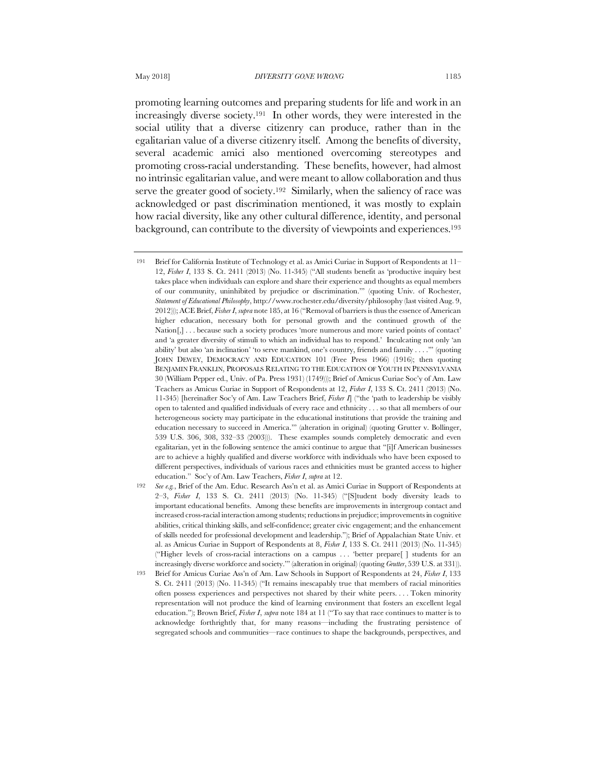promoting learning outcomes and preparing students for life and work in an increasingly diverse society.[191] In other words, they were interested in the social utility that a diverse citizenry can produce, rather than in the egalitarian value of a diverse citizenry itself. Among the benefits of diversity, several academic amici also mentioned overcoming stereotypes and promoting cross-racial understanding. These benefits, however, had almost no intrinsic egalitarian value, and were meant to allow collaboration and thus serve the greater good of society.[192] Similarly, when the saliency of race was acknowledged or past discrimination mentioned, it was mostly to explain how racial diversity, like any other cultural difference, identity, and personal background, can contribute to the diversity of viewpoints and experiences.[193]

---

191 Brief for California Institute of Technology et al. as Amici Curiae in Support of Respondents at 11–12, *Fisher I*, 133 S. Ct. 2411 (2013) (No. 11-345) ("All students benefit as 'productive inquiry best takes place when individuals can explore and share their experience and thoughts as equal members of our community, uninhibited by prejudice or discrimination.'" (quoting Univ. of Rochester, *Statement of Educational Philosophy*, http://www.rochester.edu/diversity/philosophy (last visited Aug. 9, 2012))); ACE Brief, *Fisher I*, *supra* note 185, at 16 ("Removal of barriers is thus the essence of American higher education, necessary both for personal growth and the continued growth of the Nation[,] . . . because such a society produces 'more numerous and more varied points of contact' and 'a greater diversity of stimuli to which an individual has to respond.' Inculcating not only 'an ability' but also 'an inclination' 'to serve mankind, one's country, friends and family . . . .'" (quoting JOHN DEWEY, DEMOCRACY AND EDUCATION 101 (Free Press 1966) (1916); then quoting BENJAMIN FRANKLIN, PROPOSALS RELATING TO THE EDUCATION OF YOUTH IN PENNSYLVANIA 30 (William Pepper ed., Univ. of Pa. Press 1931) (1749))); Brief of Amicus Curiae Soc'y of Am. Law Teachers as Amicus Curiae in Support of Respondents at 12, *Fisher I*, 133 S. Ct. 2411 (2013) (No. 11-345) [hereinafter Soc'y of Am. Law Teachers Brief, *Fisher I*] ("the 'path to leadership be visibly open to talented and qualified individuals of every race and ethnicity . . . so that all members of our heterogeneous society may participate in the educational institutions that provide the training and education necessary to succeed in America.'" (alteration in original) (quoting Grutter v. Bollinger, 539 U.S. 306, 308, 332–33 (2003))). These examples sounds completely democratic and even egalitarian, yet in the following sentence the amici continue to argue that "[i]f American businesses are to achieve a highly qualified and diverse workforce with individuals who have been exposed to different perspectives, individuals of various races and ethnicities must be granted access to higher education." Soc'y of Am. Law Teachers, *Fisher I*, *supra* at 12.

192 *See e.g.*, Brief of the Am. Educ. Research Ass'n et al. as Amici Curiae in Support of Respondents at 2–3, *Fisher I*, 133 S. Ct. 2411 (2013) (No. 11-345) ("[S]tudent body diversity leads to important educational benefits. Among these benefits are improvements in intergroup contact and increased cross-racial interaction among students; reductions in prejudice; improvements in cognitive abilities, critical thinking skills, and self-confidence; greater civic engagement; and the enhancement of skills needed for professional development and leadership."); Brief of Appalachian State Univ. et al. as Amicus Curiae in Support of Respondents at 8, *Fisher I*, 133 S. Ct. 2411 (2013) (No. 11-345) ("Higher levels of cross-racial interactions on a campus . . . 'better prepare[ ] students for an increasingly diverse workforce and society.'" (alteration in original) (quoting *Grutter*, 539 U.S. at 331)).

193 Brief for Amicus Curiae Ass'n of Am. Law Schools in Support of Respondents at 24, *Fisher I*, 133 S. Ct. 2411 (2013) (No. 11-345) ("It remains inescapably true that members of racial minorities often possess experiences and perspectives not shared by their white peers. . . . Token minority representation will not produce the kind of learning environment that fosters an excellent legal education."); Brown Brief, *Fisher I*, *supra* note 184 at 11 ("To say that race continues to matter is to acknowledge forthrightly that, for many reasons—including the frustrating persistence of segregated schools and communities—race continues to shape the backgrounds, perspectives, and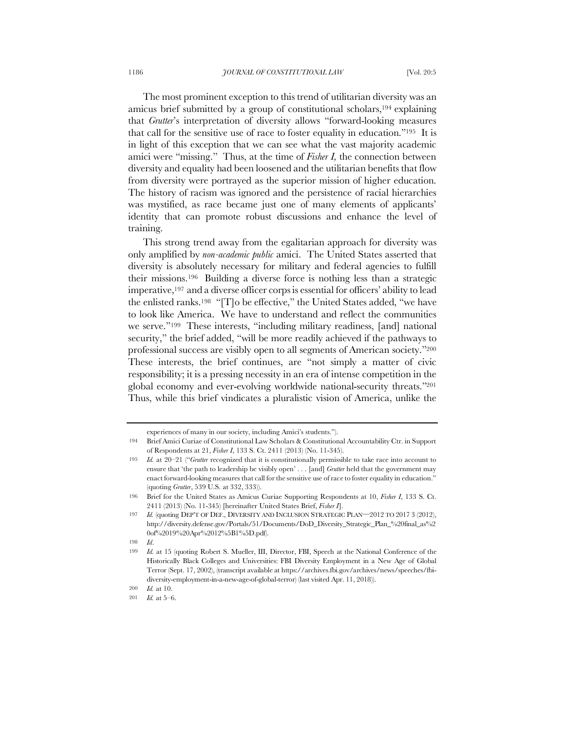The most prominent exception to this trend of utilitarian diversity was an amicus brief submitted by a group of constitutional scholars,[194] explaining that *Grutter*'s interpretation of diversity allows "forward-looking measures that call for the sensitive use of race to foster equality in education."[195] It is in light of this exception that we can see what the vast majority academic amici were "missing." Thus, at the time of *Fisher I*, the connection between diversity and equality had been loosened and the utilitarian benefits that flow from diversity were portrayed as the superior mission of higher education. The history of racism was ignored and the persistence of racial hierarchies was mystified, as race became just one of many elements of applicants' identity that can promote robust discussions and enhance the level of training.

This strong trend away from the egalitarian approach for diversity was only amplified by *non-academic public* amici. The United States asserted that diversity is absolutely necessary for military and federal agencies to fulfill their missions.[196] Building a diverse force is nothing less than a strategic imperative,[197] and a diverse officer corps is essential for officers' ability to lead the enlisted ranks.[198] "[T]o be effective," the United States added, "we have to look like America. We have to understand and reflect the communities we serve."[199] These interests, "including military readiness, [and] national security," the brief added, "will be more readily achieved if the pathways to professional success are visibly open to all segments of American society."[200] These interests, the brief continues, are "not simply a matter of civic responsibility; it is a pressing necessity in an era of intense competition in the global economy and ever-evolving worldwide national-security threats."[201] Thus, while this brief vindicates a pluralistic vision of America, unlike the

---

experiences of many in our society, including Amici's students.").

194 Brief Amici Curiae of Constitutional Law Scholars & Constitutional Accountability Ctr. in Support of Respondents at 21, *Fisher I*, 133 S. Ct. 2411 (2013) (No. 11-345).

195 *Id.* at 20–21 ("*Grutter* recognized that it is constitutionally permissible to take race into account to ensure that 'the path to leadership be visibly open' . . . [and] *Grutter* held that the government may enact forward-looking measures that call for the sensitive use of race to foster equality in education." (quoting *Grutter*, 539 U.S. at 332, 333)).

196 Brief for the United States as Amicus Curiae Supporting Respondents at 10, *Fisher I*, 133 S. Ct. 2411 (2013) (No. 11-345) [hereinafter United States Brief, *Fisher I*].

197 *Id.* (quoting DEP'T OF DEF., DIVERSITY AND INCLUSION STRATEGIC PLAN—2012 TO 2017 3 (2012), http://diversity.defense.gov/Portals/51/Documents/DoD_Diversity_Strategic_Plan_%20final_as%20of%2019%20Apr%2012%5B1%5D.pdf).

198 *Id.*

199 *Id.* at 15 (quoting Robert S. Mueller, III, Director, FBI, Speech at the National Conference of the Historically Black Colleges and Universities: FBI Diversity Employment in a New Age of Global Terror (Sept. 17, 2002), (transcript available at https://archives.fbi.gov/archives/news/speeches/fbi-diversity-employment-in-a-new-age-of-global-terror) (last visited Apr. 11, 2018)).

200 *Id.* at 10.

201 *Id.* at 5–6.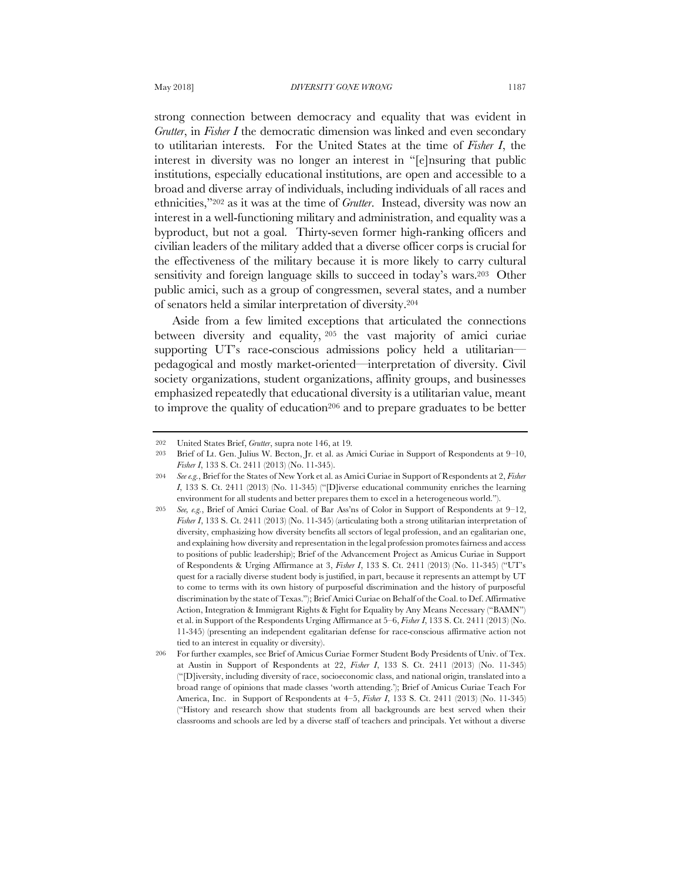strong connection between democracy and equality that was evident in *Grutter*, in *Fisher I* the democratic dimension was linked and even secondary to utilitarian interests. For the United States at the time of *Fisher I*, the interest in diversity was no longer an interest in "[e]nsuring that public institutions, especially educational institutions, are open and accessible to a broad and diverse array of individuals, including individuals of all races and ethnicities,"[202] as it was at the time of *Grutter*. Instead, diversity was now an interest in a well-functioning military and administration, and equality was a byproduct, but not a goal. Thirty-seven former high-ranking officers and civilian leaders of the military added that a diverse officer corps is crucial for the effectiveness of the military because it is more likely to carry cultural sensitivity and foreign language skills to succeed in today's wars.[203] Other public amici, such as a group of congressmen, several states, and a number of senators held a similar interpretation of diversity.[204]

Aside from a few limited exceptions that articulated the connections between diversity and equality,[205] the vast majority of amici curiae supporting UT's race-conscious admissions policy held a utilitarian—pedagogical and mostly market-oriented—interpretation of diversity. Civil society organizations, student organizations, affinity groups, and businesses emphasized repeatedly that educational diversity is a utilitarian value, meant to improve the quality of education[206] and to prepare graduates to be better

---

202 United States Brief, *Grutter*, supra note 146, at 19.

203 Brief of Lt. Gen. Julius W. Becton, Jr. et al. as Amici Curiae in Support of Respondents at 9–10, *Fisher I*, 133 S. Ct. 2411 (2013) (No. 11-345).

204 *See e.g.*, Brief for the States of New York et al. as Amici Curiae in Support of Respondents at 2, *Fisher I*, 133 S. Ct. 2411 (2013) (No. 11-345) ("[D]iverse educational community enriches the learning environment for all students and better prepares them to excel in a heterogeneous world.").

205 *See, e.g.*, Brief of Amici Curiae Coal. of Bar Ass'ns of Color in Support of Respondents at 9–12, *Fisher I*, 133 S. Ct. 2411 (2013) (No. 11-345) (articulating both a strong utilitarian interpretation of diversity, emphasizing how diversity benefits all sectors of legal profession, and an egalitarian one, and explaining how diversity and representation in the legal profession promotes fairness and access to positions of public leadership); Brief of the Advancement Project as Amicus Curiae in Support of Respondents & Urging Affirmance at 3, *Fisher I*, 133 S. Ct. 2411 (2013) (No. 11-345) ("UT's quest for a racially diverse student body is justified, in part, because it represents an attempt by UT to come to terms with its own history of purposeful discrimination and the history of purposeful discrimination by the state of Texas."); Brief Amici Curiae on Behalf of the Coal. to Def. Affirmative Action, Integration & Immigrant Rights & Fight for Equality by Any Means Necessary ("BAMN") et al. in Support of the Respondents Urging Affirmance at 5–6, *Fisher I*, 133 S. Ct. 2411 (2013) (No. 11-345) (presenting an independent egalitarian defense for race-conscious affirmative action not tied to an interest in equality or diversity).

206 For further examples, see Brief of Amicus Curiae Former Student Body Presidents of Univ. of Tex. at Austin in Support of Respondents at 22, *Fisher I*, 133 S. Ct. 2411 (2013) (No. 11-345) ("[D]iversity, including diversity of race, socioeconomic class, and national origin, translated into a broad range of opinions that made classes 'worth attending.'); Brief of Amicus Curiae Teach For America, Inc. in Support of Respondents at 4–5, *Fisher I*, 133 S. Ct. 2411 (2013) (No. 11-345) ("History and research show that students from all backgrounds are best served when their classrooms and schools are led by a diverse staff of teachers and principals. Yet without a diverse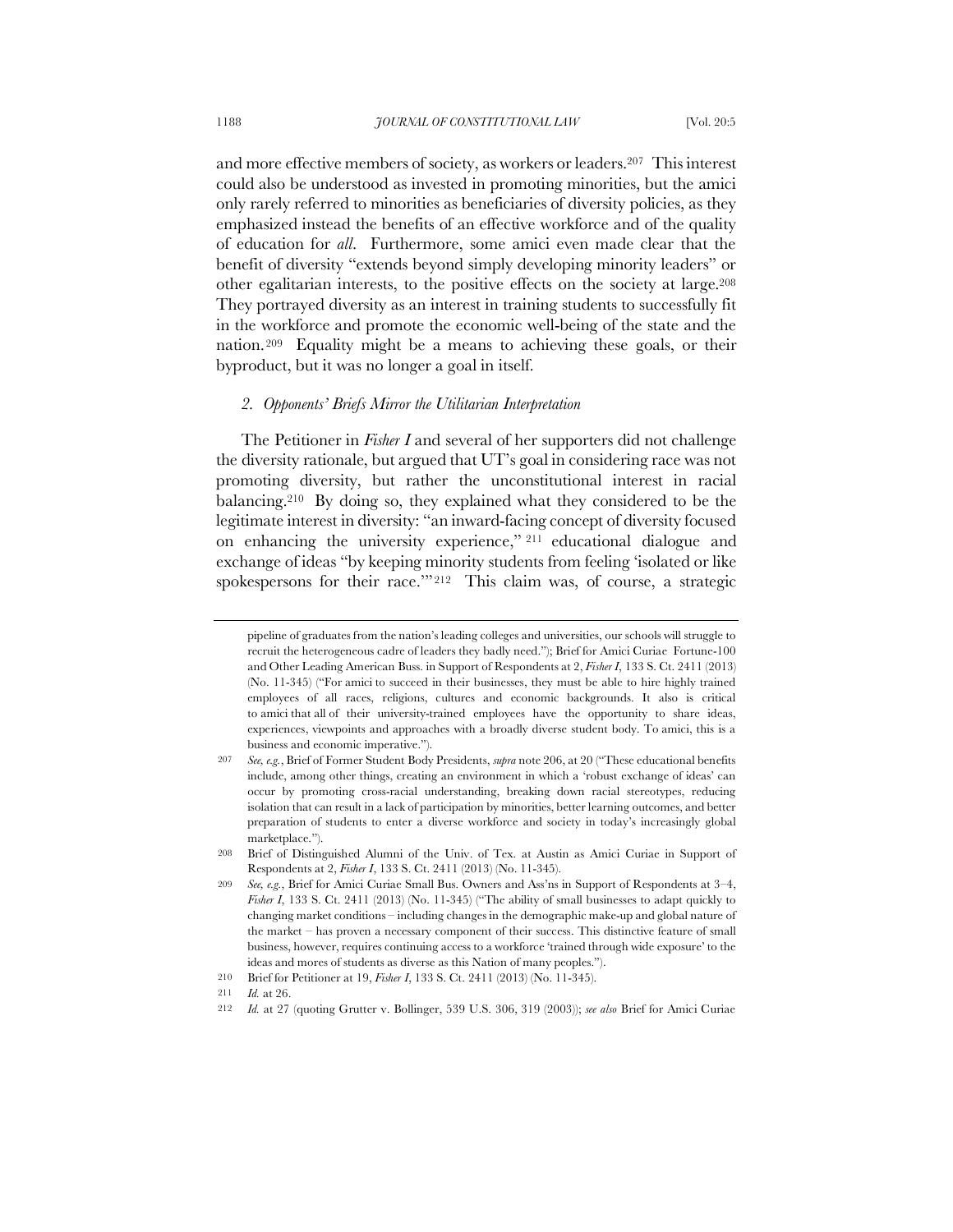and more effective members of society, as workers or leaders.[207] This interest could also be understood as invested in promoting minorities, but the amici only rarely referred to minorities as beneficiaries of diversity policies, as they emphasized instead the benefits of an effective workforce and of the quality of education for *all*. Furthermore, some amici even made clear that the benefit of diversity "extends beyond simply developing minority leaders" or other egalitarian interests, to the positive effects on the society at large.[208] They portrayed diversity as an interest in training students to successfully fit in the workforce and promote the economic well-being of the state and the nation.[209] Equality might be a means to achieving these goals, or their byproduct, but it was no longer a goal in itself.

### *2. Opponents' Briefs Mirror the Utilitarian Interpretation*

The Petitioner in *Fisher I* and several of her supporters did not challenge the diversity rationale, but argued that UT's goal in considering race was not promoting diversity, but rather the unconstitutional interest in racial balancing.[210] By doing so, they explained what they considered to be the legitimate interest in diversity: "an inward-facing concept of diversity focused on enhancing the university experience,"[211] educational dialogue and exchange of ideas "by keeping minority students from feeling 'isolated or like spokespersons for their race.'"[212] This claim was, of course, a strategic

---

pipeline of graduates from the nation's leading colleges and universities, our schools will struggle to recruit the heterogeneous cadre of leaders they badly need."); Brief for Amici Curiae Fortune-100 and Other Leading American Buss. in Support of Respondents at 2, *Fisher I*, 133 S. Ct. 2411 (2013) (No. 11-345) ("For amici to succeed in their businesses, they must be able to hire highly trained employees of all races, religions, cultures and economic backgrounds. It also is critical to amici that all of their university-trained employees have the opportunity to share ideas, experiences, viewpoints and approaches with a broadly diverse student body. To amici, this is a business and economic imperative.").

207 *See, e.g.*, Brief of Former Student Body Presidents, *supra* note 206, at 20 ("These educational benefits include, among other things, creating an environment in which a 'robust exchange of ideas' can occur by promoting cross-racial understanding, breaking down racial stereotypes, reducing isolation that can result in a lack of participation by minorities, better learning outcomes, and better preparation of students to enter a diverse workforce and society in today's increasingly global marketplace.").

208 Brief of Distinguished Alumni of the Univ. of Tex. at Austin as Amici Curiae in Support of Respondents at 2, *Fisher I*, 133 S. Ct. 2411 (2013) (No. 11-345).

209 *See, e.g.*, Brief for Amici Curiae Small Bus. Owners and Ass'ns in Support of Respondents at 3–4, *Fisher I*, 133 S. Ct. 2411 (2013) (No. 11-345) ("The ability of small businesses to adapt quickly to changing market conditions – including changes in the demographic make-up and global nature of the market – has proven a necessary component of their success. This distinctive feature of small business, however, requires continuing access to a workforce 'trained through wide exposure' to the ideas and mores of students as diverse as this Nation of many peoples.").

210 Brief for Petitioner at 19, *Fisher I*, 133 S. Ct. 2411 (2013) (No. 11-345).

211 *Id.* at 26.

212 *Id.* at 27 (quoting Grutter v. Bollinger, 539 U.S. 306, 319 (2003)); *see also* Brief for Amici Curiae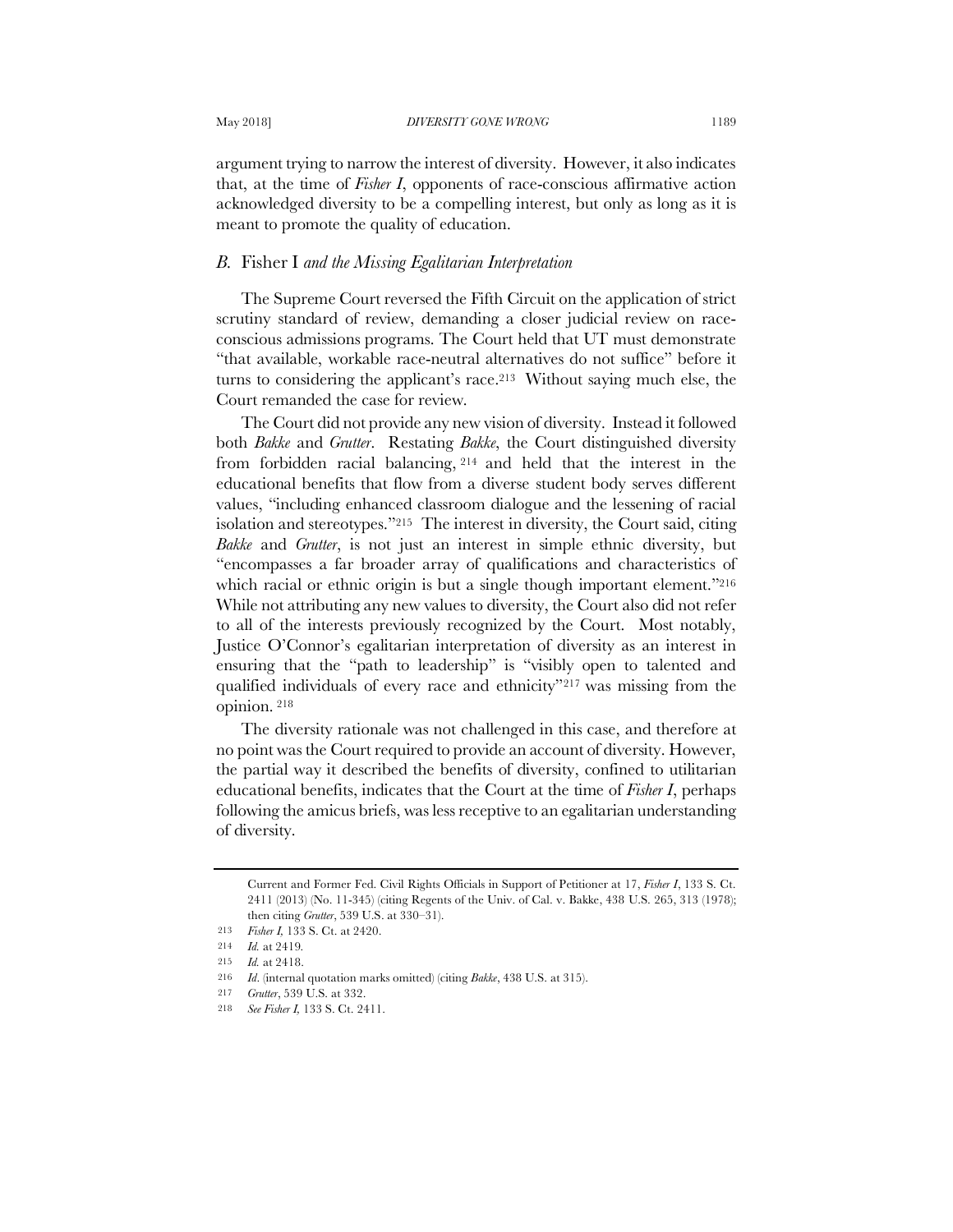argument trying to narrow the interest of diversity. However, it also indicates that, at the time of *Fisher I*, opponents of race-conscious affirmative action acknowledged diversity to be a compelling interest, but only as long as it is meant to promote the quality of education.

### *B.* Fisher I *and the Missing Egalitarian Interpretation*

The Supreme Court reversed the Fifth Circuit on the application of strict scrutiny standard of review, demanding a closer judicial review on race-conscious admissions programs. The Court held that UT must demonstrate "that available, workable race-neutral alternatives do not suffice" before it turns to considering the applicant's race.[213] Without saying much else, the Court remanded the case for review.

The Court did not provide any new vision of diversity. Instead it followed both *Bakke* and *Grutter*. Restating *Bakke*, the Court distinguished diversity from forbidden racial balancing,[214] and held that the interest in the educational benefits that flow from a diverse student body serves different values, "including enhanced classroom dialogue and the lessening of racial isolation and stereotypes."[215] The interest in diversity, the Court said, citing *Bakke* and *Grutter*, is not just an interest in simple ethnic diversity, but "encompasses a far broader array of qualifications and characteristics of which racial or ethnic origin is but a single though important element."[216] While not attributing any new values to diversity, the Court also did not refer to all of the interests previously recognized by the Court. Most notably, Justice O'Connor's egalitarian interpretation of diversity as an interest in ensuring that the "path to leadership" is "visibly open to talented and qualified individuals of every race and ethnicity"[217] was missing from the opinion.[218]

The diversity rationale was not challenged in this case, and therefore at no point was the Court required to provide an account of diversity. However, the partial way it described the benefits of diversity, confined to utilitarian educational benefits, indicates that the Court at the time of *Fisher I*, perhaps following the amicus briefs, was less receptive to an egalitarian understanding of diversity.

---

Current and Former Fed. Civil Rights Officials in Support of Petitioner at 17, *Fisher I*, 133 S. Ct. 2411 (2013) (No. 11-345) (citing Regents of the Univ. of Cal. v. Bakke, 438 U.S. 265, 313 (1978); then citing *Grutter*, 539 U.S. at 330–31).

213 *Fisher I*, 133 S. Ct. at 2420.

214 *Id.* at 2419.

215 *Id.* at 2418.

216 *Id.* (internal quotation marks omitted) (citing *Bakke*, 438 U.S. at 315).

217 *Grutter*, 539 U.S. at 332.

218 *See Fisher I*, 133 S. Ct. 2411.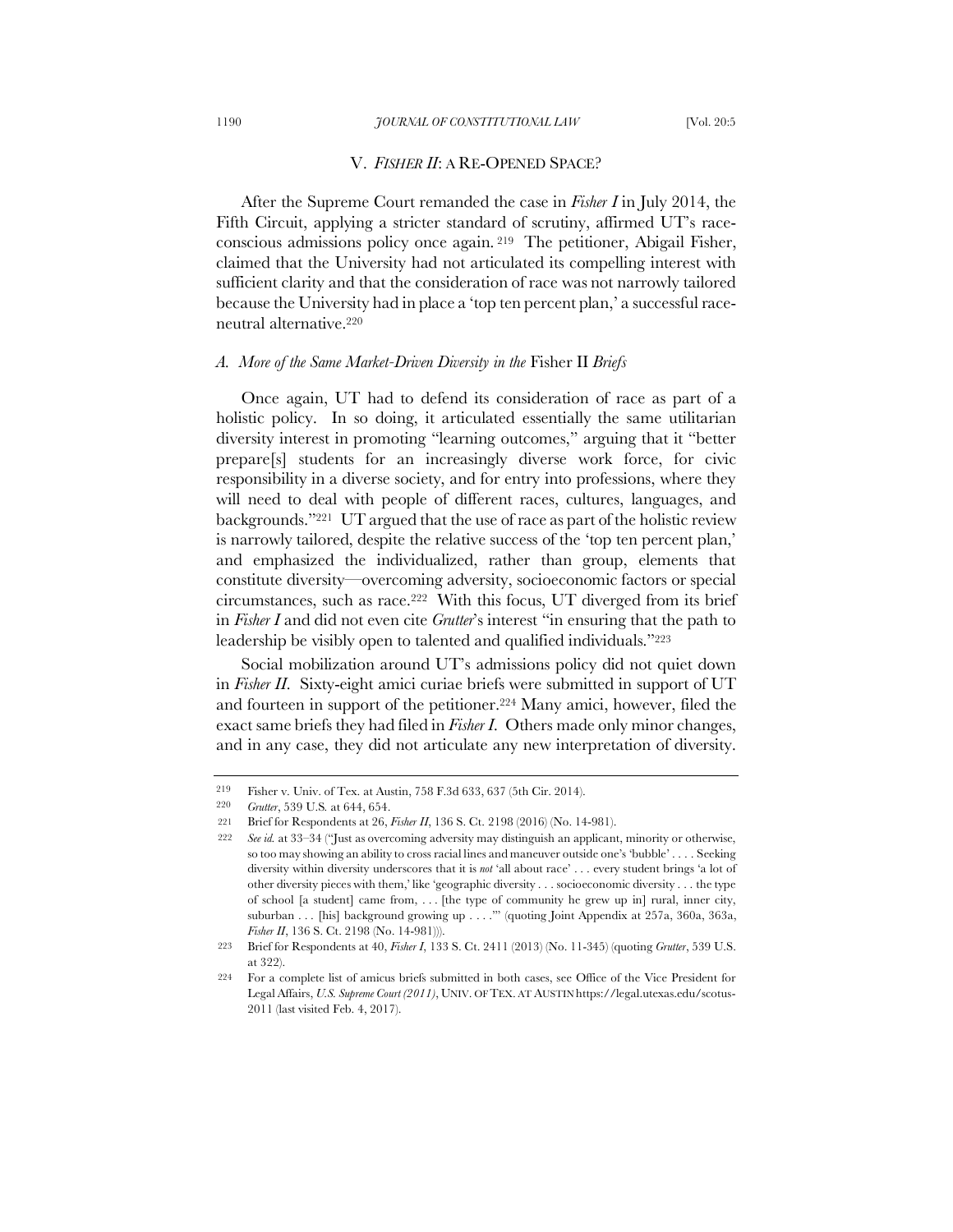## V. *FISHER II*: A RE-OPENED SPACE?

After the Supreme Court remanded the case in *Fisher I* in July 2014, the Fifth Circuit, applying a stricter standard of scrutiny, affirmed UT's race-conscious admissions policy once again.[219] The petitioner, Abigail Fisher, claimed that the University had not articulated its compelling interest with sufficient clarity and that the consideration of race was not narrowly tailored because the University had in place a 'top ten percent plan,' a successful race-neutral alternative.[220]

### *A. More of the Same Market-Driven Diversity in the* Fisher II *Briefs*

Once again, UT had to defend its consideration of race as part of a holistic policy. In so doing, it articulated essentially the same utilitarian diversity interest in promoting "learning outcomes," arguing that it "better prepare[s] students for an increasingly diverse work force, for civic responsibility in a diverse society, and for entry into professions, where they will need to deal with people of different races, cultures, languages, and backgrounds."[221] UT argued that the use of race as part of the holistic review is narrowly tailored, despite the relative success of the 'top ten percent plan,' and emphasized the individualized, rather than group, elements that constitute diversity—overcoming adversity, socioeconomic factors or special circumstances, such as race.[222] With this focus, UT diverged from its brief in *Fisher I* and did not even cite *Grutter*'s interest "in ensuring that the path to leadership be visibly open to talented and qualified individuals."[223]

Social mobilization around UT's admissions policy did not quiet down in *Fisher II*. Sixty-eight amici curiae briefs were submitted in support of UT and fourteen in support of the petitioner.[224] Many amici, however, filed the exact same briefs they had filed in *Fisher I*. Others made only minor changes, and in any case, they did not articulate any new interpretation of diversity.

---

219 Fisher v. Univ. of Tex. at Austin, 758 F.3d 633, 637 (5th Cir. 2014).

220 *Grutter*, 539 U.S. at 644, 654.

221 Brief for Respondents at 26, *Fisher II*, 136 S. Ct. 2198 (2016) (No. 14-981).

222 *See id.* at 33–34 ("Just as overcoming adversity may distinguish an applicant, minority or otherwise, so too may showing an ability to cross racial lines and maneuver outside one's 'bubble' . . . . Seeking diversity within diversity underscores that it is *not* 'all about race' . . . every student brings 'a lot of other diversity pieces with them,' like 'geographic diversity . . . socioeconomic diversity . . . the type of school [a student] came from, . . . [the type of community he grew up in] rural, inner city, suburban . . . [his] background growing up . . . .'" (quoting Joint Appendix at 257a, 360a, 363a, *Fisher II*, 136 S. Ct. 2198 (No. 14-981))).

223 Brief for Respondents at 40, *Fisher I*, 133 S. Ct. 2411 (2013) (No. 11-345) (quoting *Grutter*, 539 U.S. at 322).

224 For a complete list of amicus briefs submitted in both cases, see Office of the Vice President for Legal Affairs, *U.S. Supreme Court (2011)*, UNIV. OF TEX. AT AUSTIN https://legal.utexas.edu/scotus-2011 (last visited Feb. 4, 2017).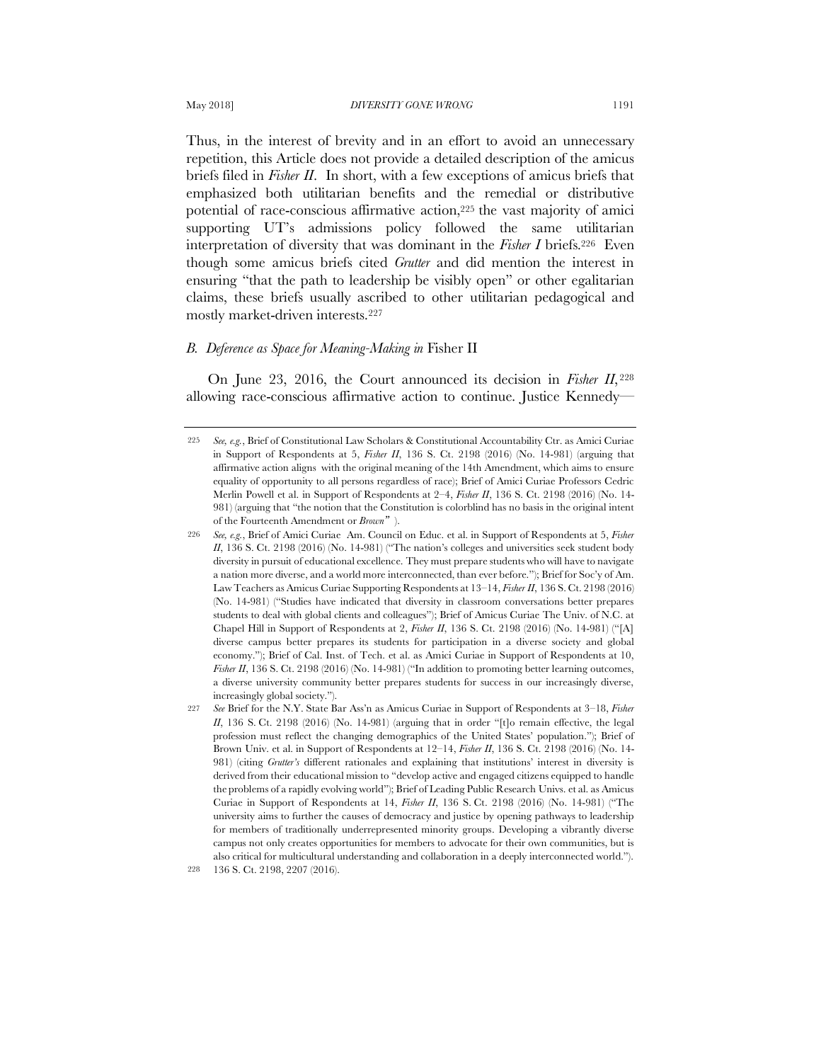Thus, in the interest of brevity and in an effort to avoid an unnecessary repetition, this Article does not provide a detailed description of the amicus briefs filed in *Fisher II*. In short, with a few exceptions of amicus briefs that emphasized both utilitarian benefits and the remedial or distributive potential of race-conscious affirmative action,[225] the vast majority of amici supporting UT's admissions policy followed the same utilitarian interpretation of diversity that was dominant in the *Fisher I* briefs.[226] Even though some amicus briefs cited *Grutter* and did mention the interest in ensuring "that the path to leadership be visibly open" or other egalitarian claims, these briefs usually ascribed to other utilitarian pedagogical and mostly market-driven interests.[227]

### *B. Deference as Space for Meaning-Making in* Fisher II

On June 23, 2016, the Court announced its decision in *Fisher II*,[228] allowing race-conscious affirmative action to continue. Justice Kennedy—

---

225 *See, e.g.*, Brief of Constitutional Law Scholars & Constitutional Accountability Ctr. as Amici Curiae in Support of Respondents at 5, *Fisher II*, 136 S. Ct. 2198 (2016) (No. 14-981) (arguing that affirmative action aligns with the original meaning of the 14th Amendment, which aims to ensure equality of opportunity to all persons regardless of race); Brief of Amici Curiae Professors Cedric Merlin Powell et al. in Support of Respondents at 2–4, *Fisher II*, 136 S. Ct. 2198 (2016) (No. 14-981) (arguing that "the notion that the Constitution is colorblind has no basis in the original intent of the Fourteenth Amendment or *Brown*").

226 *See, e.g.*, Brief of Amici Curiae Am. Council on Educ. et al. in Support of Respondents at 5, *Fisher II*, 136 S. Ct. 2198 (2016) (No. 14-981) ("The nation's colleges and universities seek student body diversity in pursuit of educational excellence. They must prepare students who will have to navigate a nation more diverse, and a world more interconnected, than ever before."); Brief for Soc'y of Am. Law Teachers as Amicus Curiae Supporting Respondents at 13–14, *Fisher II*, 136 S. Ct. 2198 (2016) (No. 14-981) ("Studies have indicated that diversity in classroom conversations better prepares students to deal with global clients and colleagues"); Brief of Amicus Curiae The Univ. of N.C. at Chapel Hill in Support of Respondents at 2, *Fisher II*, 136 S. Ct. 2198 (2016) (No. 14-981) ("[A] diverse campus better prepares its students for participation in a diverse society and global economy."); Brief of Cal. Inst. of Tech. et al. as Amici Curiae in Support of Respondents at 10, *Fisher II*, 136 S. Ct. 2198 (2016) (No. 14-981) ("In addition to promoting better learning outcomes, a diverse university community better prepares students for success in our increasingly diverse, increasingly global society.").

227 *See* Brief for the N.Y. State Bar Ass'n as Amicus Curiae in Support of Respondents at 3–18, *Fisher II*, 136 S. Ct. 2198 (2016) (No. 14-981) (arguing that in order "[t]o remain effective, the legal profession must reflect the changing demographics of the United States' population."); Brief of Brown Univ. et al. in Support of Respondents at 12–14, *Fisher II*, 136 S. Ct. 2198 (2016) (No. 14-981) (citing *Grutter's* different rationales and explaining that institutions' interest in diversity is derived from their educational mission to "develop active and engaged citizens equipped to handle the problems of a rapidly evolving world"); Brief of Leading Public Research Univs. et al. as Amicus Curiae in Support of Respondents at 14, *Fisher II*, 136 S. Ct. 2198 (2016) (No. 14-981) ("The university aims to further the causes of democracy and justice by opening pathways to leadership for members of traditionally underrepresented minority groups. Developing a vibrantly diverse campus not only creates opportunities for members to advocate for their own communities, but is also critical for multicultural understanding and collaboration in a deeply interconnected world.").

228 136 S. Ct. 2198, 2207 (2016).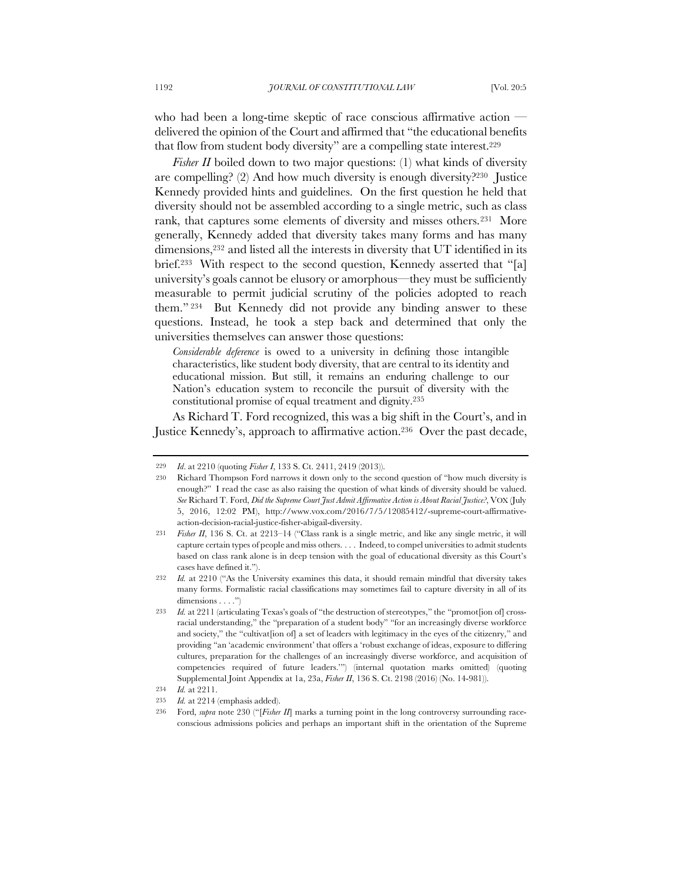who had been a long-time skeptic of race conscious affirmative action — delivered the opinion of the Court and affirmed that "the educational benefits that flow from student body diversity" are a compelling state interest.[229]

*Fisher II* boiled down to two major questions: (1) what kinds of diversity are compelling? (2) And how much diversity is enough diversity?[230] Justice Kennedy provided hints and guidelines. On the first question he held that diversity should not be assembled according to a single metric, such as class rank, that captures some elements of diversity and misses others.[231] More generally, Kennedy added that diversity takes many forms and has many dimensions,[232] and listed all the interests in diversity that UT identified in its brief.[233] With respect to the second question, Kennedy asserted that "[a] university's goals cannot be elusory or amorphous—they must be sufficiently measurable to permit judicial scrutiny of the policies adopted to reach them."[234] But Kennedy did not provide any binding answer to these questions. Instead, he took a step back and determined that only the universities themselves can answer those questions:

> *Considerable deference* is owed to a university in defining those intangible characteristics, like student body diversity, that are central to its identity and educational mission. But still, it remains an enduring challenge to our Nation's education system to reconcile the pursuit of diversity with the constitutional promise of equal treatment and dignity.[235]

As Richard T. Ford recognized, this was a big shift in the Court's, and in Justice Kennedy's, approach to affirmative action.[236] Over the past decade,

---

229 *Id.* at 2210 (quoting *Fisher I*, 133 S. Ct. 2411, 2419 (2013)).

230 Richard Thompson Ford narrows it down only to the second question of "how much diversity is enough?" I read the case as also raising the question of what kinds of diversity should be valued. *See* Richard T. Ford, *Did the Supreme Court Just Admit Affirmative Action is About Racial Justice?*, VOX (July 5, 2016, 12:02 PM), http://www.vox.com/2016/7/5/12085412/-supreme-court-affirmative-action-decision-racial-justice-fisher-abigail-diversity.

231 *Fisher II*, 136 S. Ct. at 2213–14 ("Class rank is a single metric, and like any single metric, it will capture certain types of people and miss others. . . . Indeed, to compel universities to admit students based on class rank alone is in deep tension with the goal of educational diversity as this Court's cases have defined it.").

232 *Id.* at 2210 ("As the University examines this data, it should remain mindful that diversity takes many forms. Formalistic racial classifications may sometimes fail to capture diversity in all of its dimensions . . . .")

233 *Id.* at 2211 (articulating Texas's goals of "the destruction of stereotypes," the "promot[ion of] cross-racial understanding," the "preparation of a student body" "for an increasingly diverse workforce and society," the "cultivat[ion of] a set of leaders with legitimacy in the eyes of the citizenry," and providing "an 'academic environment' that offers a 'robust exchange of ideas, exposure to differing cultures, preparation for the challenges of an increasingly diverse workforce, and acquisition of competencies required of future leaders.'") (internal quotation marks omitted) (quoting Supplemental Joint Appendix at 1a, 23a, *Fisher II*, 136 S. Ct. 2198 (2016) (No. 14-981)).

234 *Id.* at 2211.

235 *Id.* at 2214 (emphasis added).

236 Ford, *supra* note 230 ("[*Fisher II*] marks a turning point in the long controversy surrounding race-conscious admissions policies and perhaps an important shift in the orientation of the Supreme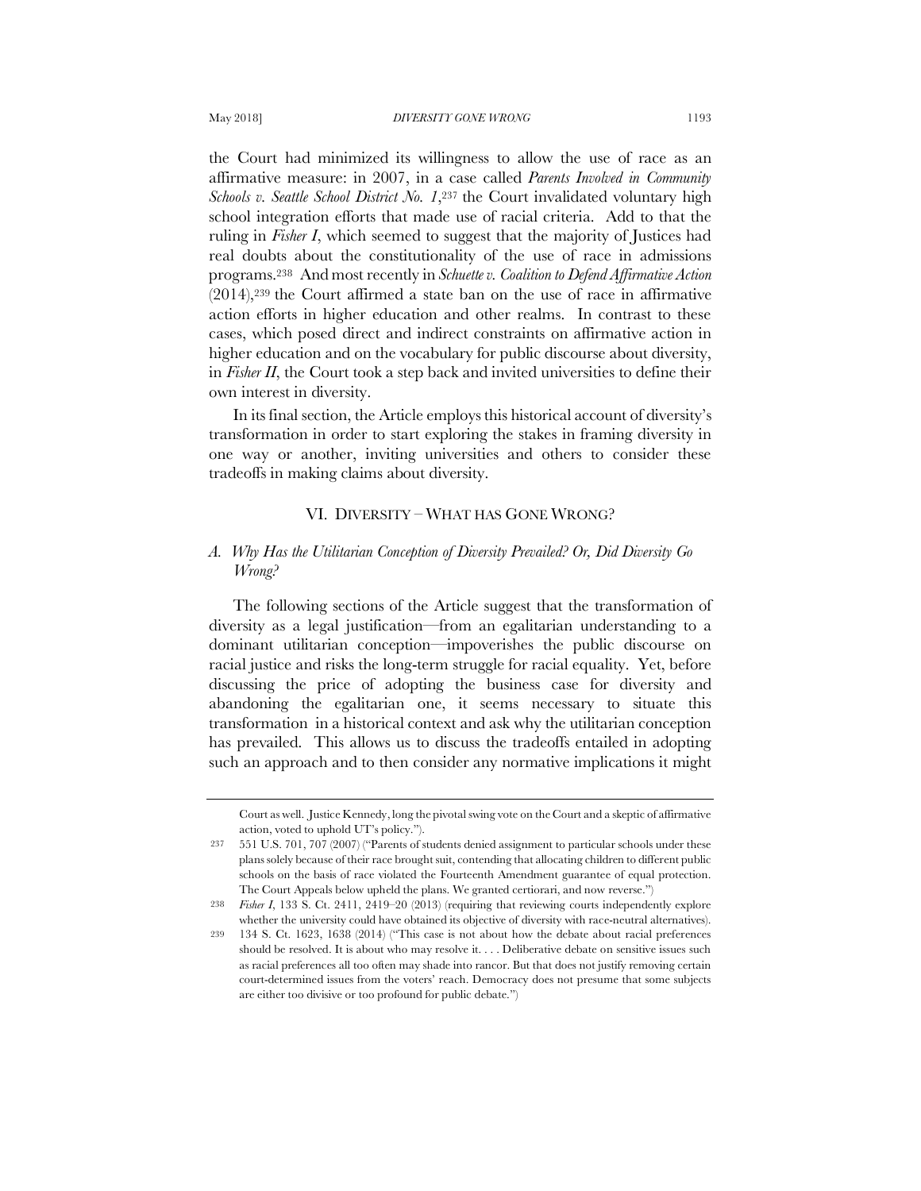the Court had minimized its willingness to allow the use of race as an affirmative measure: in 2007, in a case called *Parents Involved in Community Schools v. Seattle School District No. 1*,[237] the Court invalidated voluntary high school integration efforts that made use of racial criteria. Add to that the ruling in *Fisher I*, which seemed to suggest that the majority of Justices had real doubts about the constitutionality of the use of race in admissions programs.[238] And most recently in *Schuette v. Coalition to Defend Affirmative Action* (2014),[239] the Court affirmed a state ban on the use of race in affirmative action efforts in higher education and other realms. In contrast to these cases, which posed direct and indirect constraints on affirmative action in higher education and on the vocabulary for public discourse about diversity, in *Fisher II*, the Court took a step back and invited universities to define their own interest in diversity.

In its final section, the Article employs this historical account of diversity's transformation in order to start exploring the stakes in framing diversity in one way or another, inviting universities and others to consider these tradeoffs in making claims about diversity.

## VI. DIVERSITY – WHAT HAS GONE WRONG?

### A. *Why Has the Utilitarian Conception of Diversity Prevailed? Or, Did Diversity Go Wrong?*

The following sections of the Article suggest that the transformation of diversity as a legal justification—from an egalitarian understanding to a dominant utilitarian conception—impoverishes the public discourse on racial justice and risks the long-term struggle for racial equality. Yet, before discussing the price of adopting the business case for diversity and abandoning the egalitarian one, it seems necessary to situate this transformation in a historical context and ask why the utilitarian conception has prevailed. This allows us to discuss the tradeoffs entailed in adopting such an approach and to then consider any normative implications it might

---

Court as well. Justice Kennedy, long the pivotal swing vote on the Court and a skeptic of affirmative action, voted to uphold UT's policy.").

237 551 U.S. 701, 707 (2007) ("Parents of students denied assignment to particular schools under these plans solely because of their race brought suit, contending that allocating children to different public schools on the basis of race violated the Fourteenth Amendment guarantee of equal protection. The Court Appeals below upheld the plans. We granted certiorari, and now reverse.")

238 *Fisher I*, 133 S. Ct. 2411, 2419–20 (2013) (requiring that reviewing courts independently explore whether the university could have obtained its objective of diversity with race-neutral alternatives).

239 134 S. Ct. 1623, 1638 (2014) ("This case is not about how the debate about racial preferences should be resolved. It is about who may resolve it. . . . Deliberative debate on sensitive issues such as racial preferences all too often may shade into rancor. But that does not justify removing certain court-determined issues from the voters' reach. Democracy does not presume that some subjects are either too divisive or too profound for public debate.")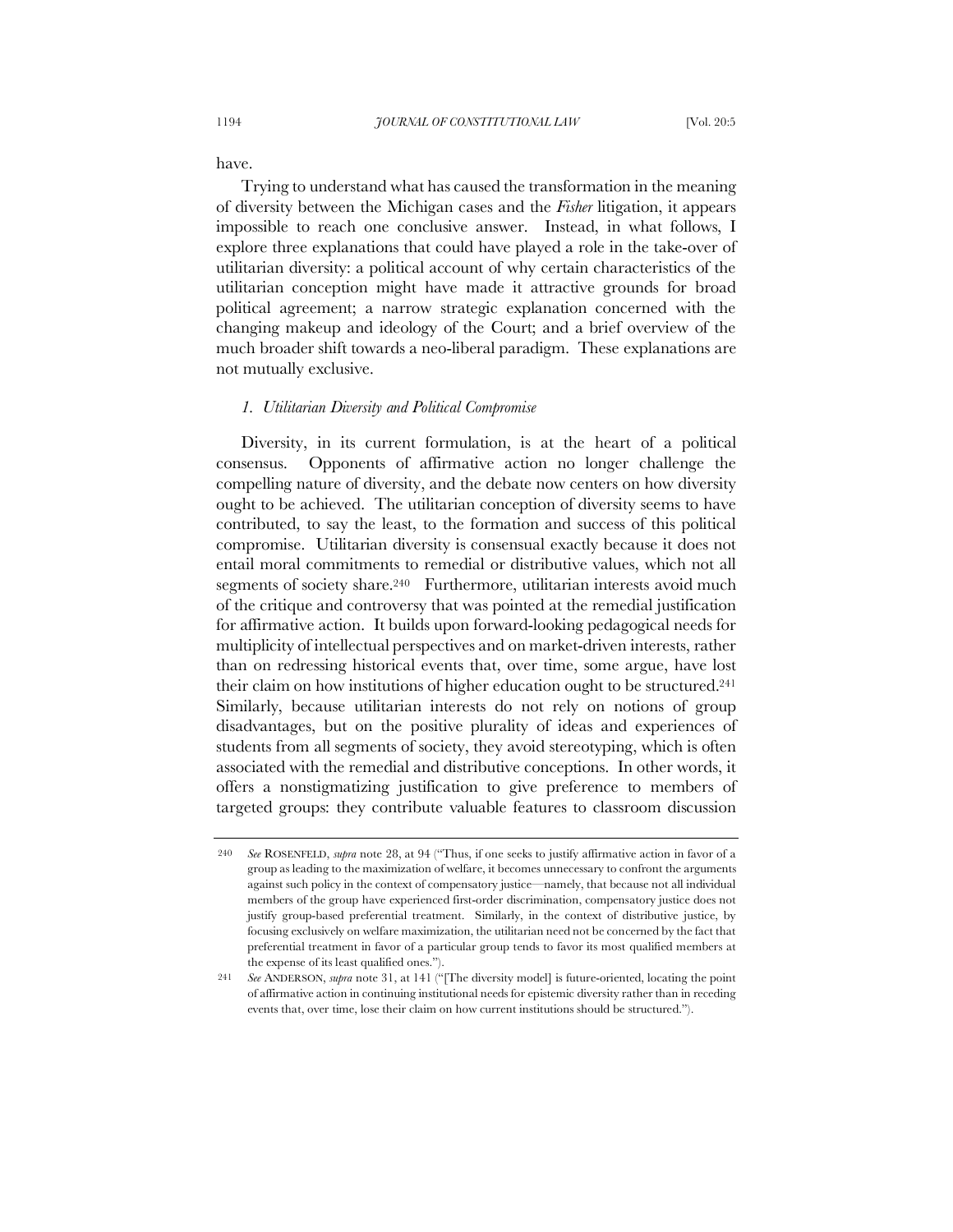have.

Trying to understand what has caused the transformation in the meaning of diversity between the Michigan cases and the *Fisher* litigation, it appears impossible to reach one conclusive answer. Instead, in what follows, I explore three explanations that could have played a role in the take-over of utilitarian diversity: a political account of why certain characteristics of the utilitarian conception might have made it attractive grounds for broad political agreement; a narrow strategic explanation concerned with the changing makeup and ideology of the Court; and a brief overview of the much broader shift towards a neo-liberal paradigm. These explanations are not mutually exclusive.

### *1. Utilitarian Diversity and Political Compromise*

Diversity, in its current formulation, is at the heart of a political consensus. Opponents of affirmative action no longer challenge the compelling nature of diversity, and the debate now centers on how diversity ought to be achieved. The utilitarian conception of diversity seems to have contributed, to say the least, to the formation and success of this political compromise. Utilitarian diversity is consensual exactly because it does not entail moral commitments to remedial or distributive values, which not all segments of society share.[240] Furthermore, utilitarian interests avoid much of the critique and controversy that was pointed at the remedial justification for affirmative action. It builds upon forward-looking pedagogical needs for multiplicity of intellectual perspectives and on market-driven interests, rather than on redressing historical events that, over time, some argue, have lost their claim on how institutions of higher education ought to be structured.[241] Similarly, because utilitarian interests do not rely on notions of group disadvantages, but on the positive plurality of ideas and experiences of students from all segments of society, they avoid stereotyping, which is often associated with the remedial and distributive conceptions. In other words, it offers a nonstigmatizing justification to give preference to members of targeted groups: they contribute valuable features to classroom discussion

---

240 *See* ROSENFELD, *supra* note 28, at 94 ("Thus, if one seeks to justify affirmative action in favor of a group as leading to the maximization of welfare, it becomes unnecessary to confront the arguments against such policy in the context of compensatory justice—namely, that because not all individual members of the group have experienced first-order discrimination, compensatory justice does not justify group-based preferential treatment. Similarly, in the context of distributive justice, by focusing exclusively on welfare maximization, the utilitarian need not be concerned by the fact that preferential treatment in favor of a particular group tends to favor its most qualified members at the expense of its least qualified ones.").

241 *See* ANDERSON, *supra* note 31, at 141 ("[The diversity model] is future-oriented, locating the point of affirmative action in continuing institutional needs for epistemic diversity rather than in receding events that, over time, lose their claim on how current institutions should be structured.").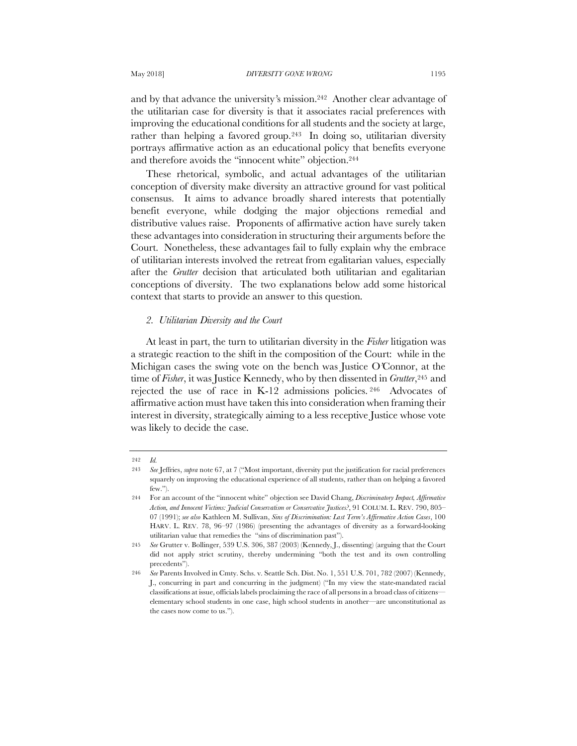and by that advance the university's mission.[242] Another clear advantage of the utilitarian case for diversity is that it associates racial preferences with improving the educational conditions for all students and the society at large, rather than helping a favored group.[243] In doing so, utilitarian diversity portrays affirmative action as an educational policy that benefits everyone and therefore avoids the "innocent white" objection.[244]

These rhetorical, symbolic, and actual advantages of the utilitarian conception of diversity make diversity an attractive ground for vast political consensus. It aims to advance broadly shared interests that potentially benefit everyone, while dodging the major objections remedial and distributive values raise. Proponents of affirmative action have surely taken these advantages into consideration in structuring their arguments before the Court. Nonetheless, these advantages fail to fully explain why the embrace of utilitarian interests involved the retreat from egalitarian values, especially after the *Grutter* decision that articulated both utilitarian and egalitarian conceptions of diversity. The two explanations below add some historical context that starts to provide an answer to this question.

### *2. Utilitarian Diversity and the Court*

At least in part, the turn to utilitarian diversity in the *Fisher* litigation was a strategic reaction to the shift in the composition of the Court: while in the Michigan cases the swing vote on the bench was Justice O'Connor, at the time of *Fisher*, it was Justice Kennedy, who by then dissented in *Grutter*,[245] and rejected the use of race in K-12 admissions policies.[246] Advocates of affirmative action must have taken this into consideration when framing their interest in diversity, strategically aiming to a less receptive Justice whose vote was likely to decide the case.

---

242 *Id.*

243 *See* Jeffries, *supra* note 67, at 7 ("Most important, diversity put the justification for racial preferences squarely on improving the educational experience of all students, rather than on helping a favored few.").

244 For an account of the "innocent white" objection see David Chang, *Discriminatory Impact, Affirmative Action, and Innocent Victims: Judicial Conservatism or Conservative Justices?*, 91 COLUM. L. REV. 790, 805–07 (1991); *see also* Kathleen M. Sullivan, *Sins of Discrimination: Last Term's Affirmative Action Cases*, 100 HARV. L. REV. 78, 96–97 (1986) (presenting the advantages of diversity as a forward-looking utilitarian value that remedies the "sins of discrimination past").

245 *See* Grutter v. Bollinger, 539 U.S. 306, 387 (2003) (Kennedy, J., dissenting) (arguing that the Court did not apply strict scrutiny, thereby undermining "both the test and its own controlling precedents").

246 *See* Parents Involved in Cmty. Schs. v. Seattle Sch. Dist. No. 1, 551 U.S. 701, 782 (2007) (Kennedy, J., concurring in part and concurring in the judgment) ("In my view the state-mandated racial classifications at issue, officials labels proclaiming the race of all persons in a broad class of citizens—elementary school students in one case, high school students in another—are unconstitutional as the cases now come to us.").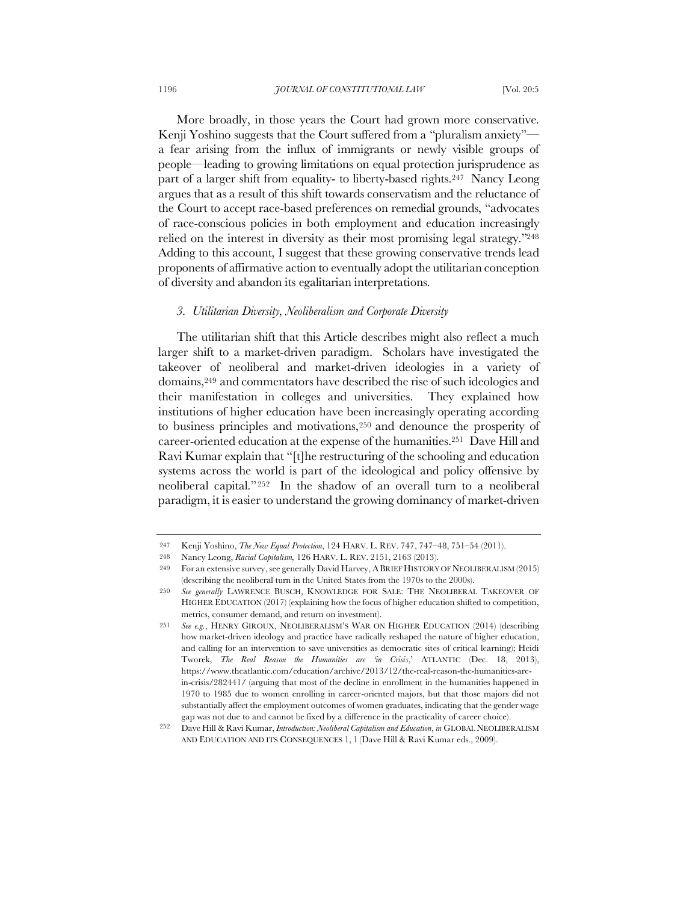More broadly, in those years the Court had grown more conservative. Kenji Yoshino suggests that the Court suffered from a "pluralism anxiety"—a fear arising from the influx of immigrants or newly visible groups of people—leading to growing limitations on equal protection jurisprudence as part of a larger shift from equality- to liberty-based rights.[247] Nancy Leong argues that as a result of this shift towards conservatism and the reluctance of the Court to accept race-based preferences on remedial grounds, "advocates of race-conscious policies in both employment and education increasingly relied on the interest in diversity as their most promising legal strategy."[248] Adding to this account, I suggest that these growing conservative trends lead proponents of affirmative action to eventually adopt the utilitarian conception of diversity and abandon its egalitarian interpretations.

### *3. Utilitarian Diversity, Neoliberalism and Corporate Diversity*

The utilitarian shift that this Article describes might also reflect a much larger shift to a market-driven paradigm. Scholars have investigated the takeover of neoliberal and market-driven ideologies in a variety of domains,[249] and commentators have described the rise of such ideologies and their manifestation in colleges and universities. They explained how institutions of higher education have been increasingly operating according to business principles and motivations,[250] and denounce the prosperity of career-oriented education at the expense of the humanities.[251] Dave Hill and Ravi Kumar explain that "[t]he restructuring of the schooling and education systems across the world is part of the ideological and policy offensive by neoliberal capital."[252] In the shadow of an overall turn to a neoliberal paradigm, it is easier to understand the growing dominancy of market-driven

---

247 Kenji Yoshino, *The New Equal Protection*, 124 HARV. L. REV. 747, 747–48, 751–54 (2011).

248 Nancy Leong, *Racial Capitalism*, 126 HARV. L. REV. 2151, 2163 (2013).

249 For an extensive survey, see generally David Harvey, A BRIEF HISTORY OF NEOLIBERALISM (2015) (describing the neoliberal turn in the United States from the 1970s to the 2000s).

250 *See generally* LAWRENCE BUSCH, KNOWLEDGE FOR SALE: THE NEOLIBERAL TAKEOVER OF HIGHER EDUCATION (2017) (explaining how the focus of higher education shifted to competition, metrics, consumer demand, and return on investment).

251 *See e.g.*, HENRY GIROUX, NEOLIBERALISM'S WAR ON HIGHER EDUCATION (2014) (describing how market-driven ideology and practice have radically reshaped the nature of higher education, and calling for an intervention to save universities as democratic sites of critical learning); Heidi Tworek, *The Real Reason the Humanities are 'in Crisis*,' ATLANTIC (Dec. 18, 2013), https://www.theatlantic.com/education/archive/2013/12/the-real-reason-the-humanities-are-in-crisis/282441/ (arguing that most of the decline in enrollment in the humanities happened in 1970 to 1985 due to women enrolling in career-oriented majors, but that those majors did not substantially affect the employment outcomes of women graduates, indicating that the gender wage gap was not due to and cannot be fixed by a difference in the practicality of career choice).

252 Dave Hill & Ravi Kumar, *Introduction: Neoliberal Capitalism and Education*, *in* GLOBAL NEOLIBERALISM AND EDUCATION AND ITS CONSEQUENCES 1, 1 (Dave Hill & Ravi Kumar eds., 2009).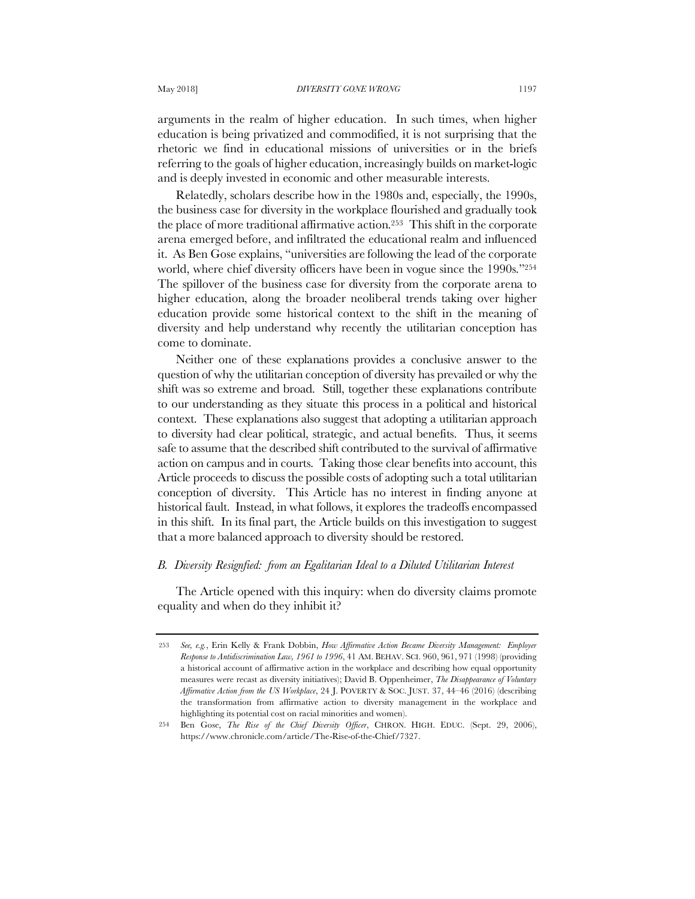arguments in the realm of higher education. In such times, when higher education is being privatized and commodified, it is not surprising that the rhetoric we find in educational missions of universities or in the briefs referring to the goals of higher education, increasingly builds on market-logic and is deeply invested in economic and other measurable interests.

Relatedly, scholars describe how in the 1980s and, especially, the 1990s, the business case for diversity in the workplace flourished and gradually took the place of more traditional affirmative action.[253] This shift in the corporate arena emerged before, and infiltrated the educational realm and influenced it. As Ben Gose explains, "universities are following the lead of the corporate world, where chief diversity officers have been in vogue since the 1990s."[254] The spillover of the business case for diversity from the corporate arena to higher education, along the broader neoliberal trends taking over higher education provide some historical context to the shift in the meaning of diversity and help understand why recently the utilitarian conception has come to dominate.

Neither one of these explanations provides a conclusive answer to the question of why the utilitarian conception of diversity has prevailed or why the shift was so extreme and broad. Still, together these explanations contribute to our understanding as they situate this process in a political and historical context. These explanations also suggest that adopting a utilitarian approach to diversity had clear political, strategic, and actual benefits. Thus, it seems safe to assume that the described shift contributed to the survival of affirmative action on campus and in courts. Taking those clear benefits into account, this Article proceeds to discuss the possible costs of adopting such a total utilitarian conception of diversity. This Article has no interest in finding anyone at historical fault. Instead, in what follows, it explores the tradeoffs encompassed in this shift. In its final part, the Article builds on this investigation to suggest that a more balanced approach to diversity should be restored.

### *B. Diversity Resignfied: from an Egalitarian Ideal to a Diluted Utilitarian Interest*

The Article opened with this inquiry: when do diversity claims promote equality and when do they inhibit it?

---

253 *See, e.g.*, Erin Kelly & Frank Dobbin, *How Affirmative Action Became Diversity Management: Employer Response to Antidiscrimination Law, 1961 to 1996*, 41 AM. BEHAV. SCI. 960, 961, 971 (1998) (providing a historical account of affirmative action in the workplace and describing how equal opportunity measures were recast as diversity initiatives); David B. Oppenheimer, *The Disappearance of Voluntary Affirmative Action from the US Workplace*, 24 J. POVERTY & SOC. JUST. 37, 44–46 (2016) (describing the transformation from affirmative action to diversity management in the workplace and highlighting its potential cost on racial minorities and women).

254 Ben Gose, *The Rise of the Chief Diversity Officer*, CHRON. HIGH. EDUC. (Sept. 29, 2006), https://www.chronicle.com/article/The-Rise-of-the-Chief/7327.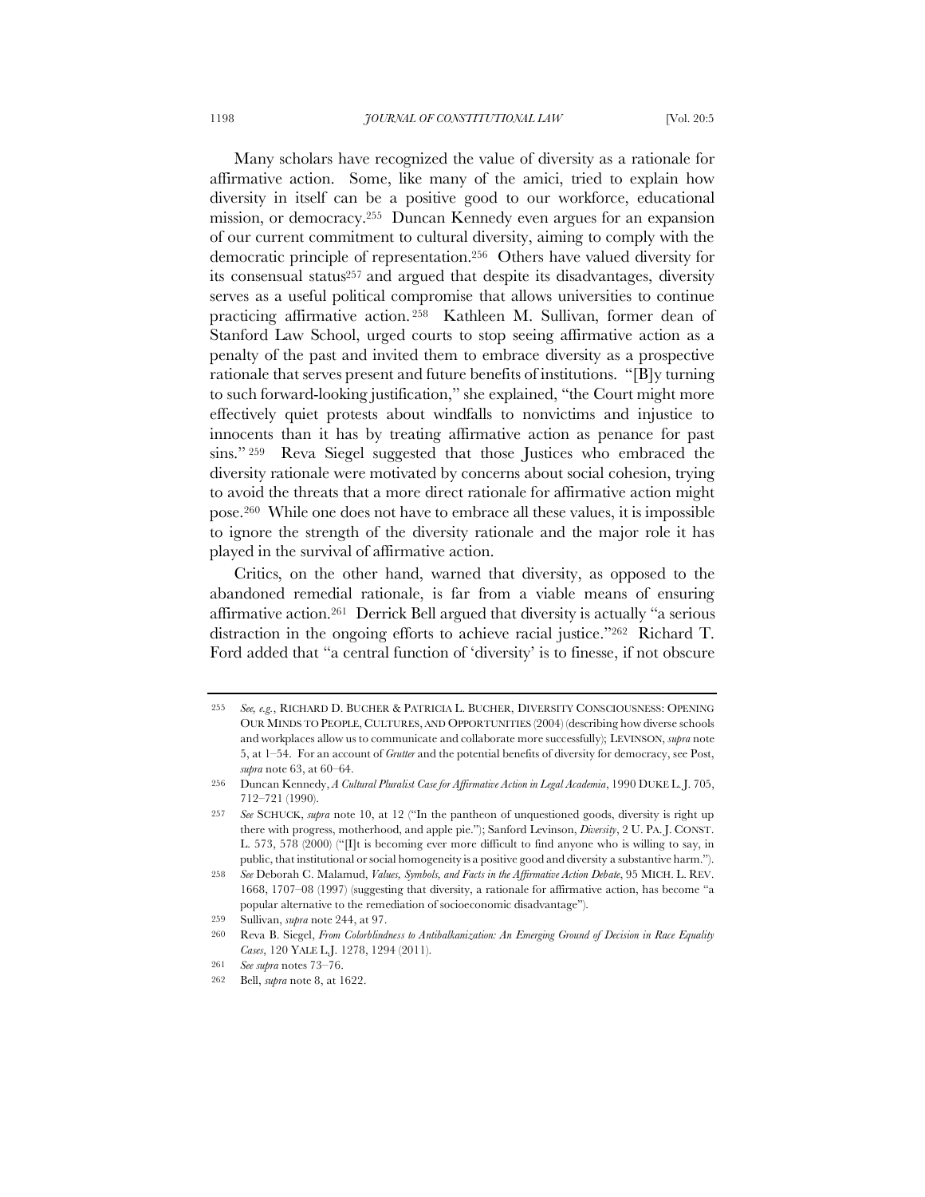Many scholars have recognized the value of diversity as a rationale for affirmative action. Some, like many of the amici, tried to explain how diversity in itself can be a positive good to our workforce, educational mission, or democracy.[255] Duncan Kennedy even argues for an expansion of our current commitment to cultural diversity, aiming to comply with the democratic principle of representation.[256] Others have valued diversity for its consensual status[257] and argued that despite its disadvantages, diversity serves as a useful political compromise that allows universities to continue practicing affirmative action.[258] Kathleen M. Sullivan, former dean of Stanford Law School, urged courts to stop seeing affirmative action as a penalty of the past and invited them to embrace diversity as a prospective rationale that serves present and future benefits of institutions. "[B]y turning to such forward-looking justification," she explained, "the Court might more effectively quiet protests about windfalls to nonvictims and injustice to innocents than it has by treating affirmative action as penance for past sins."[259] Reva Siegel suggested that those Justices who embraced the diversity rationale were motivated by concerns about social cohesion, trying to avoid the threats that a more direct rationale for affirmative action might pose.[260] While one does not have to embrace all these values, it is impossible to ignore the strength of the diversity rationale and the major role it has played in the survival of affirmative action.

Critics, on the other hand, warned that diversity, as opposed to the abandoned remedial rationale, is far from a viable means of ensuring affirmative action.[261] Derrick Bell argued that diversity is actually "a serious distraction in the ongoing efforts to achieve racial justice."[262] Richard T. Ford added that "a central function of 'diversity' is to finesse, if not obscure

---

255 *See, e.g.*, RICHARD D. BUCHER & PATRICIA L. BUCHER, DIVERSITY CONSCIOUSNESS: OPENING OUR MINDS TO PEOPLE, CULTURES, AND OPPORTUNITIES (2004) (describing how diverse schools and workplaces allow us to communicate and collaborate more successfully); LEVINSON, *supra* note 5, at 1–54. For an account of *Grutter* and the potential benefits of diversity for democracy, see Post, *supra* note 63, at 60–64.

256 Duncan Kennedy, *A Cultural Pluralist Case for Affirmative Action in Legal Academia*, 1990 DUKE L. J. 705, 712–721 (1990).

257 *See* SCHUCK, *supra* note 10, at 12 ("In the pantheon of unquestioned goods, diversity is right up there with progress, motherhood, and apple pie."); Sanford Levinson, *Diversity*, 2 U. PA. J. CONST. L. 573, 578 (2000) ("[I]t is becoming ever more difficult to find anyone who is willing to say, in public, that institutional or social homogeneity is a positive good and diversity a substantive harm.").

258 *See* Deborah C. Malamud, *Values, Symbols, and Facts in the Affirmative Action Debate*, 95 MICH. L. REV. 1668, 1707–08 (1997) (suggesting that diversity, a rationale for affirmative action, has become "a popular alternative to the remediation of socioeconomic disadvantage").

259 Sullivan, *supra* note 244, at 97.

260 Reva B. Siegel, *From Colorblindness to Antibalkanization: An Emerging Ground of Decision in Race Equality Cases*, 120 YALE L.J. 1278, 1294 (2011).

261 *See supra* notes 73–76.

262 Bell, *supra* note 8, at 1622.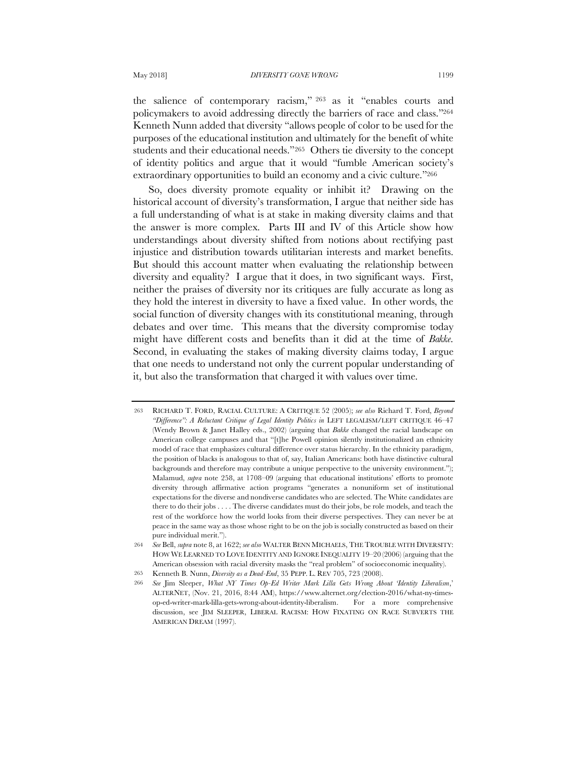the salience of contemporary racism,"[263] as it "enables courts and policymakers to avoid addressing directly the barriers of race and class."[264] Kenneth Nunn added that diversity "allows people of color to be used for the purposes of the educational institution and ultimately for the benefit of white students and their educational needs."[265] Others tie diversity to the concept of identity politics and argue that it would "fumble American society's extraordinary opportunities to build an economy and a civic culture."[266]

So, does diversity promote equality or inhibit it? Drawing on the historical account of diversity's transformation, I argue that neither side has a full understanding of what is at stake in making diversity claims and that the answer is more complex. Parts III and IV of this Article show how understandings about diversity shifted from notions about rectifying past injustice and distribution towards utilitarian interests and market benefits. But should this account matter when evaluating the relationship between diversity and equality? I argue that it does, in two significant ways. First, neither the praises of diversity nor its critiques are fully accurate as long as they hold the interest in diversity to have a fixed value. In other words, the social function of diversity changes with its constitutional meaning, through debates and over time. This means that the diversity compromise today might have different costs and benefits than it did at the time of *Bakke*. Second, in evaluating the stakes of making diversity claims today, I argue that one needs to understand not only the current popular understanding of it, but also the transformation that charged it with values over time.

---

263 RICHARD T. FORD, RACIAL CULTURE: A CRITIQUE 52 (2005); *see also* Richard T. Ford, *Beyond "Difference": A Reluctant Critique of Legal Identity Politics in* LEFT LEGALISM/LEFT CRITIQUE 46–47 (Wendy Brown & Janet Halley eds., 2002) (arguing that *Bakke* changed the racial landscape on American college campuses and that "[t]he Powell opinion silently institutionalized an ethnicity model of race that emphasizes cultural difference over status hierarchy. In the ethnicity paradigm, the position of blacks is analogous to that of, say, Italian Americans: both have distinctive cultural backgrounds and therefore may contribute a unique perspective to the university environment."); Malamud, *supra* note 258, at 1708–09 (arguing that educational institutions' efforts to promote diversity through affirmative action programs "generates a nonuniform set of institutional expectations for the diverse and nondiverse candidates who are selected. The White candidates are there to do their jobs . . . . The diverse candidates must do their jobs, be role models, and teach the rest of the workforce how the world looks from their diverse perspectives. They can never be at peace in the same way as those whose right to be on the job is socially constructed as based on their pure individual merit.").

264 *See* Bell, *supra* note 8, at 1622; *see also* WALTER BENN MICHAELS, THE TROUBLE WITH DIVERSITY: HOW WE LEARNED TO LOVE IDENTITY AND IGNORE INEQUALITY 19–20 (2006) (arguing that the American obsession with racial diversity masks the "real problem" of socioeconomic inequality).

265 Kenneth B. Nunn, *Diversity as a Dead-End*, 35 PEPP. L. REV 705, 723 (2008).

266 *See* Jim Sleeper, *What NY Times Op-Ed Writer Mark Lilla Gets Wrong About 'Identity Liberalism*,' ALTERNET, (Nov. 21, 2016, 8:44 AM), https://www.alternet.org/election-2016/what-ny-times-op-ed-writer-mark-lilla-gets-wrong-about-identity-liberalism. For a more comprehensive discussion, see JIM SLEEPER, LIBERAL RACISM: HOW FIXATING ON RACE SUBVERTS THE AMERICAN DREAM (1997).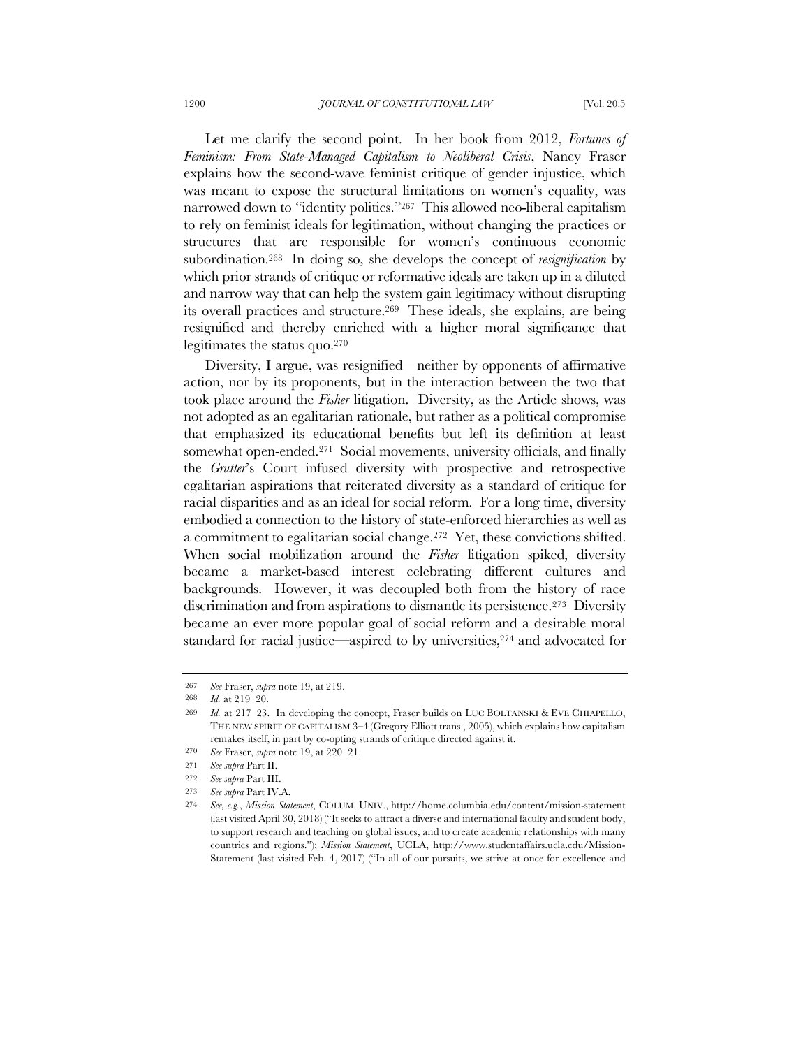Let me clarify the second point. In her book from 2012, *Fortunes of Feminism: From State-Managed Capitalism to Neoliberal Crisis*, Nancy Fraser explains how the second-wave feminist critique of gender injustice, which was meant to expose the structural limitations on women's equality, was narrowed down to "identity politics."[267] This allowed neo-liberal capitalism to rely on feminist ideals for legitimation, without changing the practices or structures that are responsible for women's continuous economic subordination.[268] In doing so, she develops the concept of *resignification* by which prior strands of critique or reformative ideals are taken up in a diluted and narrow way that can help the system gain legitimacy without disrupting its overall practices and structure.[269] These ideals, she explains, are being resignified and thereby enriched with a higher moral significance that legitimates the status quo.[270]

Diversity, I argue, was resignified—neither by opponents of affirmative action, nor by its proponents, but in the interaction between the two that took place around the *Fisher* litigation. Diversity, as the Article shows, was not adopted as an egalitarian rationale, but rather as a political compromise that emphasized its educational benefits but left its definition at least somewhat open-ended.[271] Social movements, university officials, and finally the *Grutter*'s Court infused diversity with prospective and retrospective egalitarian aspirations that reiterated diversity as a standard of critique for racial disparities and as an ideal for social reform. For a long time, diversity embodied a connection to the history of state-enforced hierarchies as well as a commitment to egalitarian social change.[272] Yet, these convictions shifted. When social mobilization around the *Fisher* litigation spiked, diversity became a market-based interest celebrating different cultures and backgrounds. However, it was decoupled both from the history of race discrimination and from aspirations to dismantle its persistence.[273] Diversity became an ever more popular goal of social reform and a desirable moral standard for racial justice—aspired to by universities,[274] and advocated for

---

267 *See* Fraser, *supra* note 19, at 219.

268 *Id.* at 219–20.

269 *Id.* at 217–23. In developing the concept, Fraser builds on LUC BOLTANSKI & EVE CHIAPELLO, THE NEW SPIRIT OF CAPITALISM 3–4 (Gregory Elliott trans., 2005), which explains how capitalism remakes itself, in part by co-opting strands of critique directed against it.

270 *See* Fraser, *supra* note 19, at 220–21.

271 *See supra* Part II.

272 *See supra* Part III.

273 *See supra* Part IV.A.

274 *See, e.g.*, *Mission Statement*, COLUM. UNIV., http://home.columbia.edu/content/mission-statement (last visited April 30, 2018) ("It seeks to attract a diverse and international faculty and student body, to support research and teaching on global issues, and to create academic relationships with many countries and regions."); *Mission Statement*, UCLA, http://www.studentaffairs.ucla.edu/Mission-Statement (last visited Feb. 4, 2017) ("In all of our pursuits, we strive at once for excellence and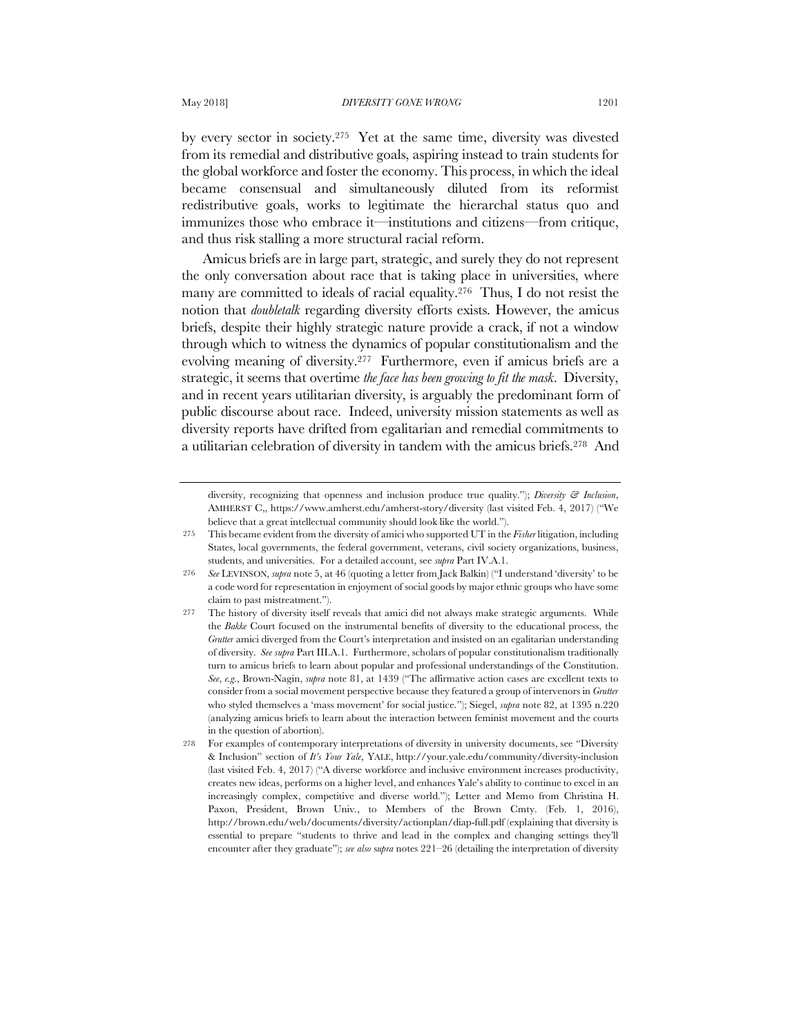by every sector in society.[275] Yet at the same time, diversity was divested from its remedial and distributive goals, aspiring instead to train students for the global workforce and foster the economy. This process, in which the ideal became consensual and simultaneously diluted from its reformist redistributive goals, works to legitimate the hierarchal status quo and immunizes those who embrace it—institutions and citizens—from critique, and thus risk stalling a more structural racial reform.

Amicus briefs are in large part, strategic, and surely they do not represent the only conversation about race that is taking place in universities, where many are committed to ideals of racial equality.[276] Thus, I do not resist the notion that *doubletalk* regarding diversity efforts exists. However, the amicus briefs, despite their highly strategic nature provide a crack, if not a window through which to witness the dynamics of popular constitutionalism and the evolving meaning of diversity.[277] Furthermore, even if amicus briefs are a strategic, it seems that overtime *the face has been growing to fit the mask*. Diversity, and in recent years utilitarian diversity, is arguably the predominant form of public discourse about race. Indeed, university mission statements as well as diversity reports have drifted from egalitarian and remedial commitments to a utilitarian celebration of diversity in tandem with the amicus briefs.[278] And

---

diversity, recognizing that openness and inclusion produce true quality."); *Diversity & Inclusion*, AMHERST C,, https://www.amherst.edu/amherst-story/diversity (last visited Feb. 4, 2017) ("We believe that a great intellectual community should look like the world.").

275 This became evident from the diversity of amici who supported UT in the *Fisher* litigation, including States, local governments, the federal government, veterans, civil society organizations, business, students, and universities. For a detailed account, see *supra* Part IV.A.1.

276 *See* LEVINSON, *supra* note 5, at 46 (quoting a letter from Jack Balkin) ("I understand 'diversity' to be a code word for representation in enjoyment of social goods by major ethnic groups who have some claim to past mistreatment.").

277 The history of diversity itself reveals that amici did not always make strategic arguments. While the *Bakke* Court focused on the instrumental benefits of diversity to the educational process, the *Grutter* amici diverged from the Court's interpretation and insisted on an egalitarian understanding of diversity. *See supra* Part III.A.1. Furthermore, scholars of popular constitutionalism traditionally turn to amicus briefs to learn about popular and professional understandings of the Constitution. *See*, *e.g.*, Brown-Nagin, *supra* note 81, at 1439 ("The affirmative action cases are excellent texts to consider from a social movement perspective because they featured a group of intervenors in *Grutter* who styled themselves a 'mass movement' for social justice."); Siegel, *supra* note 82, at 1395 n.220 (analyzing amicus briefs to learn about the interaction between feminist movement and the courts in the question of abortion).

278 For examples of contemporary interpretations of diversity in university documents, see "Diversity & Inclusion" section of *It's Your Yale*, YALE, http://your.yale.edu/community/diversity-inclusion (last visited Feb. 4, 2017) ("A diverse workforce and inclusive environment increases productivity, creates new ideas, performs on a higher level, and enhances Yale's ability to continue to excel in an increasingly complex, competitive and diverse world."); Letter and Memo from Christina H. Paxon, President, Brown Univ., to Members of the Brown Cmty. (Feb. 1, 2016), http://brown.edu/web/documents/diversity/actionplan/diap-full.pdf (explaining that diversity is essential to prepare "students to thrive and lead in the complex and changing settings they'll encounter after they graduate"); *see also supra* notes 221–26 (detailing the interpretation of diversity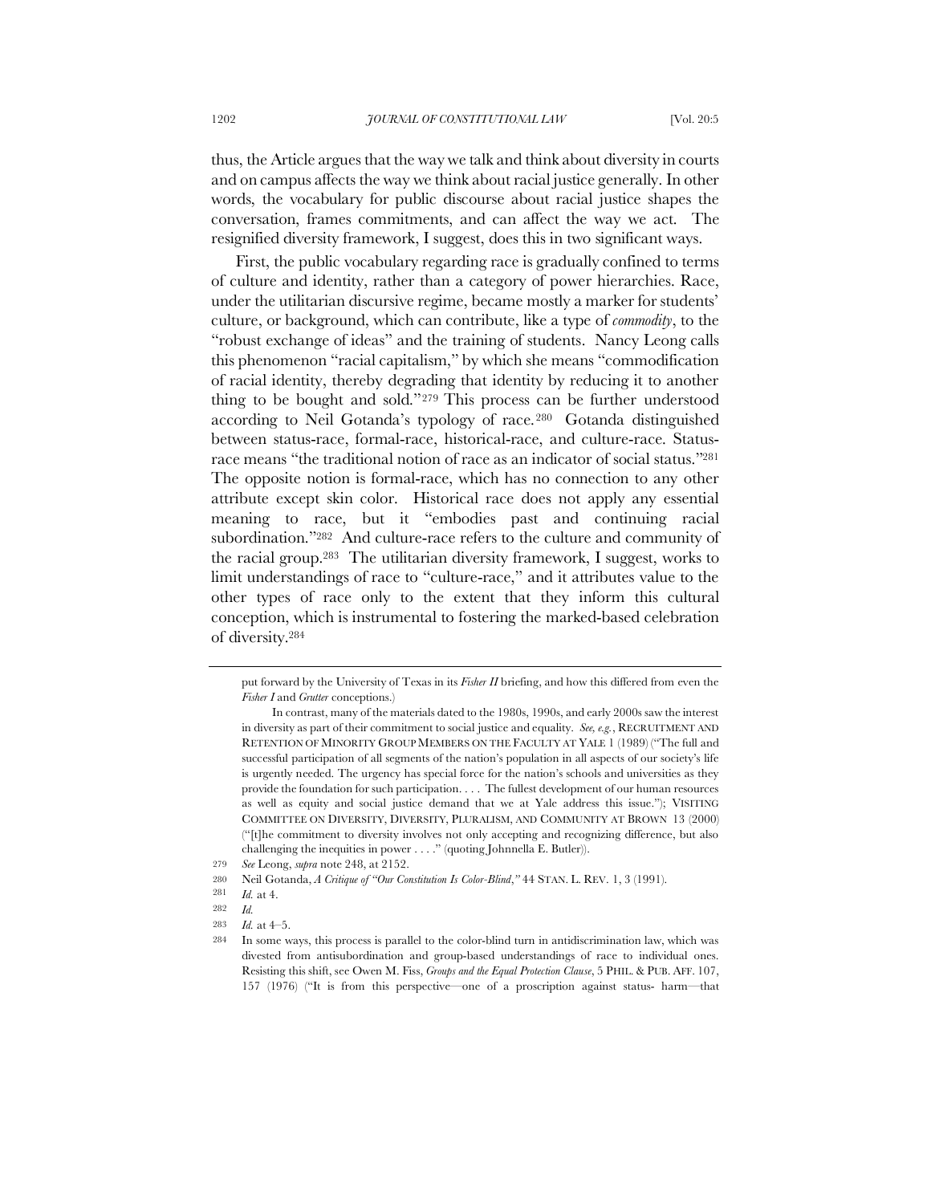thus, the Article argues that the way we talk and think about diversity in courts and on campus affects the way we think about racial justice generally. In other words, the vocabulary for public discourse about racial justice shapes the conversation, frames commitments, and can affect the way we act. The resignified diversity framework, I suggest, does this in two significant ways.

First, the public vocabulary regarding race is gradually confined to terms of culture and identity, rather than a category of power hierarchies. Race, under the utilitarian discursive regime, became mostly a marker for students' culture, or background, which can contribute, like a type of *commodity*, to the "robust exchange of ideas" and the training of students. Nancy Leong calls this phenomenon "racial capitalism," by which she means "commodification of racial identity, thereby degrading that identity by reducing it to another thing to be bought and sold."[279] This process can be further understood according to Neil Gotanda's typology of race.[280] Gotanda distinguished between status-race, formal-race, historical-race, and culture-race. Status-race means "the traditional notion of race as an indicator of social status."[281] The opposite notion is formal-race, which has no connection to any other attribute except skin color. Historical race does not apply any essential meaning to race, but it "embodies past and continuing racial subordination."[282] And culture-race refers to the culture and community of the racial group.[283] The utilitarian diversity framework, I suggest, works to limit understandings of race to "culture-race," and it attributes value to the other types of race only to the extent that they inform this cultural conception, which is instrumental to fostering the marked-based celebration of diversity.[284]

---

put forward by the University of Texas in its *Fisher II* briefing, and how this differed from even the *Fisher I* and *Grutter* conceptions.)

In contrast, many of the materials dated to the 1980s, 1990s, and early 2000s saw the interest in diversity as part of their commitment to social justice and equality. *See, e.g.*, RECRUITMENT AND RETENTION OF MINORITY GROUP MEMBERS ON THE FACULTY AT YALE 1 (1989) ("The full and successful participation of all segments of the nation's population in all aspects of our society's life is urgently needed. The urgency has special force for the nation's schools and universities as they provide the foundation for such participation. . . . The fullest development of our human resources as well as equity and social justice demand that we at Yale address this issue."); VISITING COMMITTEE ON DIVERSITY, DIVERSITY, PLURALISM, AND COMMUNITY AT BROWN 13 (2000) ("[t]he commitment to diversity involves not only accepting and recognizing difference, but also challenging the inequities in power . . . ." (quoting Johnnella E. Butler)).

279 *See* Leong, *supra* note 248, at 2152.

280 Neil Gotanda, *A Critique of "Our Constitution Is Color-Blind*,*"* 44 STAN. L. REV. 1, 3 (1991).

281 *Id.* at 4.

282 *Id.*

283 *Id.* at 4–5.

284 In some ways, this process is parallel to the color-blind turn in antidiscrimination law, which was divested from antisubordination and group-based understandings of race to individual ones. Resisting this shift, see Owen M. Fiss, *Groups and the Equal Protection Clause*, 5 PHIL. & PUB. AFF. 107, 157 (1976) ("It is from this perspective—one of a proscription against status- harm—that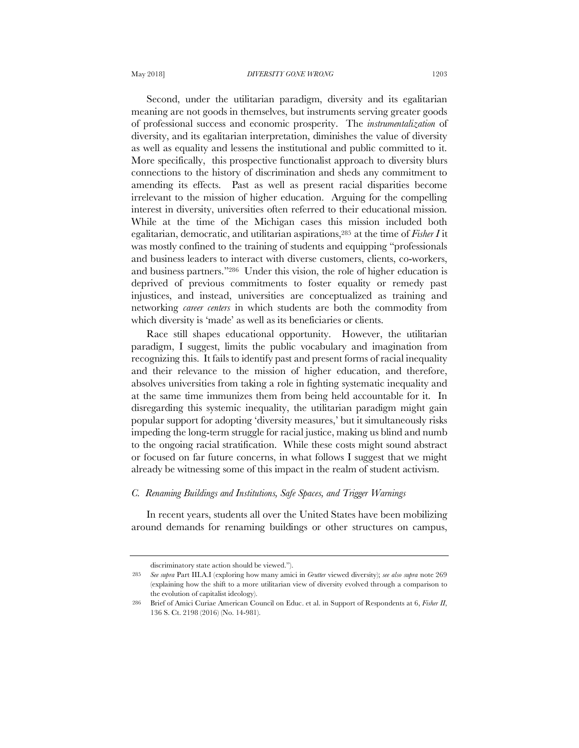Second, under the utilitarian paradigm, diversity and its egalitarian meaning are not goods in themselves, but instruments serving greater goods of professional success and economic prosperity. The *instrumentalization* of diversity, and its egalitarian interpretation, diminishes the value of diversity as well as equality and lessens the institutional and public committed to it. More specifically, this prospective functionalist approach to diversity blurs connections to the history of discrimination and sheds any commitment to amending its effects. Past as well as present racial disparities become irrelevant to the mission of higher education. Arguing for the compelling interest in diversity, universities often referred to their educational mission. While at the time of the Michigan cases this mission included both egalitarian, democratic, and utilitarian aspirations,[285] at the time of *Fisher I* it was mostly confined to the training of students and equipping "professionals and business leaders to interact with diverse customers, clients, co-workers, and business partners."[286] Under this vision, the role of higher education is deprived of previous commitments to foster equality or remedy past injustices, and instead, universities are conceptualized as training and networking *career centers* in which students are both the commodity from which diversity is 'made' as well as its beneficiaries or clients.

Race still shapes educational opportunity. However, the utilitarian paradigm, I suggest, limits the public vocabulary and imagination from recognizing this. It fails to identify past and present forms of racial inequality and their relevance to the mission of higher education, and therefore, absolves universities from taking a role in fighting systematic inequality and at the same time immunizes them from being held accountable for it. In disregarding this systemic inequality, the utilitarian paradigm might gain popular support for adopting 'diversity measures,' but it simultaneously risks impeding the long-term struggle for racial justice, making us blind and numb to the ongoing racial stratification. While these costs might sound abstract or focused on far future concerns, in what follows I suggest that we might already be witnessing some of this impact in the realm of student activism.

### *C. Renaming Buildings and Institutions, Safe Spaces, and Trigger Warnings*

In recent years, students all over the United States have been mobilizing around demands for renaming buildings or other structures on campus,

---

discriminatory state action should be viewed.").

285 *See supra* Part III.A.I (exploring how many amici in *Grutter* viewed diversity); *see also supra* note 269 (explaining how the shift to a more utilitarian view of diversity evolved through a comparison to the evolution of capitalist ideology).

286 Brief of Amici Curiae American Council on Educ. et al. in Support of Respondents at 6, *Fisher II*, 136 S. Ct. 2198 (2016) (No. 14-981).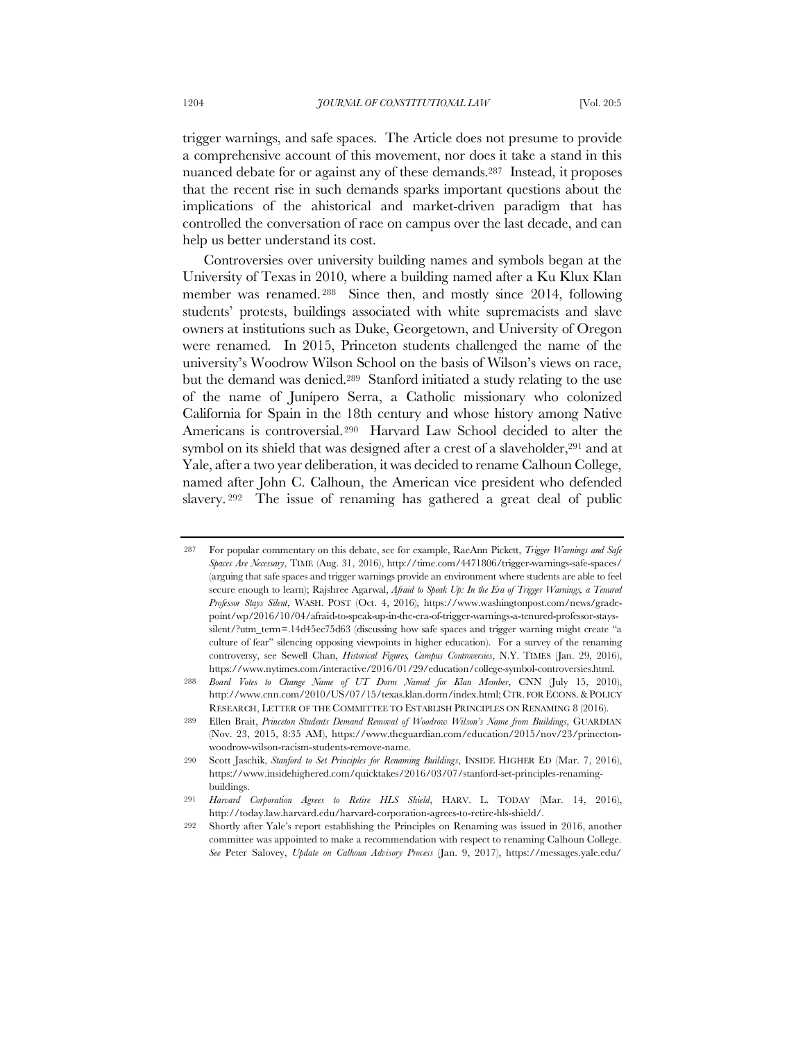trigger warnings, and safe spaces. The Article does not presume to provide a comprehensive account of this movement, nor does it take a stand in this nuanced debate for or against any of these demands.[287] Instead, it proposes that the recent rise in such demands sparks important questions about the implications of the ahistorical and market-driven paradigm that has controlled the conversation of race on campus over the last decade, and can help us better understand its cost.

Controversies over university building names and symbols began at the University of Texas in 2010, where a building named after a Ku Klux Klan member was renamed.[288] Since then, and mostly since 2014, following students' protests, buildings associated with white supremacists and slave owners at institutions such as Duke, Georgetown, and University of Oregon were renamed. In 2015, Princeton students challenged the name of the university's Woodrow Wilson School on the basis of Wilson's views on race, but the demand was denied.[289] Stanford initiated a study relating to the use of the name of Junípero Serra, a Catholic missionary who colonized California for Spain in the 18th century and whose history among Native Americans is controversial.[290] Harvard Law School decided to alter the symbol on its shield that was designed after a crest of a slaveholder,[291] and at Yale, after a two year deliberation, it was decided to rename Calhoun College, named after John C. Calhoun, the American vice president who defended slavery.[292] The issue of renaming has gathered a great deal of public

---

[287] For popular commentary on this debate, see for example, RaeAnn Pickett, *Trigger Warnings and Safe Spaces Are Necessary*, TIME (Aug. 31, 2016), http://time.com/4471806/trigger-warnings-safe-spaces/ (arguing that safe spaces and trigger warnings provide an environment where students are able to feel secure enough to learn); Rajshree Agarwal, *Afraid to Speak Up: In the Era of Trigger Warnings, a Tenured Professor Stays Silent*, WASH. POST (Oct. 4, 2016), https://www.washingtonpost.com/news/grade-point/wp/2016/10/04/afraid-to-speak-up-in-the-era-of-trigger-warnings-a-tenured-professor-stays-silent/?utm_term=.14d45ec75d63 (discussing how safe spaces and trigger warning might create "a culture of fear" silencing opposing viewpoints in higher education). For a survey of the renaming controversy, see Sewell Chan, *Historical Figures, Campus Controversies*, N.Y. TIMES (Jan. 29, 2016), https://www.nytimes.com/interactive/2016/01/29/education/college-symbol-controversies.html.

[288] *Board Votes to Change Name of UT Dorm Named for Klan Member*, CNN (July 15, 2010), http://www.cnn.com/2010/US/07/15/texas.klan.dorm/index.html; CTR. FOR ECONS. & POLICY RESEARCH, LETTER OF THE COMMITTEE TO ESTABLISH PRINCIPLES ON RENAMING 8 (2016).

[289] Ellen Brait, *Princeton Students Demand Removal of Woodrow Wilson's Name from Buildings*, GUARDIAN (Nov. 23, 2015, 8:35 AM), https://www.theguardian.com/education/2015/nov/23/princeton-woodrow-wilson-racism-students-remove-name.

[290] Scott Jaschik, *Stanford to Set Principles for Renaming Buildings*, INSIDE HIGHER ED (Mar. 7, 2016), https://www.insidehighered.com/quicktakes/2016/03/07/stanford-set-principles-renaming-buildings.

[291] *Harvard Corporation Agrees to Retire HLS Shield*, HARV. L. TODAY (Mar. 14, 2016), http://today.law.harvard.edu/harvard-corporation-agrees-to-retire-hls-shield/.

[292] Shortly after Yale's report establishing the Principles on Renaming was issued in 2016, another committee was appointed to make a recommendation with respect to renaming Calhoun College. *See* Peter Salovey, *Update on Calhoun Advisory Process* (Jan. 9, 2017), https://messages.yale.edu/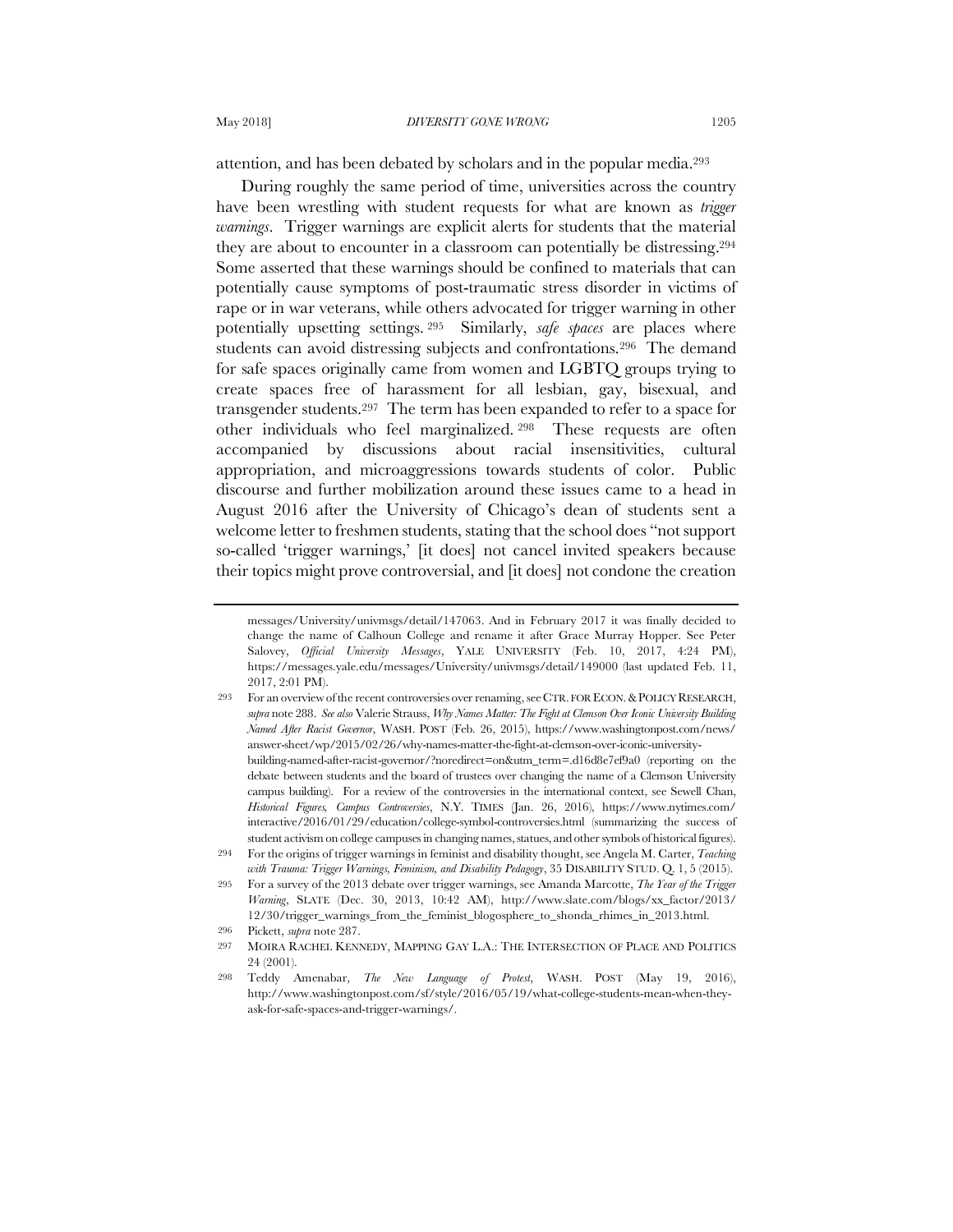attention, and has been debated by scholars and in the popular media.[293]

During roughly the same period of time, universities across the country have been wrestling with student requests for what are known as *trigger warnings*. Trigger warnings are explicit alerts for students that the material they are about to encounter in a classroom can potentially be distressing.[294] Some asserted that these warnings should be confined to materials that can potentially cause symptoms of post-traumatic stress disorder in victims of rape or in war veterans, while others advocated for trigger warning in other potentially upsetting settings.[295] Similarly, *safe spaces* are places where students can avoid distressing subjects and confrontations.[296] The demand for safe spaces originally came from women and LGBTQ groups trying to create spaces free of harassment for all lesbian, gay, bisexual, and transgender students.[297] The term has been expanded to refer to a space for other individuals who feel marginalized.[298] These requests are often accompanied by discussions about racial insensitivities, cultural appropriation, and microaggressions towards students of color. Public discourse and further mobilization around these issues came to a head in August 2016 after the University of Chicago's dean of students sent a welcome letter to freshmen students, stating that the school does "not support so-called 'trigger warnings,' [it does] not cancel invited speakers because their topics might prove controversial, and [it does] not condone the creation

---

messages/University/univmsgs/detail/147063. And in February 2017 it was finally decided to change the name of Calhoun College and rename it after Grace Murray Hopper. See Peter Salovey, *Official University Messages*, YALE UNIVERSITY (Feb. 10, 2017, 4:24 PM), https://messages.yale.edu/messages/University/univmsgs/detail/149000 (last updated Feb. 11, 2017, 2:01 PM).

293 For an overview of the recent controversies over renaming, see CTR. FOR ECON. & POLICY RESEARCH, *supra* note 288. *See also* Valerie Strauss, *Why Names Matter: The Fight at Clemson Over Iconic University Building Named After Racist Governor*, WASH. POST (Feb. 26, 2015), https://www.washingtonpost.com/news/answer-sheet/wp/2015/02/26/why-names-matter-the-fight-at-clemson-over-iconic-university-building-named-after-racist-governor/?noredirect=on&utm_term=.d16d8e7ef9a0 (reporting on the debate between students and the board of trustees over changing the name of a Clemson University campus building). For a review of the controversies in the international context, see Sewell Chan, *Historical Figures, Campus Controversies*, N.Y. TIMES (Jan. 26, 2016), https://www.nytimes.com/interactive/2016/01/29/education/college-symbol-controversies.html (summarizing the success of student activism on college campuses in changing names, statues, and other symbols of historical figures).

294 For the origins of trigger warnings in feminist and disability thought, see Angela M. Carter, *Teaching with Trauma: Trigger Warnings, Feminism, and Disability Pedagogy*, 35 DISABILITY STUD. Q. 1, 5 (2015).

295 For a survey of the 2013 debate over trigger warnings, see Amanda Marcotte, *The Year of the Trigger Warning*, SLATE (Dec. 30, 2013, 10:42 AM), http://www.slate.com/blogs/xx_factor/2013/12/30/trigger_warnings_from_the_feminist_blogosphere_to_shonda_rhimes_in_2013.html.

296 Pickett, *supra* note 287.

297 MOIRA RACHEL KENNEDY, MAPPING GAY L.A.: THE INTERSECTION OF PLACE AND POLITICS 24 (2001).

298 Teddy Amenabar, *The New Language of Protest*, WASH. POST (May 19, 2016), http://www.washingtonpost.com/sf/style/2016/05/19/what-college-students-mean-when-they-ask-for-safe-spaces-and-trigger-warnings/.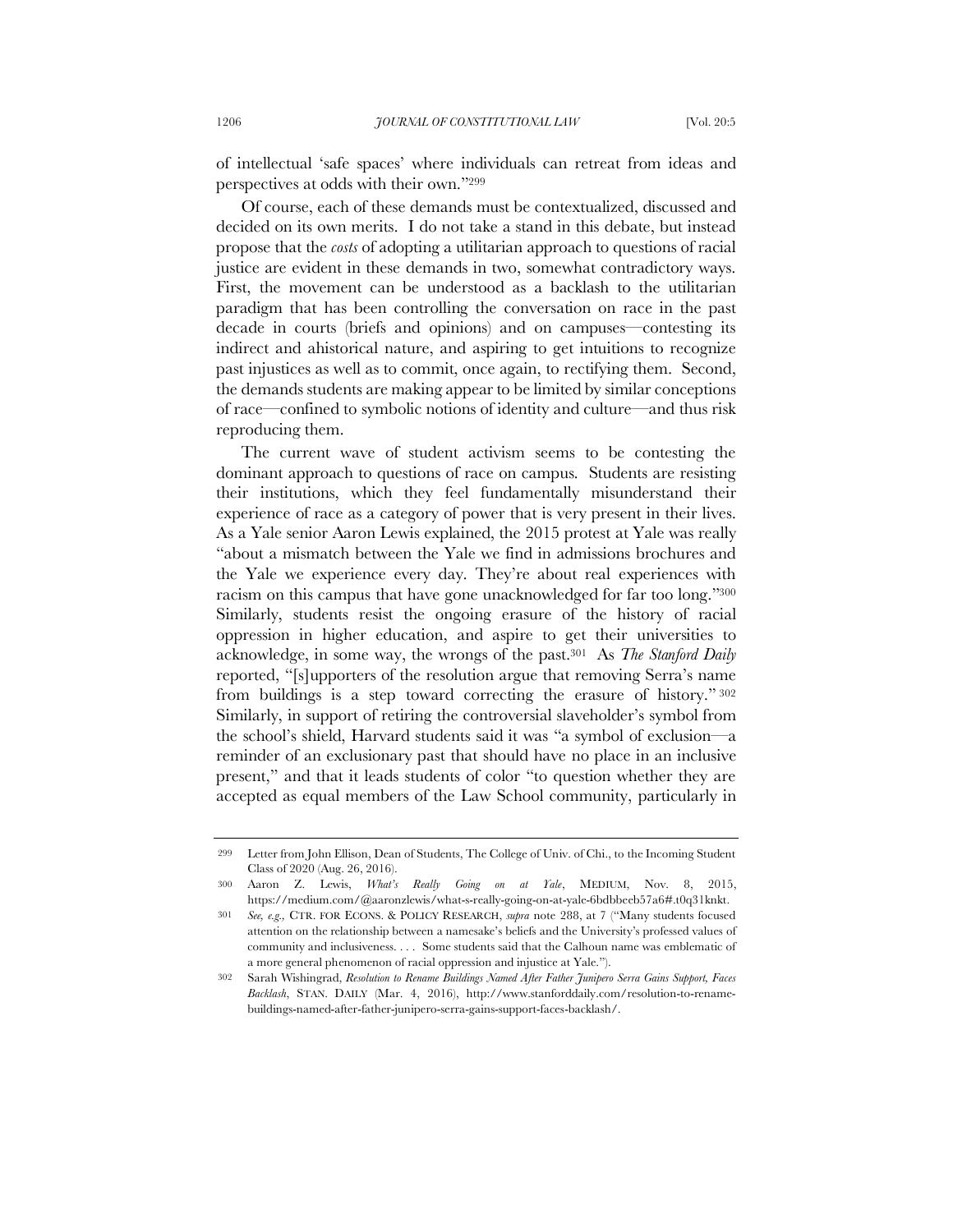of intellectual 'safe spaces' where individuals can retreat from ideas and perspectives at odds with their own."[299]

Of course, each of these demands must be contextualized, discussed and decided on its own merits. I do not take a stand in this debate, but instead propose that the *costs* of adopting a utilitarian approach to questions of racial justice are evident in these demands in two, somewhat contradictory ways. First, the movement can be understood as a backlash to the utilitarian paradigm that has been controlling the conversation on race in the past decade in courts (briefs and opinions) and on campuses—contesting its indirect and ahistorical nature, and aspiring to get intuitions to recognize past injustices as well as to commit, once again, to rectifying them. Second, the demands students are making appear to be limited by similar conceptions of race—confined to symbolic notions of identity and culture—and thus risk reproducing them.

The current wave of student activism seems to be contesting the dominant approach to questions of race on campus. Students are resisting their institutions, which they feel fundamentally misunderstand their experience of race as a category of power that is very present in their lives. As a Yale senior Aaron Lewis explained, the 2015 protest at Yale was really "about a mismatch between the Yale we find in admissions brochures and the Yale we experience every day. They're about real experiences with racism on this campus that have gone unacknowledged for far too long."[300] Similarly, students resist the ongoing erasure of the history of racial oppression in higher education, and aspire to get their universities to acknowledge, in some way, the wrongs of the past.[301] As *The Stanford Daily* reported, "[s]upporters of the resolution argue that removing Serra's name from buildings is a step toward correcting the erasure of history."[302] Similarly, in support of retiring the controversial slaveholder's symbol from the school's shield, Harvard students said it was "a symbol of exclusion—a reminder of an exclusionary past that should have no place in an inclusive present," and that it leads students of color "to question whether they are accepted as equal members of the Law School community, particularly in

---

299 Letter from John Ellison, Dean of Students, The College of Univ. of Chi., to the Incoming Student Class of 2020 (Aug. 26, 2016).

300 Aaron Z. Lewis, *What's Really Going on at Yale*, MEDIUM, Nov. 8, 2015, https://medium.com/@aaronzlewis/what-s-really-going-on-at-yale-6bdbbeeb57a6#.t0q31knkt.

301 *See, e.g.*, CTR. FOR ECONS. & POLICY RESEARCH, *supra* note 288, at 7 ("Many students focused attention on the relationship between a namesake's beliefs and the University's professed values of community and inclusiveness. . . . Some students said that the Calhoun name was emblematic of a more general phenomenon of racial oppression and injustice at Yale.").

302 Sarah Wishingrad, *Resolution to Rename Buildings Named After Father Junipero Serra Gains Support, Faces Backlash*, STAN. DAILY (Mar. 4, 2016), http://www.stanforddaily.com/resolution-to-rename-buildings-named-after-father-junipero-serra-gains-support-faces-backlash/.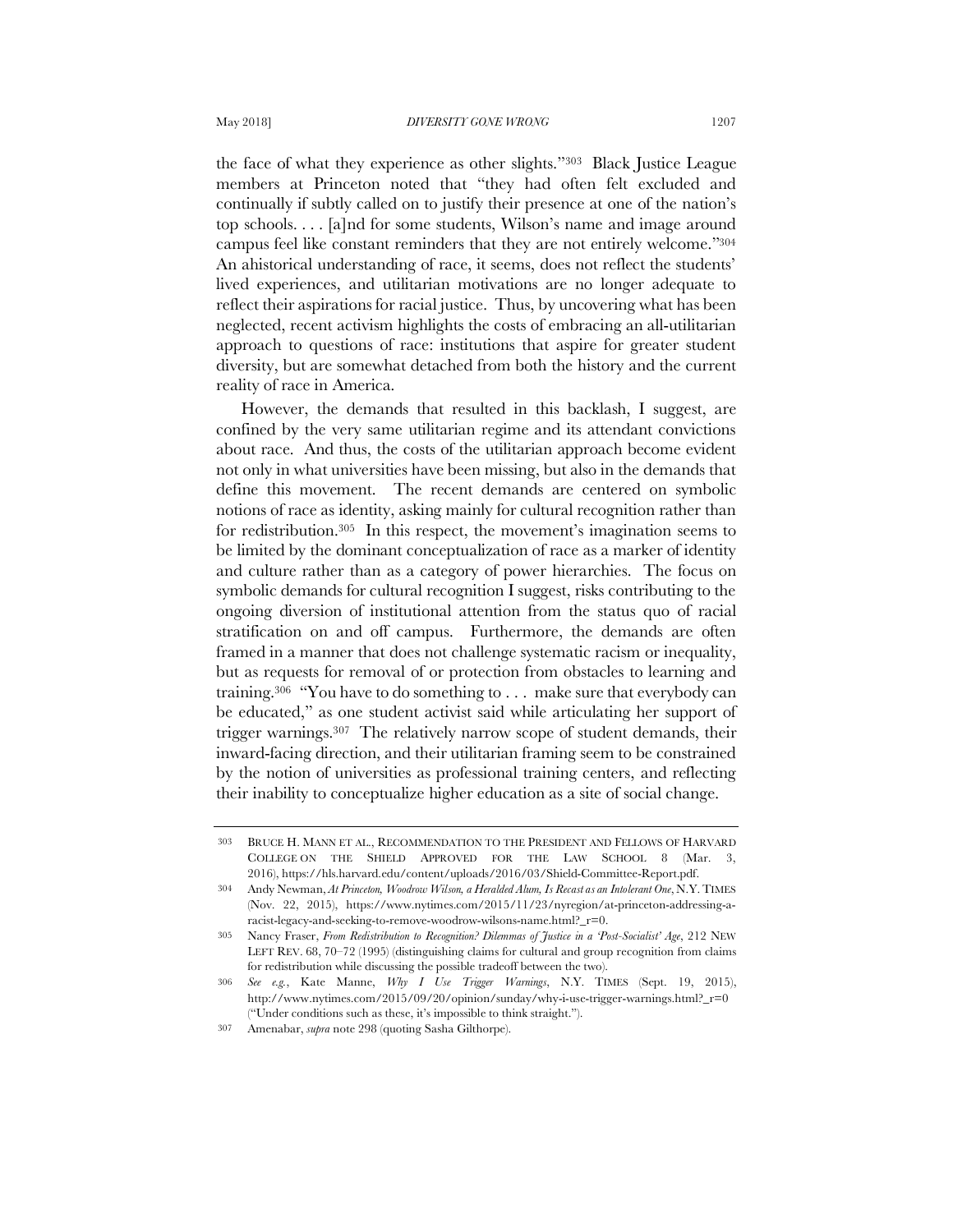the face of what they experience as other slights."[303] Black Justice League members at Princeton noted that "they had often felt excluded and continually if subtly called on to justify their presence at one of the nation's top schools. . . . [a]nd for some students, Wilson's name and image around campus feel like constant reminders that they are not entirely welcome."[304] An ahistorical understanding of race, it seems, does not reflect the students' lived experiences, and utilitarian motivations are no longer adequate to reflect their aspirations for racial justice. Thus, by uncovering what has been neglected, recent activism highlights the costs of embracing an all-utilitarian approach to questions of race: institutions that aspire for greater student diversity, but are somewhat detached from both the history and the current reality of race in America.

However, the demands that resulted in this backlash, I suggest, are confined by the very same utilitarian regime and its attendant convictions about race. And thus, the costs of the utilitarian approach become evident not only in what universities have been missing, but also in the demands that define this movement. The recent demands are centered on symbolic notions of race as identity, asking mainly for cultural recognition rather than for redistribution.[305] In this respect, the movement's imagination seems to be limited by the dominant conceptualization of race as a marker of identity and culture rather than as a category of power hierarchies. The focus on symbolic demands for cultural recognition I suggest, risks contributing to the ongoing diversion of institutional attention from the status quo of racial stratification on and off campus. Furthermore, the demands are often framed in a manner that does not challenge systematic racism or inequality, but as requests for removal of or protection from obstacles to learning and training.[306] "You have to do something to . . . make sure that everybody can be educated," as one student activist said while articulating her support of trigger warnings.[307] The relatively narrow scope of student demands, their inward-facing direction, and their utilitarian framing seem to be constrained by the notion of universities as professional training centers, and reflecting their inability to conceptualize higher education as a site of social change.

---

303 BRUCE H. MANN ET AL., RECOMMENDATION TO THE PRESIDENT AND FELLOWS OF HARVARD COLLEGE ON THE SHIELD APPROVED FOR THE LAW SCHOOL 8 (Mar. 3, 2016), https://hls.harvard.edu/content/uploads/2016/03/Shield-Committee-Report.pdf.

304 Andy Newman, *At Princeton, Woodrow Wilson, a Heralded Alum, Is Recast as an Intolerant One*, N.Y. TIMES (Nov. 22, 2015), https://www.nytimes.com/2015/11/23/nyregion/at-princeton-addressing-a-racist-legacy-and-seeking-to-remove-woodrow-wilsons-name.html?_r=0.

305 Nancy Fraser, *From Redistribution to Recognition? Dilemmas of Justice in a 'Post-Socialist' Age*, 212 NEW LEFT REV. 68, 70–72 (1995) (distinguishing claims for cultural and group recognition from claims for redistribution while discussing the possible tradeoff between the two).

306 *See e.g.*, Kate Manne, *Why I Use Trigger Warnings*, N.Y. TIMES (Sept. 19, 2015), http://www.nytimes.com/2015/09/20/opinion/sunday/why-i-use-trigger-warnings.html?_r=0 ("Under conditions such as these, it's impossible to think straight.").

307 Amenabar, *supra* note 298 (quoting Sasha Gilthorpe).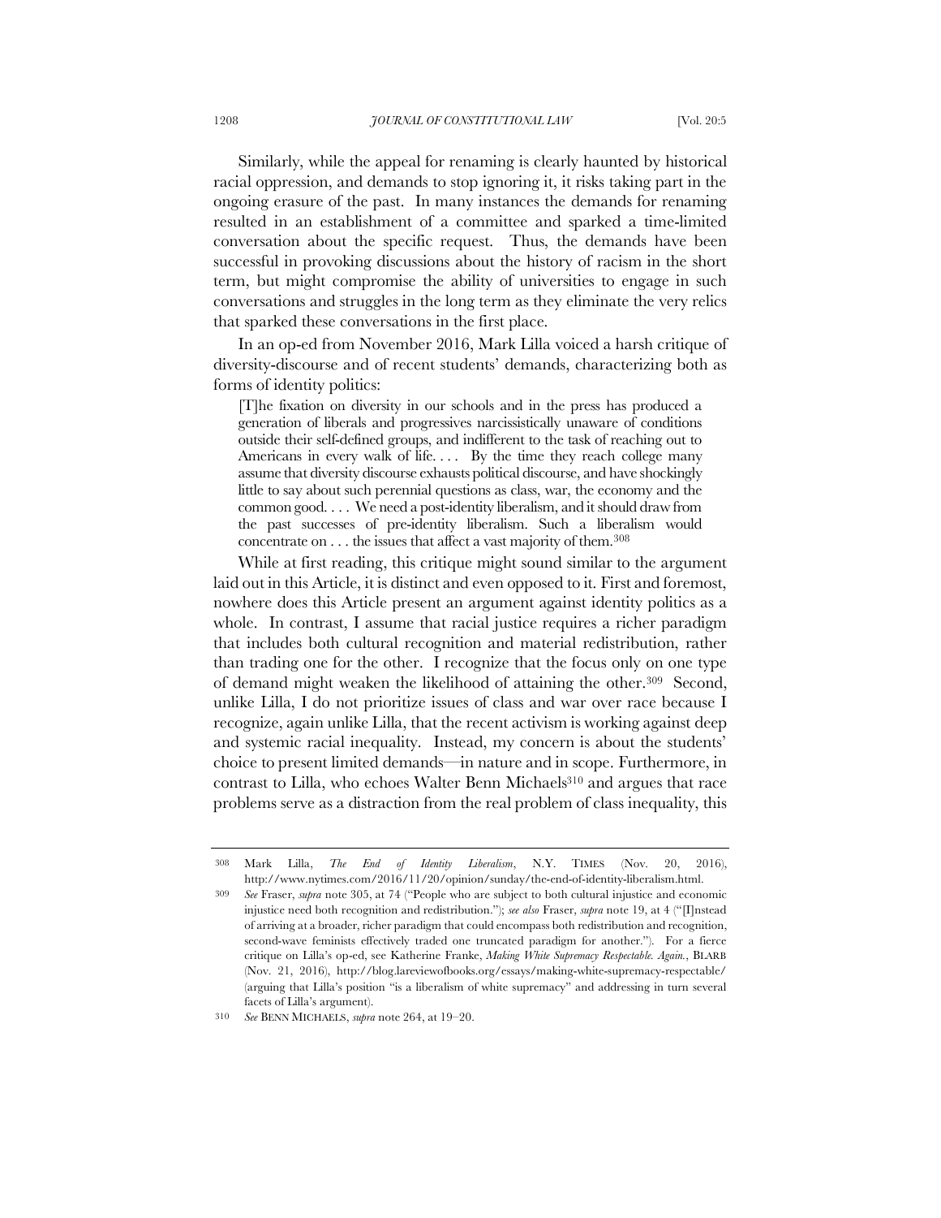Similarly, while the appeal for renaming is clearly haunted by historical racial oppression, and demands to stop ignoring it, it risks taking part in the ongoing erasure of the past. In many instances the demands for renaming resulted in an establishment of a committee and sparked a time-limited conversation about the specific request. Thus, the demands have been successful in provoking discussions about the history of racism in the short term, but might compromise the ability of universities to engage in such conversations and struggles in the long term as they eliminate the very relics that sparked these conversations in the first place.

In an op-ed from November 2016, Mark Lilla voiced a harsh critique of diversity-discourse and of recent students' demands, characterizing both as forms of identity politics:

> [T]he fixation on diversity in our schools and in the press has produced a generation of liberals and progressives narcissistically unaware of conditions outside their self-defined groups, and indifferent to the task of reaching out to Americans in every walk of life. . . . By the time they reach college many assume that diversity discourse exhausts political discourse, and have shockingly little to say about such perennial questions as class, war, the economy and the common good. . . . We need a post-identity liberalism, and it should draw from the past successes of pre-identity liberalism. Such a liberalism would concentrate on . . . the issues that affect a vast majority of them.[308]

While at first reading, this critique might sound similar to the argument laid out in this Article, it is distinct and even opposed to it. First and foremost, nowhere does this Article present an argument against identity politics as a whole. In contrast, I assume that racial justice requires a richer paradigm that includes both cultural recognition and material redistribution, rather than trading one for the other. I recognize that the focus only on one type of demand might weaken the likelihood of attaining the other.[309] Second, unlike Lilla, I do not prioritize issues of class and war over race because I recognize, again unlike Lilla, that the recent activism is working against deep and systemic racial inequality. Instead, my concern is about the students' choice to present limited demands—in nature and in scope. Furthermore, in contrast to Lilla, who echoes Walter Benn Michaels[310] and argues that race problems serve as a distraction from the real problem of class inequality, this

---

[308] Mark Lilla, *The End of Identity Liberalism*, N.Y. TIMES (Nov. 20, 2016), http://www.nytimes.com/2016/11/20/opinion/sunday/the-end-of-identity-liberalism.html.

[309] *See* Fraser, *supra* note 305, at 74 ("People who are subject to both cultural injustice and economic injustice need both recognition and redistribution."); *see also* Fraser, *supra* note 19, at 4 ("[I]nstead of arriving at a broader, richer paradigm that could encompass both redistribution and recognition, second-wave feminists effectively traded one truncated paradigm for another."). For a fierce critique on Lilla's op-ed, see Katherine Franke, *Making White Supremacy Respectable. Again.*, BLARB (Nov. 21, 2016), http://blog.lareviewofbooks.org/essays/making-white-supremacy-respectable/ (arguing that Lilla's position "is a liberalism of white supremacy" and addressing in turn several facets of Lilla's argument).

[310] *See* BENN MICHAELS, *supra* note 264, at 19–20.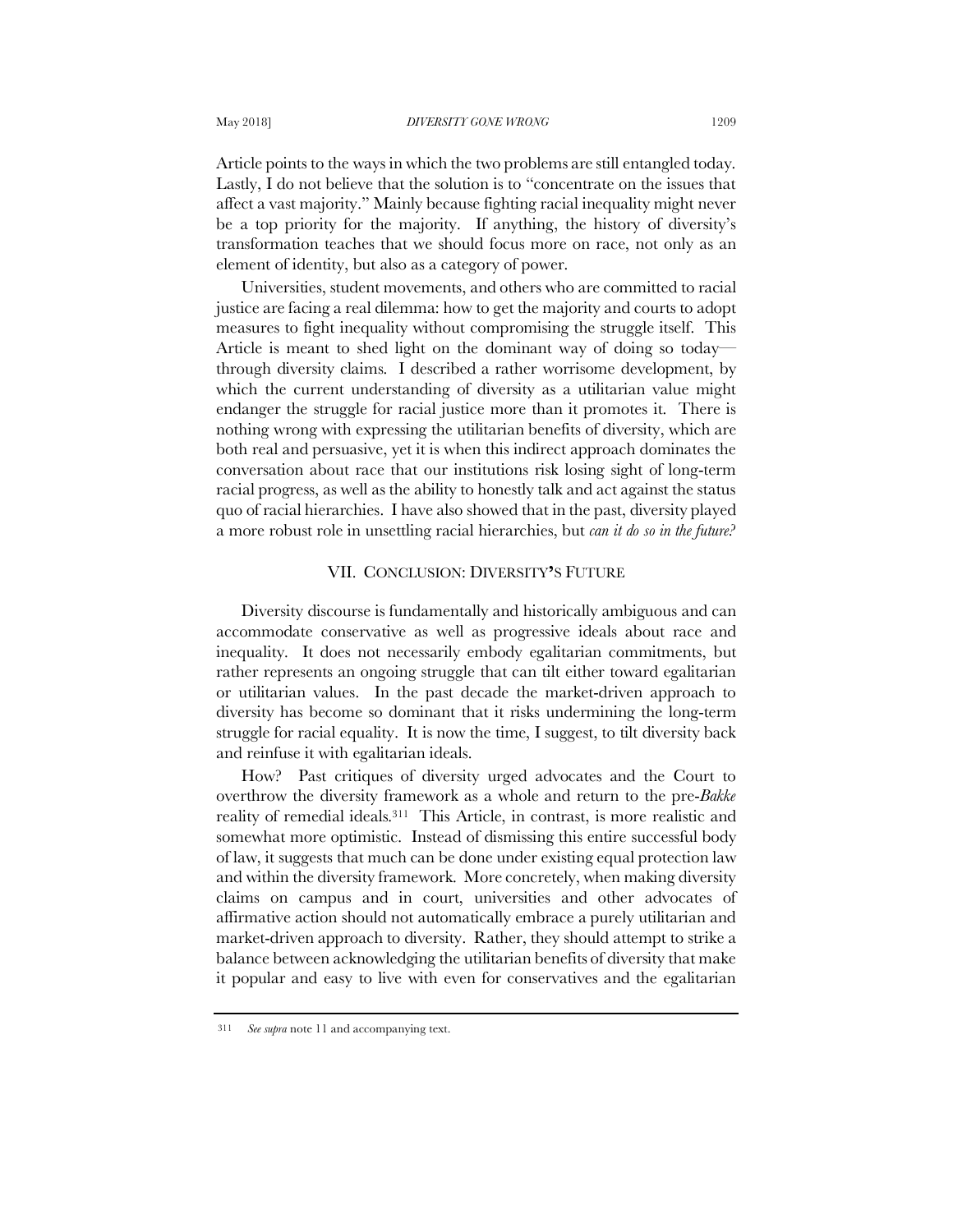Article points to the ways in which the two problems are still entangled today. Lastly, I do not believe that the solution is to "concentrate on the issues that affect a vast majority." Mainly because fighting racial inequality might never be a top priority for the majority. If anything, the history of diversity's transformation teaches that we should focus more on race, not only as an element of identity, but also as a category of power.

Universities, student movements, and others who are committed to racial justice are facing a real dilemma: how to get the majority and courts to adopt measures to fight inequality without compromising the struggle itself. This Article is meant to shed light on the dominant way of doing so today—through diversity claims. I described a rather worrisome development, by which the current understanding of diversity as a utilitarian value might endanger the struggle for racial justice more than it promotes it. There is nothing wrong with expressing the utilitarian benefits of diversity, which are both real and persuasive, yet it is when this indirect approach dominates the conversation about race that our institutions risk losing sight of long-term racial progress, as well as the ability to honestly talk and act against the status quo of racial hierarchies. I have also showed that in the past, diversity played a more robust role in unsettling racial hierarchies, but *can it do so in the future?*

## VII. CONCLUSION: DIVERSITY'S FUTURE

Diversity discourse is fundamentally and historically ambiguous and can accommodate conservative as well as progressive ideals about race and inequality. It does not necessarily embody egalitarian commitments, but rather represents an ongoing struggle that can tilt either toward egalitarian or utilitarian values. In the past decade the market-driven approach to diversity has become so dominant that it risks undermining the long-term struggle for racial equality. It is now the time, I suggest, to tilt diversity back and reinfuse it with egalitarian ideals.

How? Past critiques of diversity urged advocates and the Court to overthrow the diversity framework as a whole and return to the pre-*Bakke* reality of remedial ideals.[311] This Article, in contrast, is more realistic and somewhat more optimistic. Instead of dismissing this entire successful body of law, it suggests that much can be done under existing equal protection law and within the diversity framework. More concretely, when making diversity claims on campus and in court, universities and other advocates of affirmative action should not automatically embrace a purely utilitarian and market-driven approach to diversity. Rather, they should attempt to strike a balance between acknowledging the utilitarian benefits of diversity that make it popular and easy to live with even for conservatives and the egalitarian

---

311 *See supra* note 11 and accompanying text.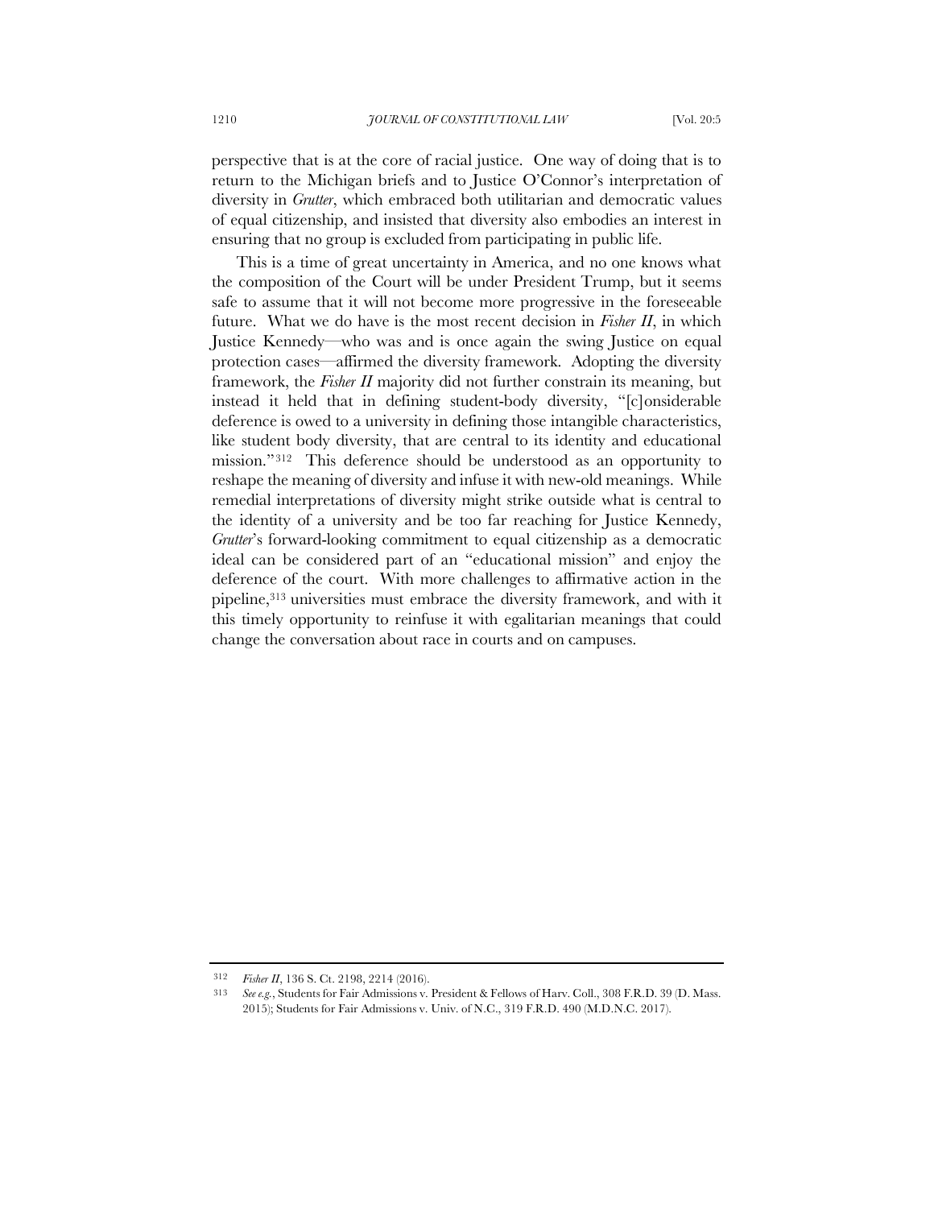perspective that is at the core of racial justice. One way of doing that is to return to the Michigan briefs and to Justice O'Connor's interpretation of diversity in *Grutter*, which embraced both utilitarian and democratic values of equal citizenship, and insisted that diversity also embodies an interest in ensuring that no group is excluded from participating in public life.

This is a time of great uncertainty in America, and no one knows what the composition of the Court will be under President Trump, but it seems safe to assume that it will not become more progressive in the foreseeable future. What we do have is the most recent decision in *Fisher II*, in which Justice Kennedy—who was and is once again the swing Justice on equal protection cases—affirmed the diversity framework. Adopting the diversity framework, the *Fisher II* majority did not further constrain its meaning, but instead it held that in defining student-body diversity, "[c]onsiderable deference is owed to a university in defining those intangible characteristics, like student body diversity, that are central to its identity and educational mission."[312] This deference should be understood as an opportunity to reshape the meaning of diversity and infuse it with new-old meanings. While remedial interpretations of diversity might strike outside what is central to the identity of a university and be too far reaching for Justice Kennedy, *Grutter*'s forward-looking commitment to equal citizenship as a democratic ideal can be considered part of an "educational mission" and enjoy the deference of the court. With more challenges to affirmative action in the pipeline,[313] universities must embrace the diversity framework, and with it this timely opportunity to reinfuse it with egalitarian meanings that could change the conversation about race in courts and on campuses.

---

312 *Fisher II*, 136 S. Ct. 2198, 2214 (2016).

313 *See e.g.*, Students for Fair Admissions v. President & Fellows of Harv. Coll., 308 F.R.D. 39 (D. Mass. 2015); Students for Fair Admissions v. Univ. of N.C., 319 F.R.D. 490 (M.D.N.C. 2017).